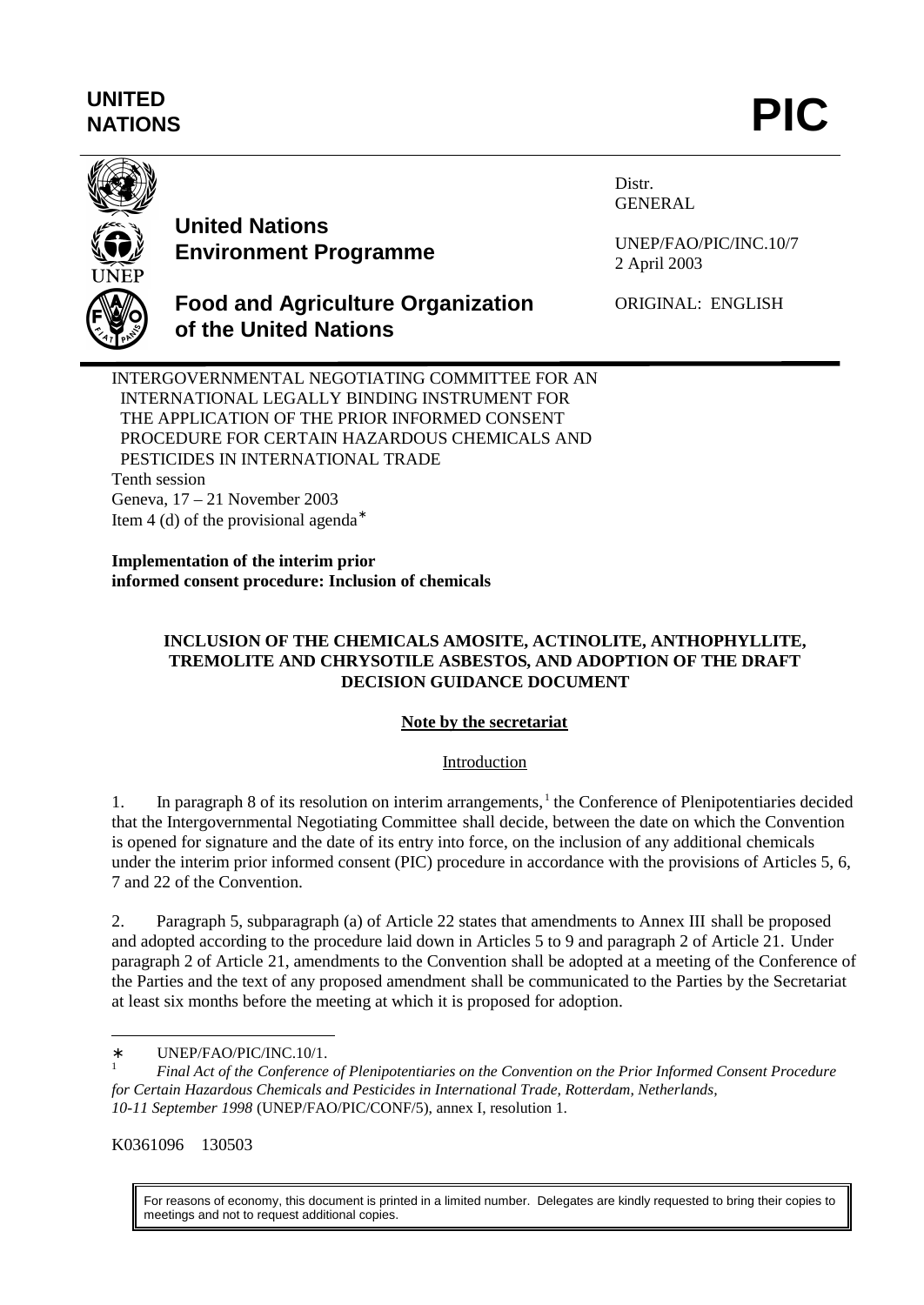**UNITED NATIONS**

# PIC

**United Nations Environment Programme**

**Food and Agriculture Organization of the United Nations**

Distr.
GENERAL

UNEP/FAO/PIC/INC.10/7
2 April 2003

ORIGINAL: ENGLISH

INTERGOVERNMENTAL NEGOTIATING COMMITTEE FOR AN INTERNATIONAL LEGALLY BINDING INSTRUMENT FOR THE APPLICATION OF THE PRIOR INFORMED CONSENT PROCEDURE FOR CERTAIN HAZARDOUS CHEMICALS AND PESTICIDES IN INTERNATIONAL TRADE
Tenth session
Geneva, 17 – 21 November 2003
Item 4 (d) of the provisional agenda*

**Implementation of the interim prior informed consent procedure: Inclusion of chemicals**

## INCLUSION OF THE CHEMICALS AMOSITE, ACTINOLITE, ANTHOPHYLLITE, TREMOLITE AND CHRYSOTILE ASBESTOS, AND ADOPTION OF THE DRAFT DECISION GUIDANCE DOCUMENT

### Note by the secretariat

Introduction

1. In paragraph 8 of its resolution on interim arrangements,[1] the Conference of Plenipotentiaries decided that the Intergovernmental Negotiating Committee shall decide, between the date on which the Convention is opened for signature and the date of its entry into force, on the inclusion of any additional chemicals under the interim prior informed consent (PIC) procedure in accordance with the provisions of Articles 5, 6, 7 and 22 of the Convention.

2. Paragraph 5, subparagraph (a) of Article 22 states that amendments to Annex III shall be proposed and adopted according to the procedure laid down in Articles 5 to 9 and paragraph 2 of Article 21. Under paragraph 2 of Article 21, amendments to the Convention shall be adopted at a meeting of the Conference of the Parties and the text of any proposed amendment shall be communicated to the Parties by the Secretariat at least six months before the meeting at which it is proposed for adoption.

---

* UNEP/FAO/PIC/INC.10/1.

[1] *Final Act of the Conference of Plenipotentiaries on the Convention on the Prior Informed Consent Procedure for Certain Hazardous Chemicals and Pesticides in International Trade, Rotterdam, Netherlands, 10-11 September 1998* (UNEP/FAO/PIC/CONF/5), annex I, resolution 1.

K0361096 130503

For reasons of economy, this document is printed in a limited number. Delegates are kindly requested to bring their copies to meetings and not to request additional copies.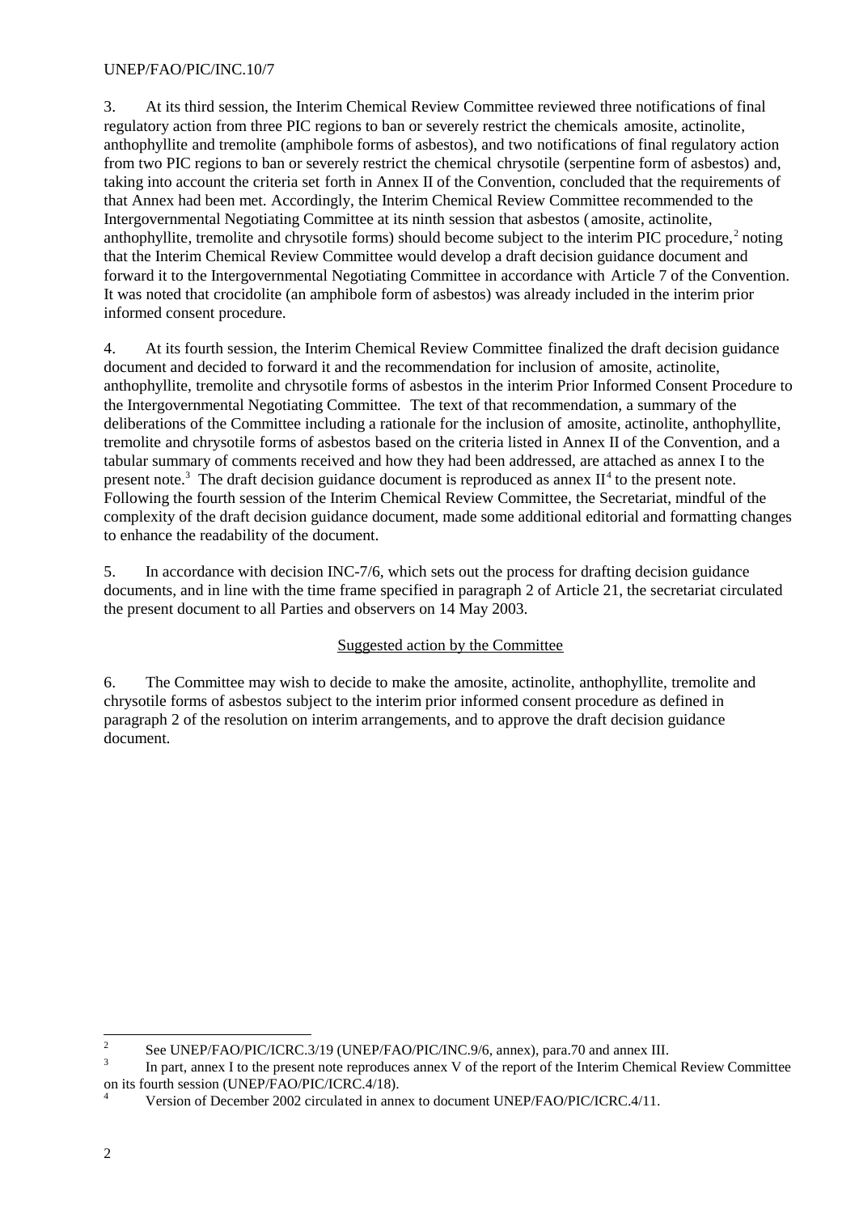3. At its third session, the Interim Chemical Review Committee reviewed three notifications of final regulatory action from three PIC regions to ban or severely restrict the chemicals amosite, actinolite, anthophyllite and tremolite (amphibole forms of asbestos), and two notifications of final regulatory action from two PIC regions to ban or severely restrict the chemical chrysotile (serpentine form of asbestos) and, taking into account the criteria set forth in Annex II of the Convention, concluded that the requirements of that Annex had been met. Accordingly, the Interim Chemical Review Committee recommended to the Intergovernmental Negotiating Committee at its ninth session that asbestos (amosite, actinolite, anthophyllite, tremolite and chrysotile forms) should become subject to the interim PIC procedure,[2] noting that the Interim Chemical Review Committee would develop a draft decision guidance document and forward it to the Intergovernmental Negotiating Committee in accordance with Article 7 of the Convention. It was noted that crocidolite (an amphibole form of asbestos) was already included in the interim prior informed consent procedure.

4. At its fourth session, the Interim Chemical Review Committee finalized the draft decision guidance document and decided to forward it and the recommendation for inclusion of amosite, actinolite, anthophyllite, tremolite and chrysotile forms of asbestos in the interim Prior Informed Consent Procedure to the Intergovernmental Negotiating Committee. The text of that recommendation, a summary of the deliberations of the Committee including a rationale for the inclusion of amosite, actinolite, anthophyllite, tremolite and chrysotile forms of asbestos based on the criteria listed in Annex II of the Convention, and a tabular summary of comments received and how they had been addressed, are attached as annex I to the present note.[3] The draft decision guidance document is reproduced as annex II[4] to the present note. Following the fourth session of the Interim Chemical Review Committee, the Secretariat, mindful of the complexity of the draft decision guidance document, made some additional editorial and formatting changes to enhance the readability of the document.

5. In accordance with decision INC-7/6, which sets out the process for drafting decision guidance documents, and in line with the time frame specified in paragraph 2 of Article 21, the secretariat circulated the present document to all Parties and observers on 14 May 2003.

Suggested action by the Committee

6. The Committee may wish to decide to make the amosite, actinolite, anthophyllite, tremolite and chrysotile forms of asbestos subject to the interim prior informed consent procedure as defined in paragraph 2 of the resolution on interim arrangements, and to approve the draft decision guidance document.

---

[2] See UNEP/FAO/PIC/ICRC.3/19 (UNEP/FAO/PIC/INC.9/6, annex), para.70 and annex III.

[3] In part, annex I to the present note reproduces annex V of the report of the Interim Chemical Review Committee on its fourth session (UNEP/FAO/PIC/ICRC.4/18).

[4] Version of December 2002 circulated in annex to document UNEP/FAO/PIC/ICRC.4/11.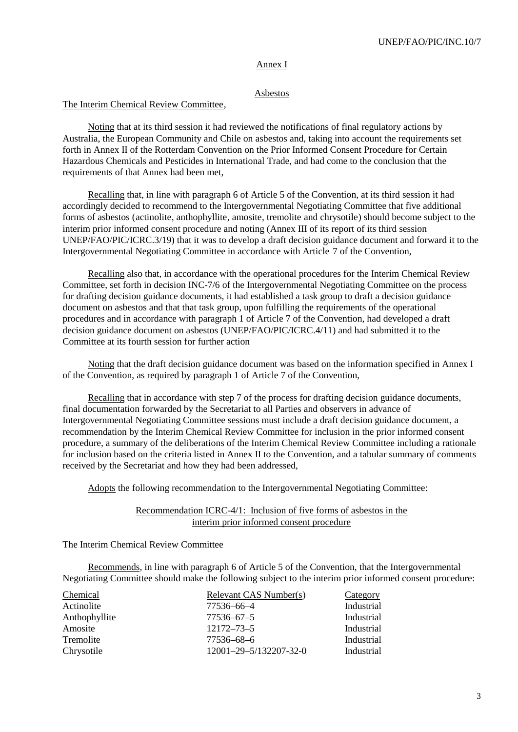## Annex I

### Asbestos

The Interim Chemical Review Committee,

Noting that at its third session it had reviewed the notifications of final regulatory actions by Australia, the European Community and Chile on asbestos and, taking into account the requirements set forth in Annex II of the Rotterdam Convention on the Prior Informed Consent Procedure for Certain Hazardous Chemicals and Pesticides in International Trade, and had come to the conclusion that the requirements of that Annex had been met,

Recalling that, in line with paragraph 6 of Article 5 of the Convention, at its third session it had accordingly decided to recommend to the Intergovernmental Negotiating Committee that five additional forms of asbestos (actinolite, anthophyllite, amosite, tremolite and chrysotile) should become subject to the interim prior informed consent procedure and noting (Annex III of its report of its third session UNEP/FAO/PIC/ICRC.3/19) that it was to develop a draft decision guidance document and forward it to the Intergovernmental Negotiating Committee in accordance with Article 7 of the Convention,

Recalling also that, in accordance with the operational procedures for the Interim Chemical Review Committee, set forth in decision INC-7/6 of the Intergovernmental Negotiating Committee on the process for drafting decision guidance documents, it had established a task group to draft a decision guidance document on asbestos and that that task group, upon fulfilling the requirements of the operational procedures and in accordance with paragraph 1 of Article 7 of the Convention, had developed a draft decision guidance document on asbestos (UNEP/FAO/PIC/ICRC.4/11) and had submitted it to the Committee at its fourth session for further action

Noting that the draft decision guidance document was based on the information specified in Annex I of the Convention, as required by paragraph 1 of Article 7 of the Convention,

Recalling that in accordance with step 7 of the process for drafting decision guidance documents, final documentation forwarded by the Secretariat to all Parties and observers in advance of Intergovernmental Negotiating Committee sessions must include a draft decision guidance document, a recommendation by the Interim Chemical Review Committee for inclusion in the prior informed consent procedure, a summary of the deliberations of the Interim Chemical Review Committee including a rationale for inclusion based on the criteria listed in Annex II to the Convention, and a tabular summary of comments received by the Secretariat and how they had been addressed,

Adopts the following recommendation to the Intergovernmental Negotiating Committee:

#### Recommendation ICRC-4/1: Inclusion of five forms of asbestos in the interim prior informed consent procedure

The Interim Chemical Review Committee

Recommends, in line with paragraph 6 of Article 5 of the Convention, that the Intergovernmental Negotiating Committee should make the following subject to the interim prior informed consent procedure:

| Chemical | Relevant CAS Number(s) | Category |
|---|---|---|
| Actinolite | 77536–66–4 | Industrial |
| Anthophyllite | 77536–67–5 | Industrial |
| Amosite | 12172–73–5 | Industrial |
| Tremolite | 77536–68–6 | Industrial |
| Chrysotile | 12001–29–5/132207-32-0 | Industrial |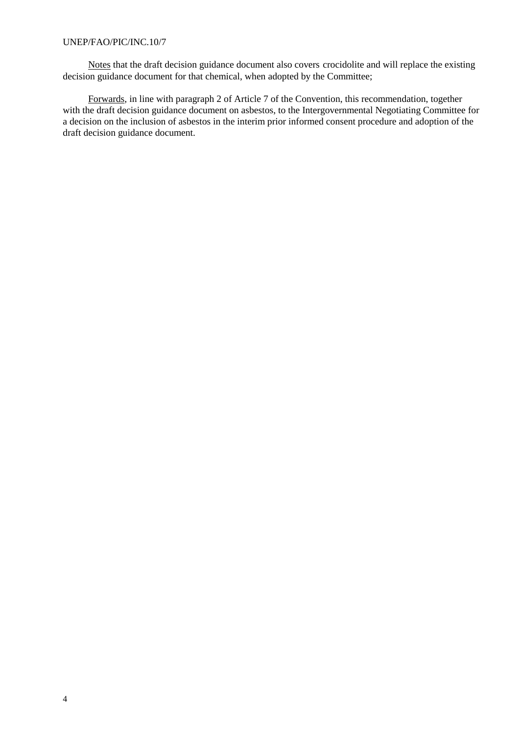Notes that the draft decision guidance document also covers crocidolite and will replace the existing decision guidance document for that chemical, when adopted by the Committee;

Forwards, in line with paragraph 2 of Article 7 of the Convention, this recommendation, together with the draft decision guidance document on asbestos, to the Intergovernmental Negotiating Committee for a decision on the inclusion of asbestos in the interim prior informed consent procedure and adoption of the draft decision guidance document.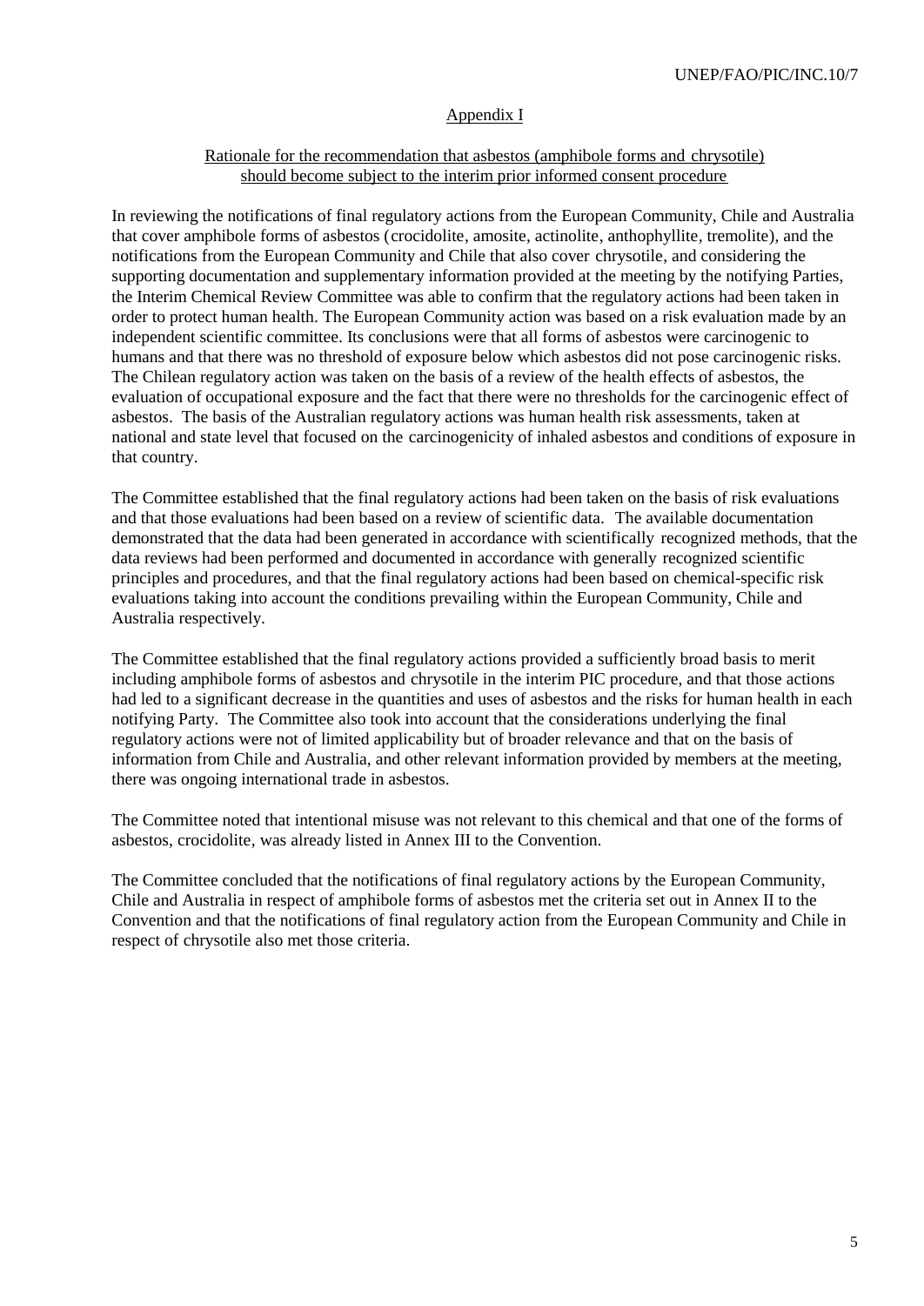## Appendix I

### Rationale for the recommendation that asbestos (amphibole forms and chrysotile) should become subject to the interim prior informed consent procedure

In reviewing the notifications of final regulatory actions from the European Community, Chile and Australia that cover amphibole forms of asbestos (crocidolite, amosite, actinolite, anthophyllite, tremolite), and the notifications from the European Community and Chile that also cover chrysotile, and considering the supporting documentation and supplementary information provided at the meeting by the notifying Parties, the Interim Chemical Review Committee was able to confirm that the regulatory actions had been taken in order to protect human health. The European Community action was based on a risk evaluation made by an independent scientific committee. Its conclusions were that all forms of asbestos were carcinogenic to humans and that there was no threshold of exposure below which asbestos did not pose carcinogenic risks. The Chilean regulatory action was taken on the basis of a review of the health effects of asbestos, the evaluation of occupational exposure and the fact that there were no thresholds for the carcinogenic effect of asbestos. The basis of the Australian regulatory actions was human health risk assessments, taken at national and state level that focused on the carcinogenicity of inhaled asbestos and conditions of exposure in that country.

The Committee established that the final regulatory actions had been taken on the basis of risk evaluations and that those evaluations had been based on a review of scientific data. The available documentation demonstrated that the data had been generated in accordance with scientifically recognized methods, that the data reviews had been performed and documented in accordance with generally recognized scientific principles and procedures, and that the final regulatory actions had been based on chemical-specific risk evaluations taking into account the conditions prevailing within the European Community, Chile and Australia respectively.

The Committee established that the final regulatory actions provided a sufficiently broad basis to merit including amphibole forms of asbestos and chrysotile in the interim PIC procedure, and that those actions had led to a significant decrease in the quantities and uses of asbestos and the risks for human health in each notifying Party. The Committee also took into account that the considerations underlying the final regulatory actions were not of limited applicability but of broader relevance and that on the basis of information from Chile and Australia, and other relevant information provided by members at the meeting, there was ongoing international trade in asbestos.

The Committee noted that intentional misuse was not relevant to this chemical and that one of the forms of asbestos, crocidolite, was already listed in Annex III to the Convention.

The Committee concluded that the notifications of final regulatory actions by the European Community, Chile and Australia in respect of amphibole forms of asbestos met the criteria set out in Annex II to the Convention and that the notifications of final regulatory action from the European Community and Chile in respect of chrysotile also met those criteria.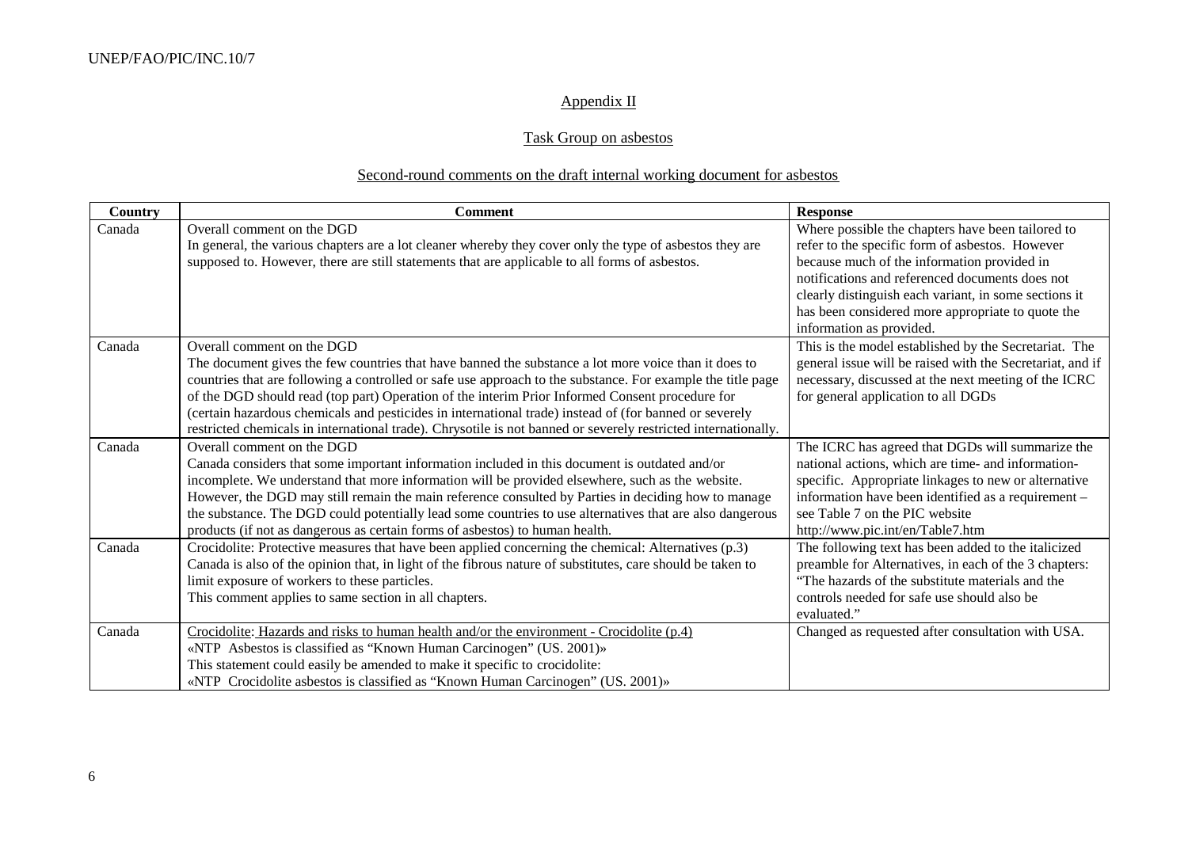## Appendix II

### Task Group on asbestos

### Second-round comments on the draft internal working document for asbestos

| Country | Comment | Response |
|---|---|---|
| Canada | Overall comment on the DGD<br>In general, the various chapters are a lot cleaner whereby they cover only the type of asbestos they are supposed to. However, there are still statements that are applicable to all forms of asbestos. | Where possible the chapters have been tailored to refer to the specific form of asbestos. However because much of the information provided in notifications and referenced documents does not clearly distinguish each variant, in some sections it has been considered more appropriate to quote the information as provided. |
| Canada | Overall comment on the DGD<br>The document gives the few countries that have banned the substance a lot more voice than it does to countries that are following a controlled or safe use approach to the substance. For example the title page of the DGD should read (top part) Operation of the interim Prior Informed Consent procedure for (certain hazardous chemicals and pesticides in international trade) instead of (for banned or severely restricted chemicals in international trade). Chrysotile is not banned or severely restricted internationally. | This is the model established by the Secretariat. The general issue will be raised with the Secretariat, and if necessary, discussed at the next meeting of the ICRC for general application to all DGDs |
| Canada | Overall comment on the DGD<br>Canada considers that some important information included in this document is outdated and/or incomplete. We understand that more information will be provided elsewhere, such as the website. However, the DGD may still remain the main reference consulted by Parties in deciding how to manage the substance. The DGD could potentially lead some countries to use alternatives that are also dangerous products (if not as dangerous as certain forms of asbestos) to human health. | The ICRC has agreed that DGDs will summarize the national actions, which are time- and information-specific. Appropriate linkages to new or alternative information have been identified as a requirement – see Table 7 on the PIC website http://www.pic.int/en/Table7.htm |
| Canada | Crocidolite: Protective measures that have been applied concerning the chemical: Alternatives (p.3)<br>Canada is also of the opinion that, in light of the fibrous nature of substitutes, care should be taken to limit exposure of workers to these particles.<br>This comment applies to same section in all chapters. | The following text has been added to the italicized preamble for Alternatives, in each of the 3 chapters: "The hazards of the substitute materials and the controls needed for safe use should also be evaluated." |
| Canada | <u>Crocidolite: Hazards and risks to human health and/or the environment - Crocidolite (p.4)</u><br>«NTP Asbestos is classified as "Known Human Carcinogen" (US. 2001)»<br>This statement could easily be amended to make it specific to crocidolite:<br>«NTP Crocidolite asbestos is classified as "Known Human Carcinogen" (US. 2001)» | Changed as requested after consultation with USA. |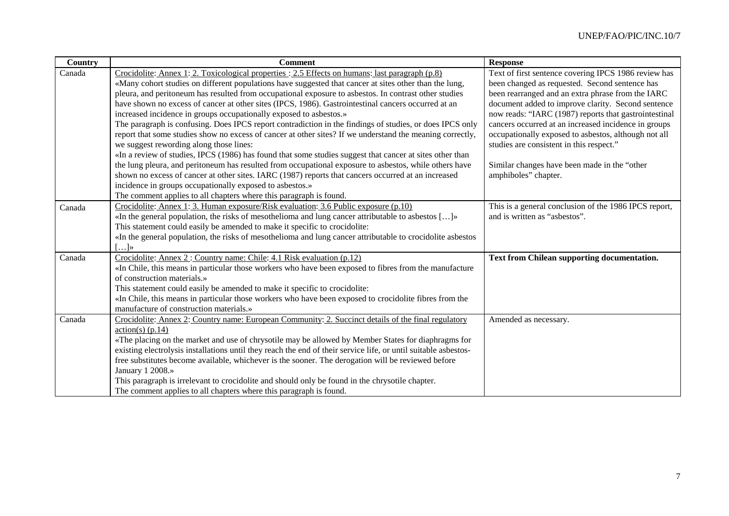| Country | Comment | Response |
| --- | --- | --- |
| Canada | Crocidolite: Annex 1: 2. Toxicological properties : 2.5 Effects on humans: last paragraph (p.8)<br>«Many cohort studies on different populations have suggested that cancer at sites other than the lung, pleura, and peritoneum has resulted from occupational exposure to asbestos. In contrast other studies have shown no excess of cancer at other sites (IPCS, 1986). Gastrointestinal cancers occurred at an increased incidence in groups occupationally exposed to asbestos.»<br>The paragraph is confusing. Does IPCS report contradiction in the findings of studies, or does IPCS only report that some studies show no excess of cancer at other sites? If we understand the meaning correctly, we suggest rewording along those lines:<br>«In a review of studies, IPCS (1986) has found that some studies suggest that cancer at sites other than the lung pleura, and peritoneum has resulted from occupational exposure to asbestos, while others have shown no excess of cancer at other sites. IARC (1987) reports that cancers occurred at an increased incidence in groups occupationally exposed to asbestos.»<br>The comment applies to all chapters where this paragraph is found. | Text of first sentence covering IPCS 1986 review has been changed as requested. Second sentence has been rearranged and an extra phrase from the IARC document added to improve clarity. Second sentence now reads: "IARC (1987) reports that gastrointestinal cancers occurred at an increased incidence in groups occupationally exposed to asbestos, although not all studies are consistent in this respect."<br><br>Similar changes have been made in the "other amphiboles" chapter. |
| Canada | Crocidolite: Annex 1: 3. Human exposure/Risk evaluation: 3.6 Public exposure (p.10)<br>«In the general population, the risks of mesothelioma and lung cancer attributable to asbestos […]»<br>This statement could easily be amended to make it specific to crocidolite:<br>«In the general population, the risks of mesothelioma and lung cancer attributable to crocidolite asbestos […]» | This is a general conclusion of the 1986 IPCS report, and is written as "asbestos". |
| Canada | Crocidolite: Annex 2 : Country name: Chile: 4.1 Risk evaluation (p.12)<br>«In Chile, this means in particular those workers who have been exposed to fibres from the manufacture of construction materials.»<br>This statement could easily be amended to make it specific to crocidolite:<br>«In Chile, this means in particular those workers who have been exposed to crocidolite fibres from the manufacture of construction materials.» | **Text from Chilean supporting documentation.** |
| Canada | Crocidolite: Annex 2: Country name: European Community: 2. Succinct details of the final regulatory action(s) (p.14)<br>«The placing on the market and use of chrysotile may be allowed by Member States for diaphragms for existing electrolysis installations until they reach the end of their service life, or until suitable asbestos-free substitutes become available, whichever is the sooner. The derogation will be reviewed before January 1 2008.»<br>This paragraph is irrelevant to crocidolite and should only be found in the chrysotile chapter.<br>The comment applies to all chapters where this paragraph is found. | Amended as necessary. |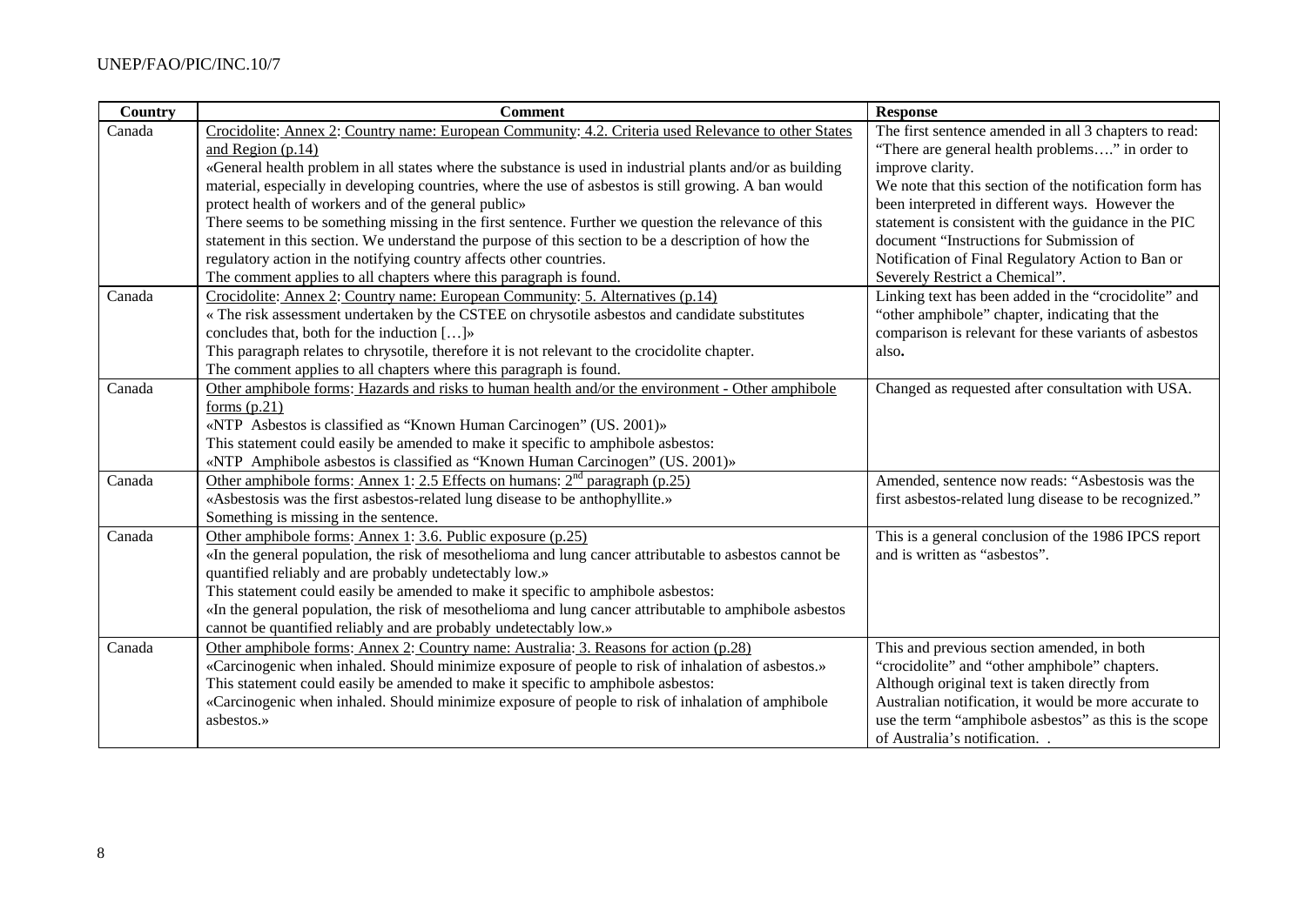| Country | Comment | Response |
|---|---|---|
| Canada | Crocidolite: Annex 2: Country name: European Community: 4.2. Criteria used Relevance to other States and Region (p.14)<br>«General health problem in all states where the substance is used in industrial plants and/or as building material, especially in developing countries, where the use of asbestos is still growing. A ban would protect health of workers and of the general public»<br>There seems to be something missing in the first sentence. Further we question the relevance of this statement in this section. We understand the purpose of this section to be a description of how the regulatory action in the notifying country affects other countries.<br>The comment applies to all chapters where this paragraph is found. | The first sentence amended in all 3 chapters to read: "There are general health problems…." in order to improve clarity.<br>We note that this section of the notification form has been interpreted in different ways. However the statement is consistent with the guidance in the PIC document "Instructions for Submission of Notification of Final Regulatory Action to Ban or Severely Restrict a Chemical". |
| Canada | Crocidolite: Annex 2: Country name: European Community: 5. Alternatives (p.14)<br>« The risk assessment undertaken by the CSTEE on chrysotile asbestos and candidate substitutes concludes that, both for the induction […]»<br>This paragraph relates to chrysotile, therefore it is not relevant to the crocidolite chapter.<br>The comment applies to all chapters where this paragraph is found. | Linking text has been added in the "crocidolite" and "other amphibole" chapter, indicating that the comparison is relevant for these variants of asbestos also**.** |
| Canada | Other amphibole forms: Hazards and risks to human health and/or the environment - Other amphibole forms (p.21)<br>«NTP Asbestos is classified as "Known Human Carcinogen" (US. 2001)»<br>This statement could easily be amended to make it specific to amphibole asbestos:<br>«NTP Amphibole asbestos is classified as "Known Human Carcinogen" (US. 2001)» | Changed as requested after consultation with USA. |
| Canada | Other amphibole forms: Annex 1: 2.5 Effects on humans: 2nd paragraph (p.25)<br>«Asbestosis was the first asbestos-related lung disease to be anthophyllite.»<br>Something is missing in the sentence. | Amended, sentence now reads: "Asbestosis was the first asbestos-related lung disease to be recognized." |
| Canada | Other amphibole forms: Annex 1: 3.6. Public exposure (p.25)<br>«In the general population, the risk of mesothelioma and lung cancer attributable to asbestos cannot be quantified reliably and are probably undetectably low.»<br>This statement could easily be amended to make it specific to amphibole asbestos:<br>«In the general population, the risk of mesothelioma and lung cancer attributable to amphibole asbestos cannot be quantified reliably and are probably undetectably low.» | This is a general conclusion of the 1986 IPCS report and is written as "asbestos". |
| Canada | Other amphibole forms: Annex 2: Country name: Australia: 3. Reasons for action (p.28)<br>«Carcinogenic when inhaled. Should minimize exposure of people to risk of inhalation of asbestos.»<br>This statement could easily be amended to make it specific to amphibole asbestos:<br>«Carcinogenic when inhaled. Should minimize exposure of people to risk of inhalation of amphibole asbestos.» | This and previous section amended, in both "crocidolite" and "other amphibole" chapters.<br>Although original text is taken directly from Australian notification, it would be more accurate to use the term "amphibole asbestos" as this is the scope of Australia's notification. . |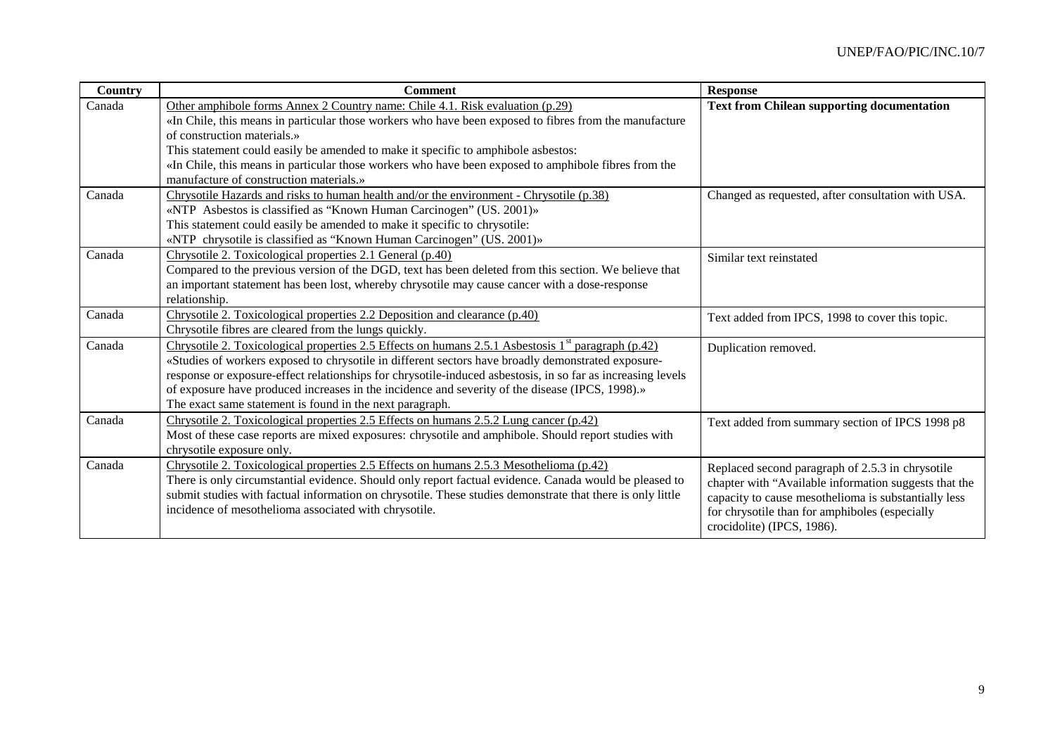| Country | Comment | Response |
|---|---|---|
| Canada | Other amphibole forms Annex 2 Country name: Chile 4.1. Risk evaluation (p.29)<br>«In Chile, this means in particular those workers who have been exposed to fibres from the manufacture of construction materials.»<br>This statement could easily be amended to make it specific to amphibole asbestos:<br>«In Chile, this means in particular those workers who have been exposed to amphibole fibres from the manufacture of construction materials.» | **Text from Chilean supporting documentation** |
| Canada | Chrysotile Hazards and risks to human health and/or the environment - Chrysotile (p.38)<br>«NTP Asbestos is classified as "Known Human Carcinogen" (US. 2001)»<br>This statement could easily be amended to make it specific to chrysotile:<br>«NTP chrysotile is classified as "Known Human Carcinogen" (US. 2001)» | Changed as requested, after consultation with USA. |
| Canada | Chrysotile 2. Toxicological properties 2.1 General (p.40)<br>Compared to the previous version of the DGD, text has been deleted from this section. We believe that an important statement has been lost, whereby chrysotile may cause cancer with a dose-response relationship. | Similar text reinstated |
| Canada | Chrysotile 2. Toxicological properties 2.2 Deposition and clearance (p.40)<br>Chrysotile fibres are cleared from the lungs quickly. | Text added from IPCS, 1998 to cover this topic. |
| Canada | Chrysotile 2. Toxicological properties 2.5 Effects on humans 2.5.1 Asbestosis 1st paragraph (p.42)<br>«Studies of workers exposed to chrysotile in different sectors have broadly demonstrated exposure-response or exposure-effect relationships for chrysotile-induced asbestosis, in so far as increasing levels of exposure have produced increases in the incidence and severity of the disease (IPCS, 1998).»<br>The exact same statement is found in the next paragraph. | Duplication removed. |
| Canada | Chrysotile 2. Toxicological properties 2.5 Effects on humans 2.5.2 Lung cancer (p.42)<br>Most of these case reports are mixed exposures: chrysotile and amphibole. Should report studies with chrysotile exposure only. | Text added from summary section of IPCS 1998 p8 |
| Canada | Chrysotile 2. Toxicological properties 2.5 Effects on humans 2.5.3 Mesothelioma (p.42)<br>There is only circumstantial evidence. Should only report factual evidence. Canada would be pleased to submit studies with factual information on chrysotile. These studies demonstrate that there is only little incidence of mesothelioma associated with chrysotile. | Replaced second paragraph of 2.5.3 in chrysotile chapter with "Available information suggests that the capacity to cause mesothelioma is substantially less for chrysotile than for amphiboles (especially crocidolite) (IPCS, 1986). |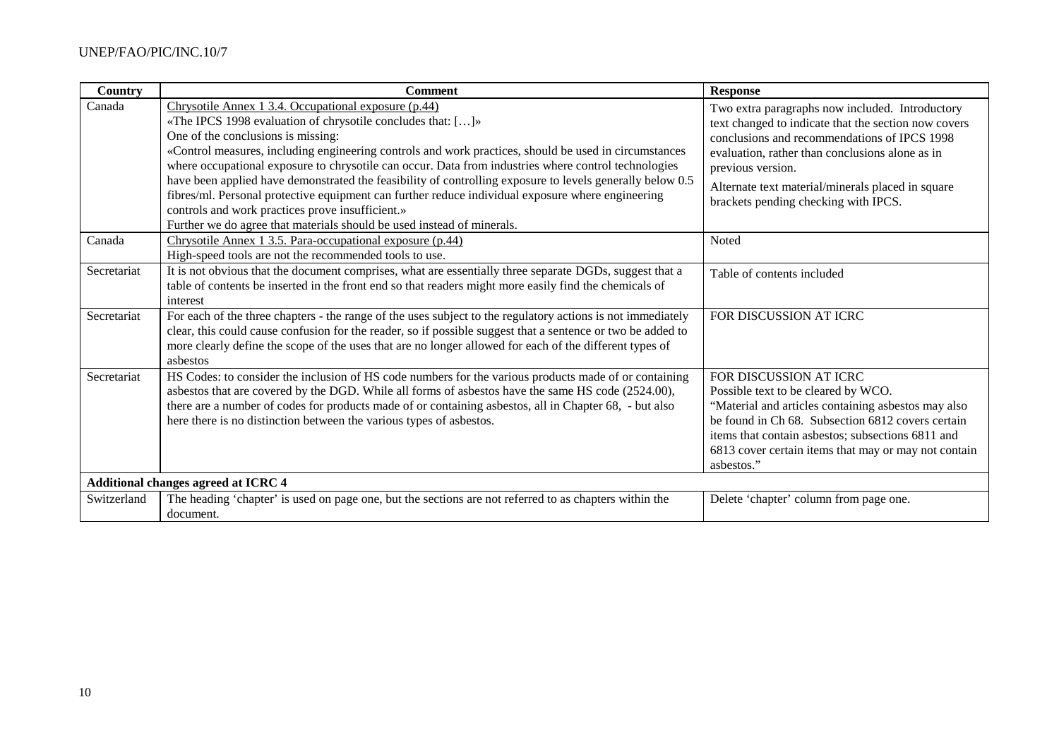| Country | Comment | Response |
|---|---|---|
| Canada | Chrysotile Annex 1 3.4. Occupational exposure (p.44)<br>«The IPCS 1998 evaluation of chrysotile concludes that: […]»<br>One of the conclusions is missing:<br>«Control measures, including engineering controls and work practices, should be used in circumstances where occupational exposure to chrysotile can occur. Data from industries where control technologies have been applied have demonstrated the feasibility of controlling exposure to levels generally below 0.5 fibres/ml. Personal protective equipment can further reduce individual exposure where engineering controls and work practices prove insufficient.»<br>Further we do agree that materials should be used instead of minerals. | Two extra paragraphs now included. Introductory text changed to indicate that the section now covers conclusions and recommendations of IPCS 1998 evaluation, rather than conclusions alone as in previous version.<br>Alternate text material/minerals placed in square brackets pending checking with IPCS. |
| Canada | Chrysotile Annex 1 3.5. Para-occupational exposure (p.44)<br>High-speed tools are not the recommended tools to use. | Noted |
| Secretariat | It is not obvious that the document comprises, what are essentially three separate DGDs, suggest that a table of contents be inserted in the front end so that readers might more easily find the chemicals of interest | Table of contents included |
| Secretariat | For each of the three chapters - the range of the uses subject to the regulatory actions is not immediately clear, this could cause confusion for the reader, so if possible suggest that a sentence or two be added to more clearly define the scope of the uses that are no longer allowed for each of the different types of asbestos | FOR DISCUSSION AT ICRC |
| Secretariat | HS Codes: to consider the inclusion of HS code numbers for the various products made of or containing asbestos that are covered by the DGD. While all forms of asbestos have the same HS code (2524.00), there are a number of codes for products made of or containing asbestos, all in Chapter 68, - but also here there is no distinction between the various types of asbestos. | FOR DISCUSSION AT ICRC<br>Possible text to be cleared by WCO.<br>"Material and articles containing asbestos may also be found in Ch 68. Subsection 6812 covers certain items that contain asbestos; subsections 6811 and 6813 cover certain items that may or may not contain asbestos." |
| **Additional changes agreed at ICRC 4** | | |
| Switzerland | The heading 'chapter' is used on page one, but the sections are not referred to as chapters within the document. | Delete 'chapter' column from page one. |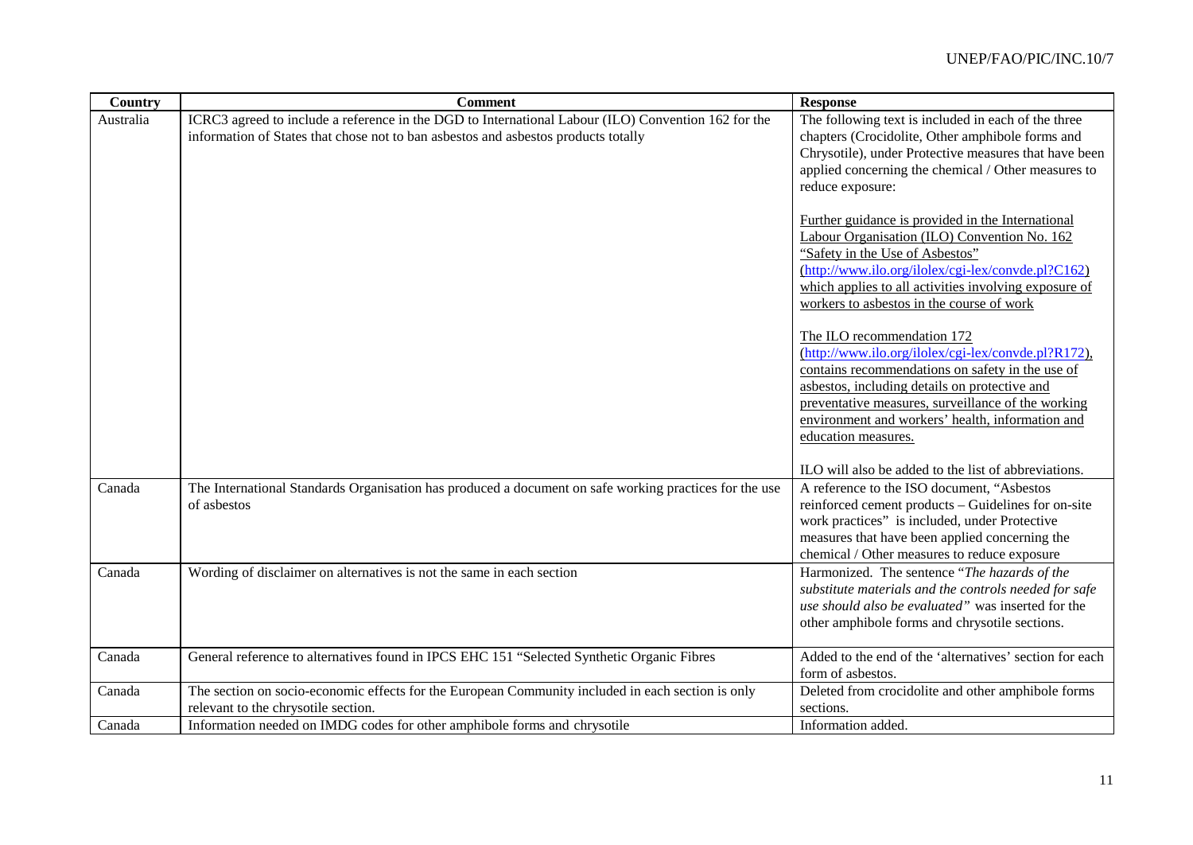| Country | Comment | Response |
|---|---|---|
| Australia | ICRC3 agreed to include a reference in the DGD to International Labour (ILO) Convention 162 for the information of States that chose not to ban asbestos and asbestos products totally | The following text is included in each of the three chapters (Crocidolite, Other amphibole forms and Chrysotile), under Protective measures that have been applied concerning the chemical / Other measures to reduce exposure:<br><br>Further guidance is provided in the International Labour Organisation (ILO) Convention No. 162 "Safety in the Use of Asbestos" (http://www.ilo.org/ilolex/cgi-lex/convde.pl?C162) which applies to all activities involving exposure of workers to asbestos in the course of work<br><br>The ILO recommendation 172 (http://www.ilo.org/ilolex/cgi-lex/convde.pl?R172), contains recommendations on safety in the use of asbestos, including details on protective and preventative measures, surveillance of the working environment and workers' health, information and education measures.<br><br>ILO will also be added to the list of abbreviations. |
| Canada | The International Standards Organisation has produced a document on safe working practices for the use of asbestos | A reference to the ISO document, "Asbestos reinforced cement products – Guidelines for on-site work practices" is included, under Protective measures that have been applied concerning the chemical / Other measures to reduce exposure |
| Canada | Wording of disclaimer on alternatives is not the same in each section | Harmonized. The sentence "*The hazards of the substitute materials and the controls needed for safe use should also be evaluated*" was inserted for the other amphibole forms and chrysotile sections. |
| Canada | General reference to alternatives found in IPCS EHC 151 "Selected Synthetic Organic Fibres | Added to the end of the 'alternatives' section for each form of asbestos. |
| Canada | The section on socio-economic effects for the European Community included in each section is only relevant to the chrysotile section. | Deleted from crocidolite and other amphibole forms sections. |
| Canada | Information needed on IMDG codes for other amphibole forms and chrysotile | Information added. |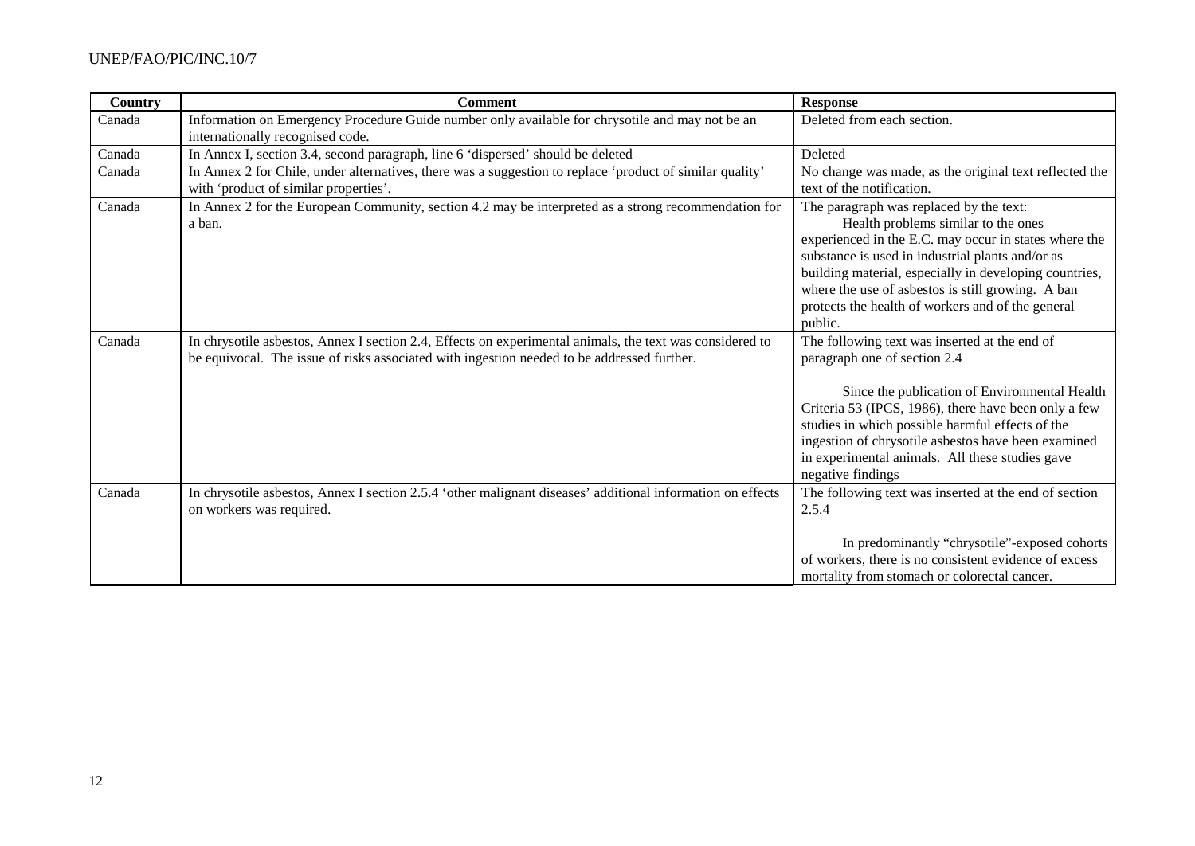| Country | Comment | Response |
|---|---|---|
| Canada | Information on Emergency Procedure Guide number only available for chrysotile and may not be an internationally recognised code. | Deleted from each section. |
| Canada | In Annex I, section 3.4, second paragraph, line 6 'dispersed' should be deleted | Deleted |
| Canada | In Annex 2 for Chile, under alternatives, there was a suggestion to replace 'product of similar quality' with 'product of similar properties'. | No change was made, as the original text reflected the text of the notification. |
| Canada | In Annex 2 for the European Community, section 4.2 may be interpreted as a strong recommendation for a ban. | The paragraph was replaced by the text: Health problems similar to the ones experienced in the E.C. may occur in states where the substance is used in industrial plants and/or as building material, especially in developing countries, where the use of asbestos is still growing. A ban protects the health of workers and of the general public. |
| Canada | In chrysotile asbestos, Annex I section 2.4, Effects on experimental animals, the text was considered to be equivocal. The issue of risks associated with ingestion needed to be addressed further. | The following text was inserted at the end of paragraph one of section 2.4<br><br>Since the publication of Environmental Health Criteria 53 (IPCS, 1986), there have been only a few studies in which possible harmful effects of the ingestion of chrysotile asbestos have been examined in experimental animals. All these studies gave negative findings |
| Canada | In chrysotile asbestos, Annex I section 2.5.4 'other malignant diseases' additional information on effects on workers was required. | The following text was inserted at the end of section 2.5.4<br><br>In predominantly "chrysotile"-exposed cohorts of workers, there is no consistent evidence of excess mortality from stomach or colorectal cancer. |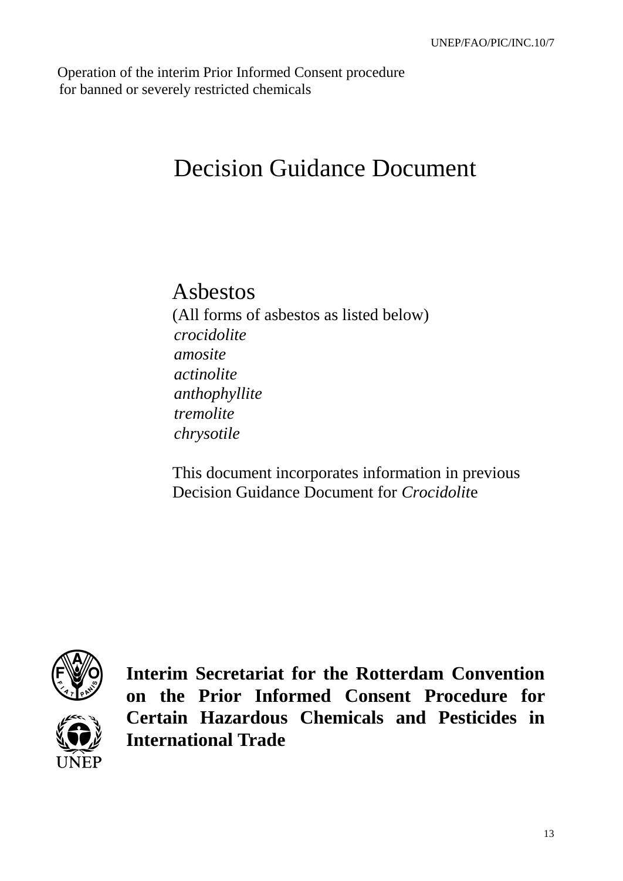Operation of the interim Prior Informed Consent procedure
for banned or severely restricted chemicals

# Decision Guidance Document

## Asbestos

(All forms of asbestos as listed below)

*crocidolite*
*amosite*
*actinolite*
*anthophyllite*
*tremolite*
*chrysotile*

This document incorporates information in previous Decision Guidance Document for *Crocidolit*e

**Interim Secretariat for the Rotterdam Convention on the Prior Informed Consent Procedure for Certain Hazardous Chemicals and Pesticides in International Trade**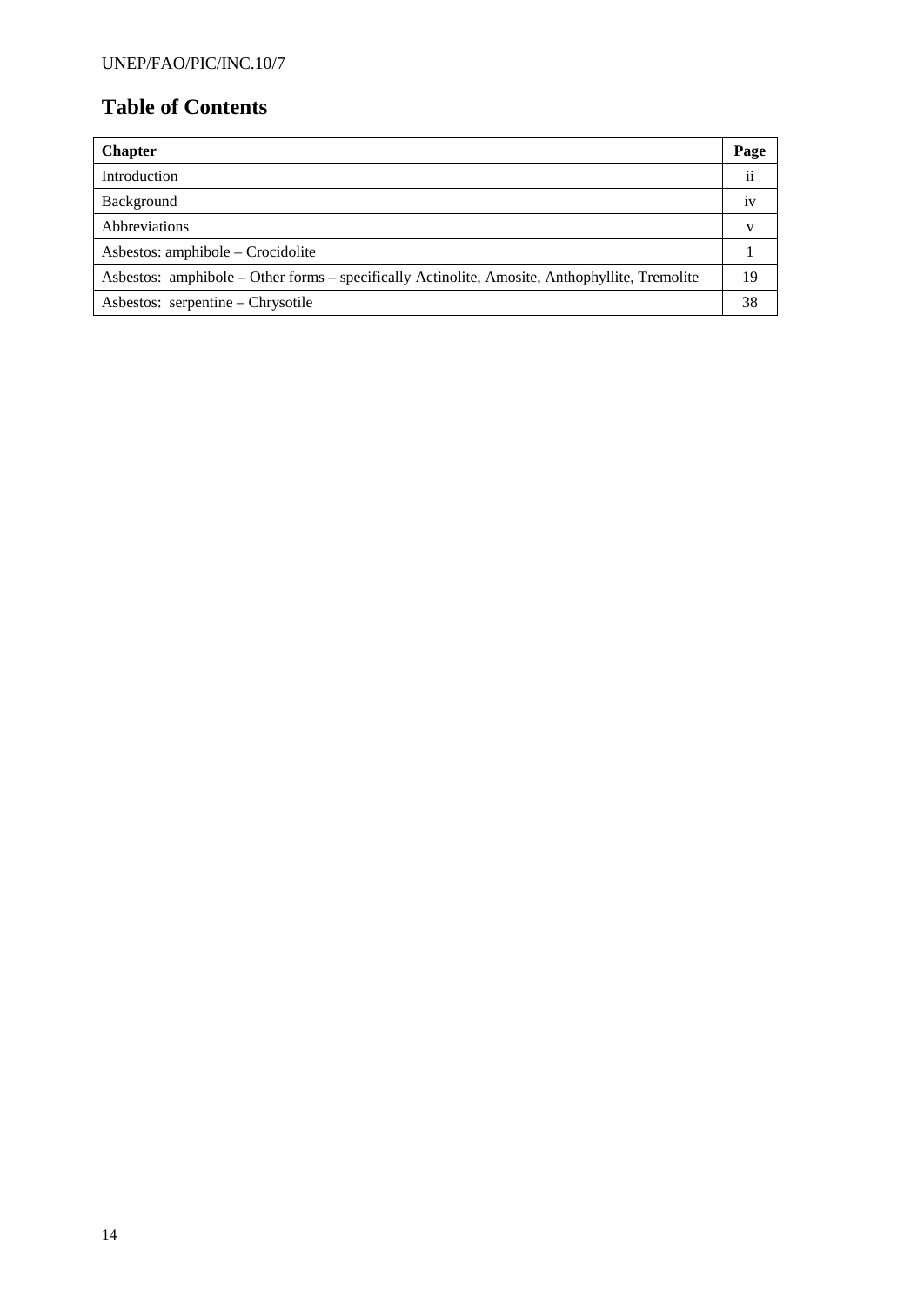## Table of Contents

| Chapter | Page |
| --- | --- |
| Introduction | ii |
| Background | iv |
| Abbreviations | v |
| Asbestos: amphibole – Crocidolite | 1 |
| Asbestos: amphibole – Other forms – specifically Actinolite, Amosite, Anthophyllite, Tremolite | 19 |
| Asbestos: serpentine – Chrysotile | 38 |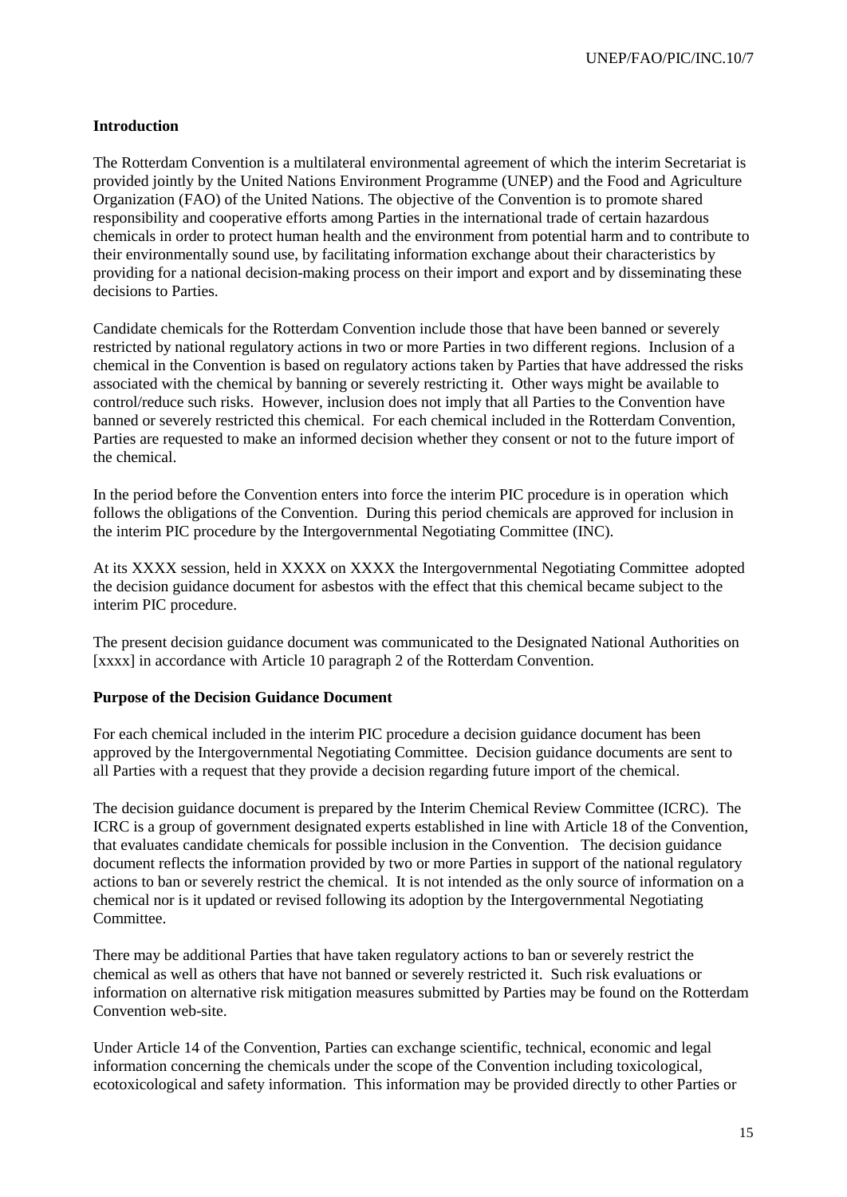**Introduction**

The Rotterdam Convention is a multilateral environmental agreement of which the interim Secretariat is provided jointly by the United Nations Environment Programme (UNEP) and the Food and Agriculture Organization (FAO) of the United Nations. The objective of the Convention is to promote shared responsibility and cooperative efforts among Parties in the international trade of certain hazardous chemicals in order to protect human health and the environment from potential harm and to contribute to their environmentally sound use, by facilitating information exchange about their characteristics by providing for a national decision-making process on their import and export and by disseminating these decisions to Parties.

Candidate chemicals for the Rotterdam Convention include those that have been banned or severely restricted by national regulatory actions in two or more Parties in two different regions. Inclusion of a chemical in the Convention is based on regulatory actions taken by Parties that have addressed the risks associated with the chemical by banning or severely restricting it. Other ways might be available to control/reduce such risks. However, inclusion does not imply that all Parties to the Convention have banned or severely restricted this chemical. For each chemical included in the Rotterdam Convention, Parties are requested to make an informed decision whether they consent or not to the future import of the chemical.

In the period before the Convention enters into force the interim PIC procedure is in operation which follows the obligations of the Convention. During this period chemicals are approved for inclusion in the interim PIC procedure by the Intergovernmental Negotiating Committee (INC).

At its XXXX session, held in XXXX on XXXX the Intergovernmental Negotiating Committee adopted the decision guidance document for asbestos with the effect that this chemical became subject to the interim PIC procedure.

The present decision guidance document was communicated to the Designated National Authorities on [xxxx] in accordance with Article 10 paragraph 2 of the Rotterdam Convention.

**Purpose of the Decision Guidance Document**

For each chemical included in the interim PIC procedure a decision guidance document has been approved by the Intergovernmental Negotiating Committee. Decision guidance documents are sent to all Parties with a request that they provide a decision regarding future import of the chemical.

The decision guidance document is prepared by the Interim Chemical Review Committee (ICRC). The ICRC is a group of government designated experts established in line with Article 18 of the Convention, that evaluates candidate chemicals for possible inclusion in the Convention. The decision guidance document reflects the information provided by two or more Parties in support of the national regulatory actions to ban or severely restrict the chemical. It is not intended as the only source of information on a chemical nor is it updated or revised following its adoption by the Intergovernmental Negotiating Committee.

There may be additional Parties that have taken regulatory actions to ban or severely restrict the chemical as well as others that have not banned or severely restricted it. Such risk evaluations or information on alternative risk mitigation measures submitted by Parties may be found on the Rotterdam Convention web-site.

Under Article 14 of the Convention, Parties can exchange scientific, technical, economic and legal information concerning the chemicals under the scope of the Convention including toxicological, ecotoxicological and safety information. This information may be provided directly to other Parties or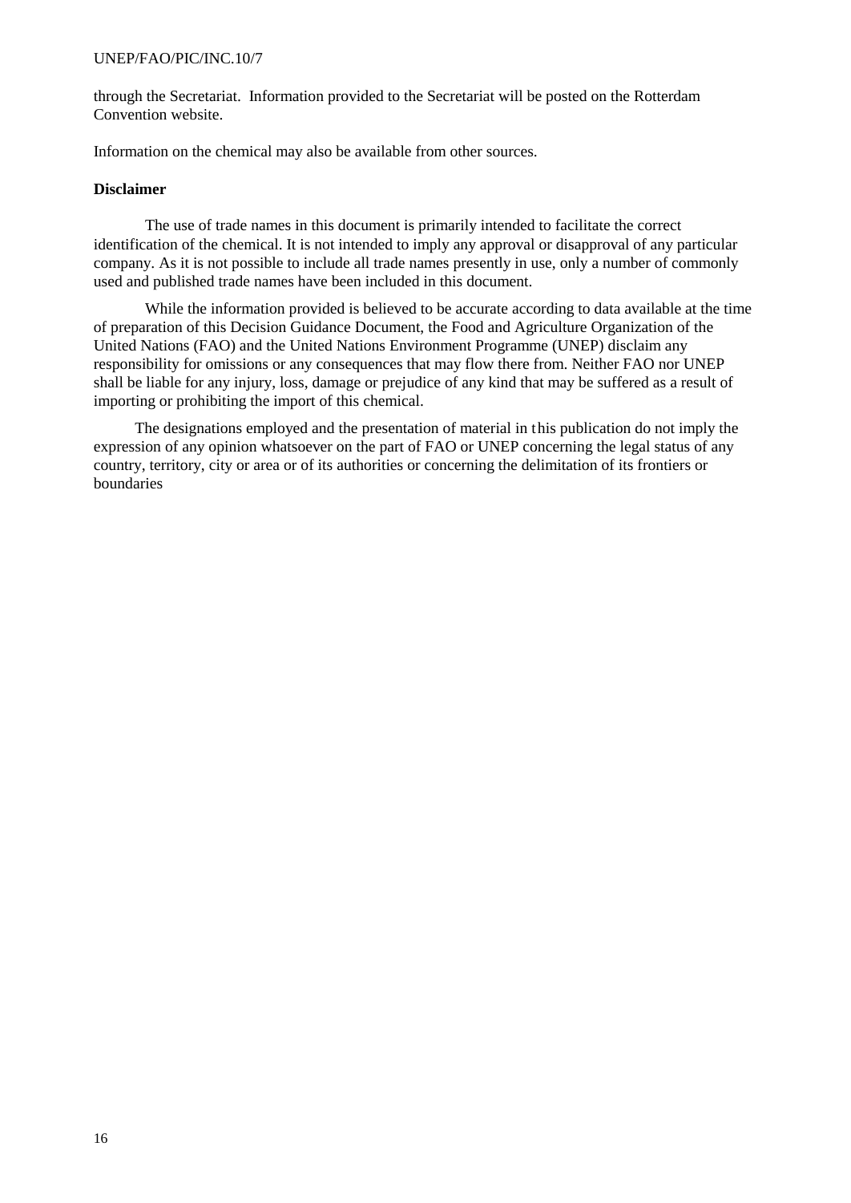through the Secretariat. Information provided to the Secretariat will be posted on the Rotterdam Convention website.

Information on the chemical may also be available from other sources.

**Disclaimer**

The use of trade names in this document is primarily intended to facilitate the correct identification of the chemical. It is not intended to imply any approval or disapproval of any particular company. As it is not possible to include all trade names presently in use, only a number of commonly used and published trade names have been included in this document.

While the information provided is believed to be accurate according to data available at the time of preparation of this Decision Guidance Document, the Food and Agriculture Organization of the United Nations (FAO) and the United Nations Environment Programme (UNEP) disclaim any responsibility for omissions or any consequences that may flow there from. Neither FAO nor UNEP shall be liable for any injury, loss, damage or prejudice of any kind that may be suffered as a result of importing or prohibiting the import of this chemical.

The designations employed and the presentation of material in this publication do not imply the expression of any opinion whatsoever on the part of FAO or UNEP concerning the legal status of any country, territory, city or area or of its authorities or concerning the delimitation of its frontiers or boundaries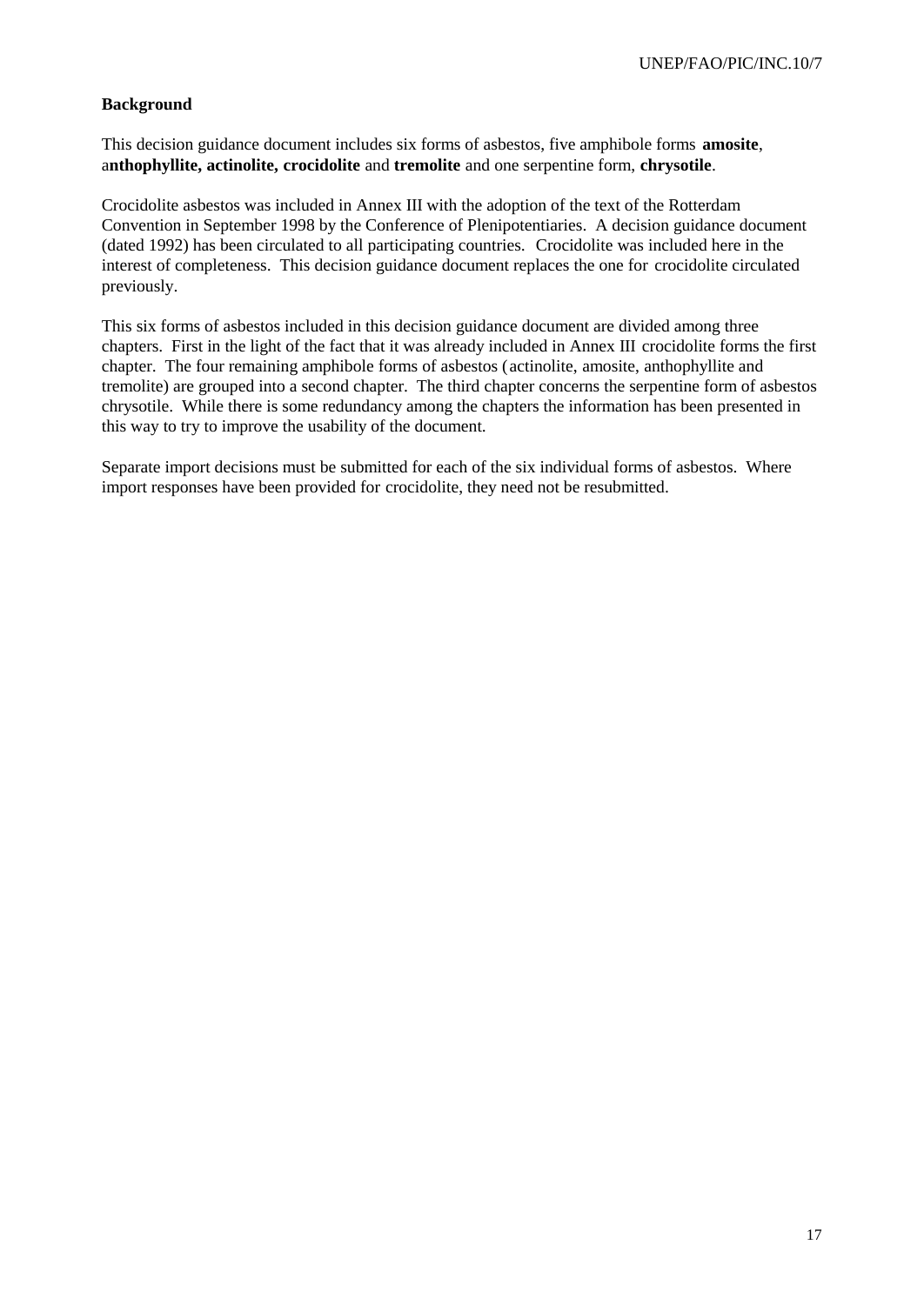**Background**

This decision guidance document includes six forms of asbestos, five amphibole forms **amosite**, a**nthophyllite, actinolite, crocidolite** and **tremolite** and one serpentine form, **chrysotile**.

Crocidolite asbestos was included in Annex III with the adoption of the text of the Rotterdam Convention in September 1998 by the Conference of Plenipotentiaries. A decision guidance document (dated 1992) has been circulated to all participating countries. Crocidolite was included here in the interest of completeness. This decision guidance document replaces the one for crocidolite circulated previously.

This six forms of asbestos included in this decision guidance document are divided among three chapters. First in the light of the fact that it was already included in Annex III crocidolite forms the first chapter. The four remaining amphibole forms of asbestos (actinolite, amosite, anthophyllite and tremolite) are grouped into a second chapter. The third chapter concerns the serpentine form of asbestos chrysotile. While there is some redundancy among the chapters the information has been presented in this way to try to improve the usability of the document.

Separate import decisions must be submitted for each of the six individual forms of asbestos. Where import responses have been provided for crocidolite, they need not be resubmitted.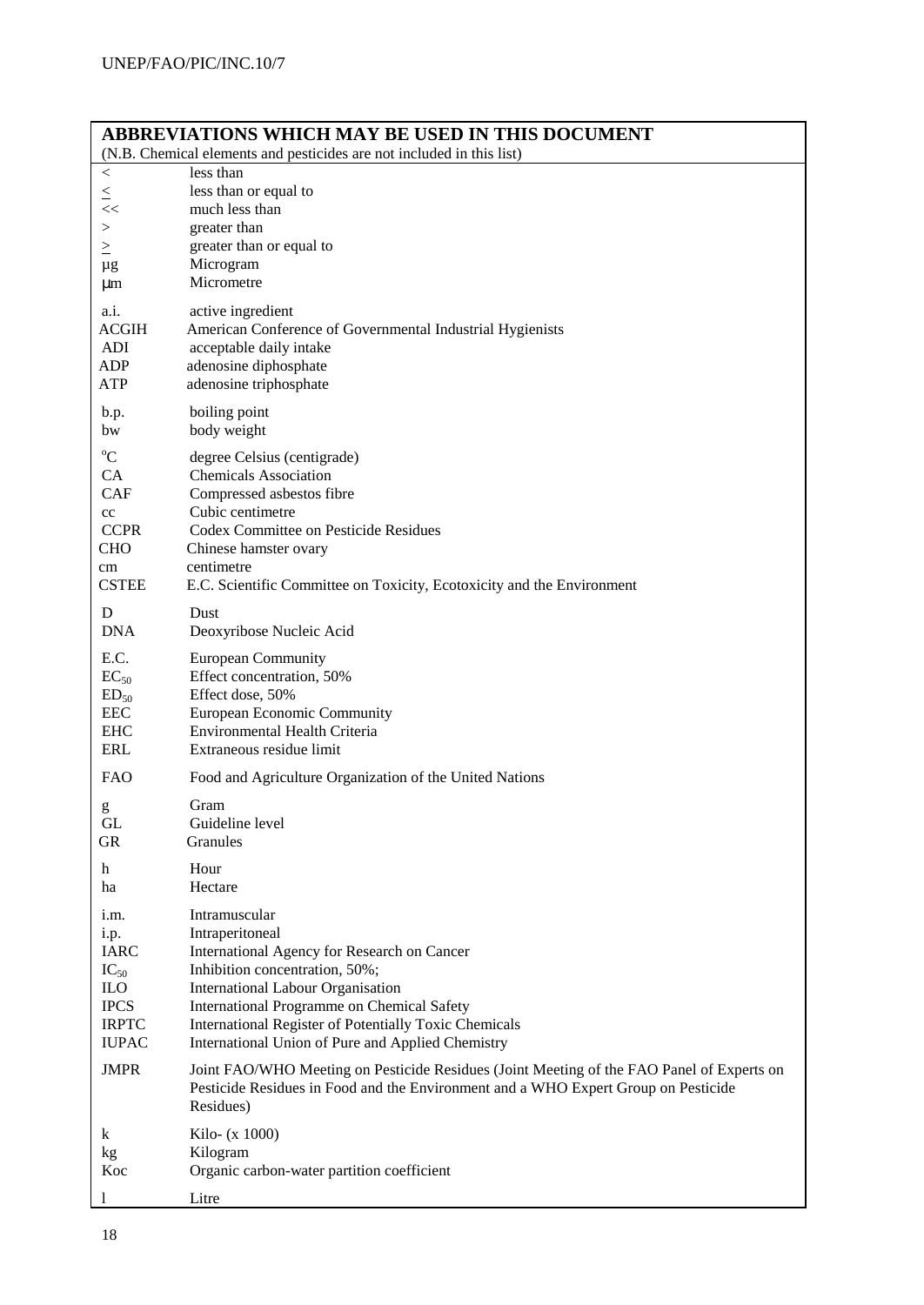## ABBREVIATIONS WHICH MAY BE USED IN THIS DOCUMENT

(N.B. Chemical elements and pesticides are not included in this list)

| | |
|---|---|
| < | less than |
| $\leq$ | less than or equal to |
| << | much less than |
| > | greater than |
| $\geq$ | greater than or equal to |
| µg | Microgram |
| µm | Micrometre |
| a.i. | active ingredient |
| ACGIH | American Conference of Governmental Industrial Hygienists |
| ADI | acceptable daily intake |
| ADP | adenosine diphosphate |
| ATP | adenosine triphosphate |
| b.p. | boiling point |
| bw | body weight |
| °C | degree Celsius (centigrade) |
| CA | Chemicals Association |
| CAF | Compressed asbestos fibre |
| cc | Cubic centimetre |
| CCPR | Codex Committee on Pesticide Residues |
| CHO | Chinese hamster ovary |
| cm | centimetre |
| CSTEE | E.C. Scientific Committee on Toxicity, Ecotoxicity and the Environment |
| D | Dust |
| DNA | Deoxyribose Nucleic Acid |
| E.C. | European Community |
| $EC_{50}$ | Effect concentration, 50% |
| $ED_{50}$ | Effect dose, 50% |
| EEC | European Economic Community |
| EHC | Environmental Health Criteria |
| ERL | Extraneous residue limit |
| FAO | Food and Agriculture Organization of the United Nations |
| g | Gram |
| GL | Guideline level |
| GR | Granules |
| h | Hour |
| ha | Hectare |
| i.m. | Intramuscular |
| i.p. | Intraperitoneal |
| IARC | International Agency for Research on Cancer |
| $IC_{50}$ | Inhibition concentration, 50%; |
| ILO | International Labour Organisation |
| IPCS | International Programme on Chemical Safety |
| IRPTC | International Register of Potentially Toxic Chemicals |
| IUPAC | International Union of Pure and Applied Chemistry |
| JMPR | Joint FAO/WHO Meeting on Pesticide Residues (Joint Meeting of the FAO Panel of Experts on Pesticide Residues in Food and the Environment and a WHO Expert Group on Pesticide Residues) |
| k | Kilo- (x 1000) |
| kg | Kilogram |
| Koc | Organic carbon-water partition coefficient |
| l | Litre |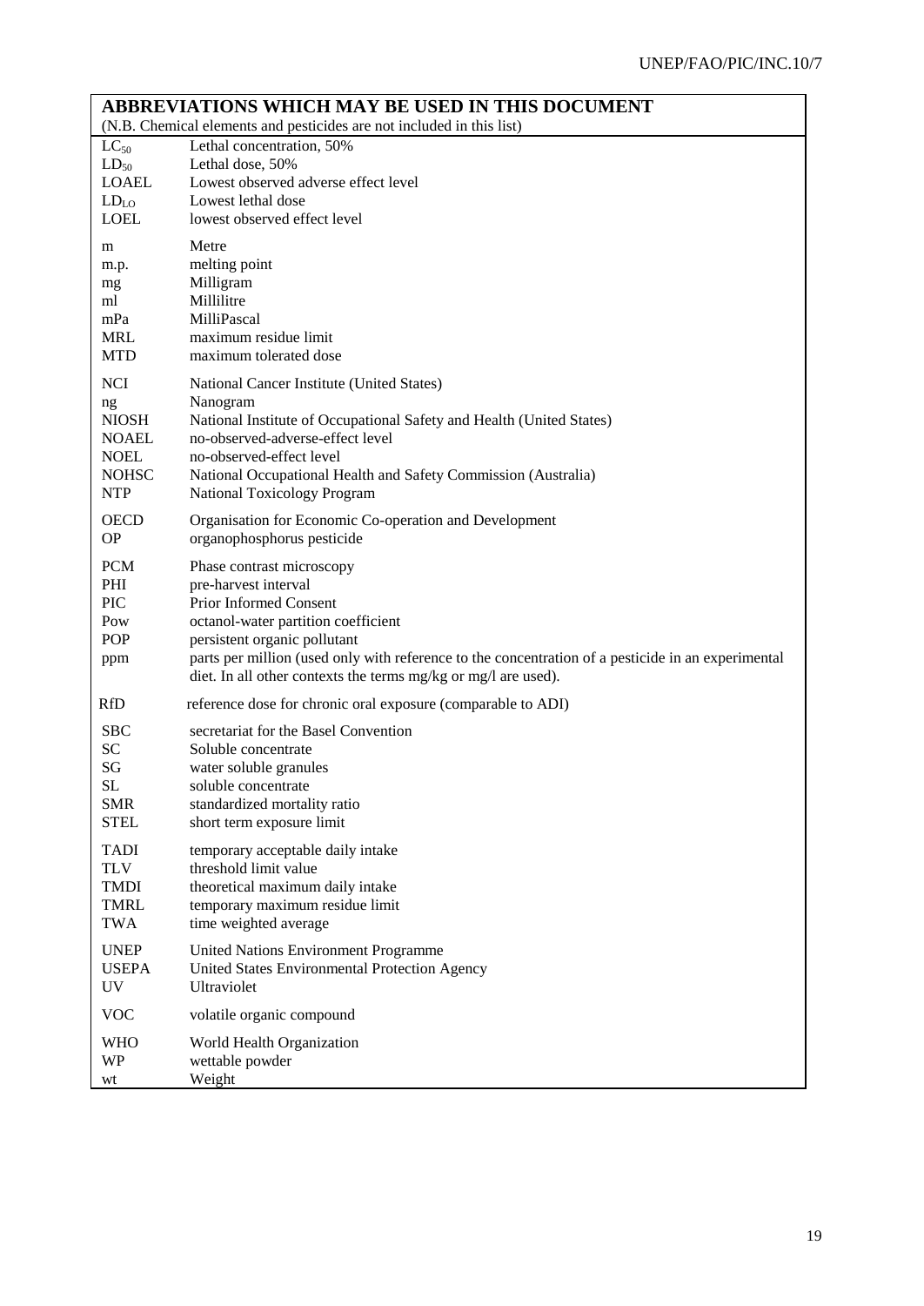| ABBREVIATIONS WHICH MAY BE USED IN THIS DOCUMENT (N.B. Chemical elements and pesticides are not included in this list) | |
|---|---|
| $LC_{50}$ | Lethal concentration, 50% |
| $LD_{50}$ | Lethal dose, 50% |
| LOAEL | Lowest observed adverse effect level |
| $LD_{LO}$ | Lowest lethal dose |
| LOEL | lowest observed effect level |
| m | Metre |
| m.p. | melting point |
| mg | Milligram |
| ml | Millilitre |
| mPa | MilliPascal |
| MRL | maximum residue limit |
| MTD | maximum tolerated dose |
| NCI | National Cancer Institute (United States) |
| ng | Nanogram |
| NIOSH | National Institute of Occupational Safety and Health (United States) |
| NOAEL | no-observed-adverse-effect level |
| NOEL | no-observed-effect level |
| NOHSC | National Occupational Health and Safety Commission (Australia) |
| NTP | National Toxicology Program |
| OECD | Organisation for Economic Co-operation and Development |
| OP | organophosphorus pesticide |
| PCM | Phase contrast microscopy |
| PHI | pre-harvest interval |
| PIC | Prior Informed Consent |
| Pow | octanol-water partition coefficient |
| POP | persistent organic pollutant |
| ppm | parts per million (used only with reference to the concentration of a pesticide in an experimental diet. In all other contexts the terms mg/kg or mg/l are used). |
| RfD | reference dose for chronic oral exposure (comparable to ADI) |
| SBC | secretariat for the Basel Convention |
| SC | Soluble concentrate |
| SG | water soluble granules |
| SL | soluble concentrate |
| SMR | standardized mortality ratio |
| STEL | short term exposure limit |
| TADI | temporary acceptable daily intake |
| TLV | threshold limit value |
| TMDI | theoretical maximum daily intake |
| TMRL | temporary maximum residue limit |
| TWA | time weighted average |
| UNEP | United Nations Environment Programme |
| USEPA | United States Environmental Protection Agency |
| UV | Ultraviolet |
| VOC | volatile organic compound |
| WHO | World Health Organization |
| WP | wettable powder |
| wt | Weight |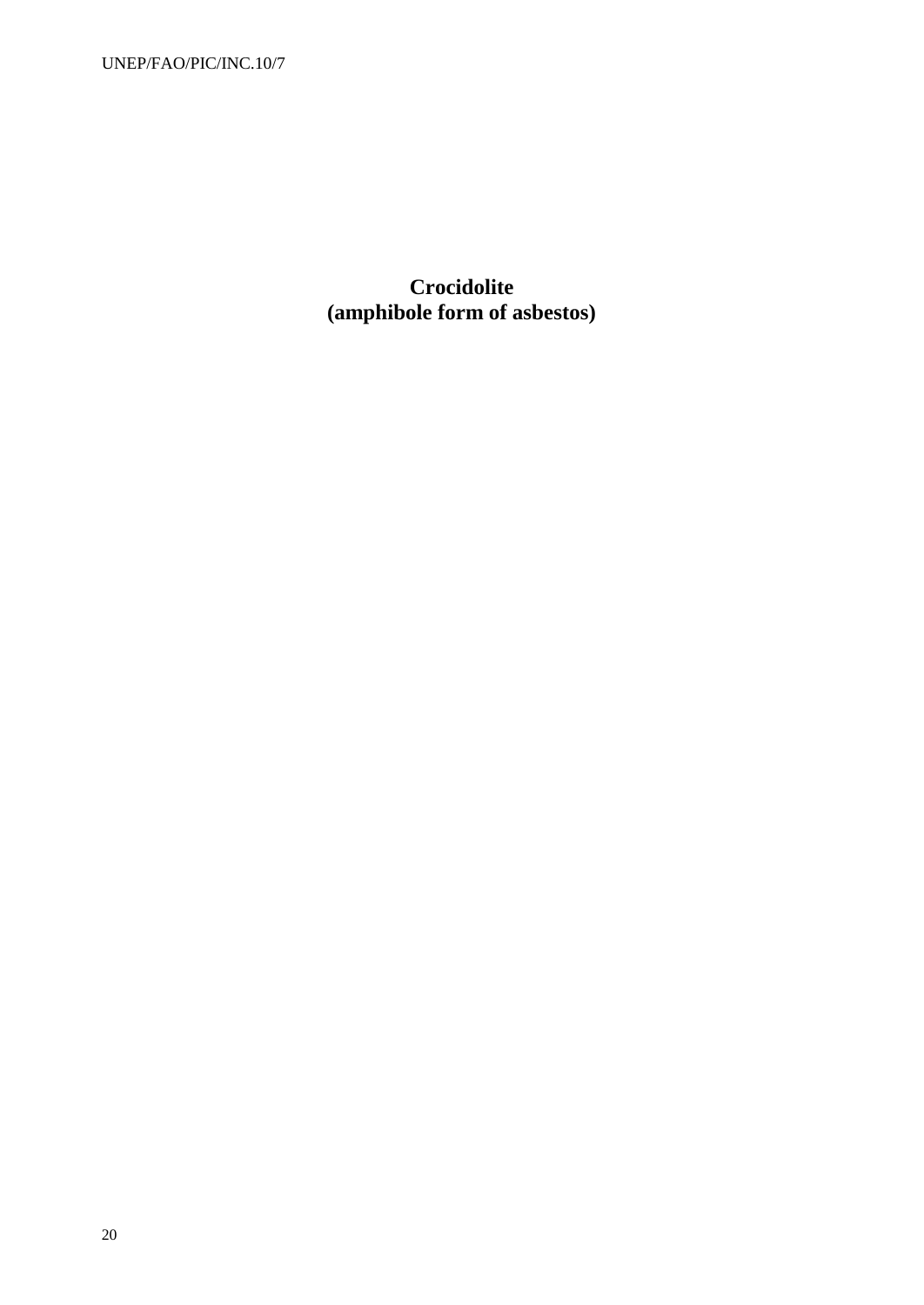# Crocidolite
# (amphibole form of asbestos)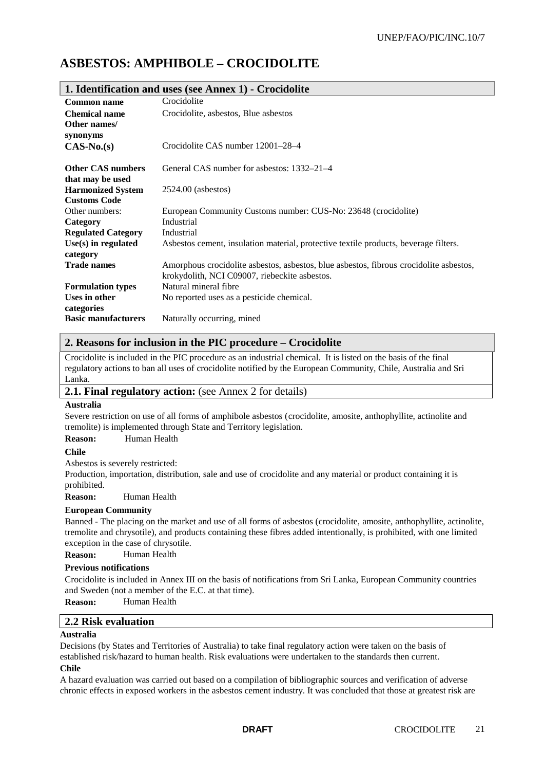# ASBESTOS: AMPHIBOLE – CROCIDOLITE

## 1. Identification and uses (see Annex 1) - Crocidolite

| | |
|---|---|
| **Common name** | Crocidolite |
| **Chemical name** | Crocidolite, asbestos, Blue asbestos |
| **Other names/ synonyms** | |
| **CAS-No.(s)** | Crocidolite CAS number 12001–28–4 |
| **Other CAS numbers that may be used** | General CAS number for asbestos: 1332–21–4 |
| **Harmonized System Customs Code** | 2524.00 (asbestos) |
| Other numbers: | European Community Customs number: CUS-No: 23648 (crocidolite) |
| **Category** | Industrial |
| **Regulated Category** | Industrial |
| **Use(s) in regulated category** | Asbestos cement, insulation material, protective textile products, beverage filters. |
| **Trade names** | Amorphous crocidolite asbestos, asbestos, blue asbestos, fibrous crocidolite asbestos, krokydolith, NCI C09007, riebeckite asbestos. |
| **Formulation types** | Natural mineral fibre |
| **Uses in other categories** | No reported uses as a pesticide chemical. |
| **Basic manufacturers** | Naturally occurring, mined |

## 2. Reasons for inclusion in the PIC procedure – Crocidolite

Crocidolite is included in the PIC procedure as an industrial chemical. It is listed on the basis of the final regulatory actions to ban all uses of crocidolite notified by the European Community, Chile, Australia and Sri Lanka.

### 2.1. Final regulatory action: (see Annex 2 for details)

**Australia**

Severe restriction on use of all forms of amphibole asbestos (crocidolite, amosite, anthophyllite, actinolite and tremolite) is implemented through State and Territory legislation.

**Reason:** Human Health

**Chile**

Asbestos is severely restricted:

Production, importation, distribution, sale and use of crocidolite and any material or product containing it is prohibited.

**Reason:** Human Health

**European Community**

Banned - The placing on the market and use of all forms of asbestos (crocidolite, amosite, anthophyllite, actinolite, tremolite and chrysotile), and products containing these fibres added intentionally, is prohibited, with one limited exception in the case of chrysotile.

**Reason:** Human Health

**Previous notifications**

Crocidolite is included in Annex III on the basis of notifications from Sri Lanka, European Community countries and Sweden (not a member of the E.C. at that time).

**Reason:** Human Health

### 2.2 Risk evaluation

**Australia**

Decisions (by States and Territories of Australia) to take final regulatory action were taken on the basis of established risk/hazard to human health. Risk evaluations were undertaken to the standards then current.

**Chile**

A hazard evaluation was carried out based on a compilation of bibliographic sources and verification of adverse chronic effects in exposed workers in the asbestos cement industry. It was concluded that those at greatest risk are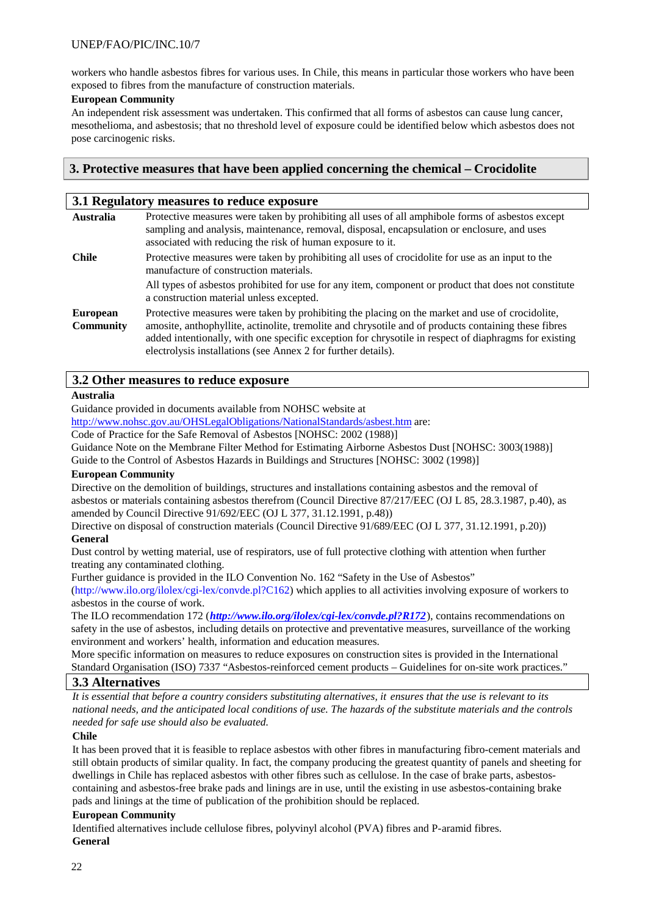workers who handle asbestos fibres for various uses. In Chile, this means in particular those workers who have been exposed to fibres from the manufacture of construction materials.

**European Community**

An independent risk assessment was undertaken. This confirmed that all forms of asbestos can cause lung cancer, mesothelioma, and asbestosis; that no threshold level of exposure could be identified below which asbestos does not pose carcinogenic risks.

## 3. Protective measures that have been applied concerning the chemical – Crocidolite

### 3.1 Regulatory measures to reduce exposure

| | |
|---|---|
| **Australia** | Protective measures were taken by prohibiting all uses of all amphibole forms of asbestos except sampling and analysis, maintenance, removal, disposal, encapsulation or enclosure, and uses associated with reducing the risk of human exposure to it. |
| **Chile** | Protective measures were taken by prohibiting all uses of crocidolite for use as an input to the manufacture of construction materials.<br><br>All types of asbestos prohibited for use for any item, component or product that does not constitute a construction material unless excepted. |
| **European Community** | Protective measures were taken by prohibiting the placing on the market and use of crocidolite, amosite, anthophyllite, actinolite, tremolite and chrysotile and of products containing these fibres added intentionally, with one specific exception for chrysotile in respect of diaphragms for existing electrolysis installations (see Annex 2 for further details). |

### 3.2 Other measures to reduce exposure

**Australia**

Guidance provided in documents available from NOHSC website at http://www.nohsc.gov.au/OHSLegalObligations/NationalStandards/asbest.htm are:

Code of Practice for the Safe Removal of Asbestos [NOHSC: 2002 (1988)]

Guidance Note on the Membrane Filter Method for Estimating Airborne Asbestos Dust [NOHSC: 3003(1988)]

Guide to the Control of Asbestos Hazards in Buildings and Structures [NOHSC: 3002 (1998)]

**European Community**

Directive on the demolition of buildings, structures and installations containing asbestos and the removal of asbestos or materials containing asbestos therefrom (Council Directive 87/217/EEC (OJ L 85, 28.3.1987, p.40), as amended by Council Directive 91/692/EEC (OJ L 377, 31.12.1991, p.48))

Directive on disposal of construction materials (Council Directive 91/689/EEC (OJ L 377, 31.12.1991, p.20))

**General**

Dust control by wetting material, use of respirators, use of full protective clothing with attention when further treating any contaminated clothing.

Further guidance is provided in the ILO Convention No. 162 "Safety in the Use of Asbestos" (http://www.ilo.org/ilolex/cgi-lex/convde.pl?C162) which applies to all activities involving exposure of workers to asbestos in the course of work.

The ILO recommendation 172 (***http://www.ilo.org/ilolex/cgi-lex/convde.pl?R172***), contains recommendations on safety in the use of asbestos, including details on protective and preventative measures, surveillance of the working environment and workers' health, information and education measures.

More specific information on measures to reduce exposures on construction sites is provided in the International Standard Organisation (ISO) 7337 "Asbestos-reinforced cement products – Guidelines for on-site work practices."

### 3.3 Alternatives

*It is essential that before a country considers substituting alternatives, it ensures that the use is relevant to its national needs, and the anticipated local conditions of use. The hazards of the substitute materials and the controls needed for safe use should also be evaluated.*

**Chile**

It has been proved that it is feasible to replace asbestos with other fibres in manufacturing fibro-cement materials and still obtain products of similar quality. In fact, the company producing the greatest quantity of panels and sheeting for dwellings in Chile has replaced asbestos with other fibres such as cellulose. In the case of brake parts, asbestos-containing and asbestos-free brake pads and linings are in use, until the existing in use asbestos-containing brake pads and linings at the time of publication of the prohibition should be replaced.

**European Community**

Identified alternatives include cellulose fibres, polyvinyl alcohol (PVA) fibres and P-aramid fibres.

**General**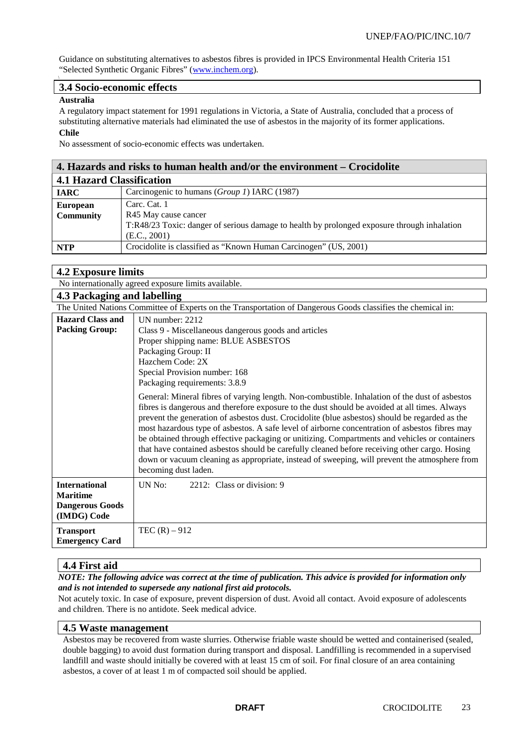Guidance on substituting alternatives to asbestos fibres is provided in IPCS Environmental Health Criteria 151 "Selected Synthetic Organic Fibres" (www.inchem.org).

## 3.4 Socio-economic effects

**Australia**

A regulatory impact statement for 1991 regulations in Victoria, a State of Australia, concluded that a process of substituting alternative materials had eliminated the use of asbestos in the majority of its former applications.

**Chile**

No assessment of socio-economic effects was undertaken.

## 4. Hazards and risks to human health and/or the environment – Crocidolite

### 4.1 Hazard Classification

| | |
|---|---|
| **IARC** | Carcinogenic to humans (*Group 1*) IARC (1987) |
| **European Community** | Carc. Cat. 1<br>R45 May cause cancer<br>T:R48/23 Toxic: danger of serious damage to health by prolonged exposure through inhalation (E.C., 2001) |
| **NTP** | Crocidolite is classified as "Known Human Carcinogen" (US, 2001) |

### 4.2 Exposure limits

No internationally agreed exposure limits available.

### 4.3 Packaging and labelling

The United Nations Committee of Experts on the Transportation of Dangerous Goods classifies the chemical in:

| | |
|---|---|
| **Hazard Class and Packing Group:** | UN number: 2212<br>Class 9 - Miscellaneous dangerous goods and articles<br>Proper shipping name: BLUE ASBESTOS<br>Packaging Group: II<br>Hazchem Code: 2X<br>Special Provision number: 168<br>Packaging requirements: 3.8.9<br><br>General: Mineral fibres of varying length. Non-combustible. Inhalation of the dust of asbestos fibres is dangerous and therefore exposure to the dust should be avoided at all times. Always prevent the generation of asbestos dust. Crocidolite (blue asbestos) should be regarded as the most hazardous type of asbestos. A safe level of airborne concentration of asbestos fibres may be obtained through effective packaging or unitizing. Compartments and vehicles or containers that have contained asbestos should be carefully cleaned before receiving other cargo. Hosing down or vacuum cleaning as appropriate, instead of sweeping, will prevent the atmosphere from becoming dust laden. |
| **International Maritime Dangerous Goods (IMDG) Code** | UN No: 2212: Class or division: 9 |
| **Transport Emergency Card** | TEC (R) – 912 |

### 4.4 First aid

***NOTE: The following advice was correct at the time of publication. This advice is provided for information only and is not intended to supersede any national first aid protocols.***

Not acutely toxic. In case of exposure, prevent dispersion of dust. Avoid all contact. Avoid exposure of adolescents and children. There is no antidote. Seek medical advice.

### 4.5 Waste management

Asbestos may be recovered from waste slurries. Otherwise friable waste should be wetted and containerised (sealed, double bagging) to avoid dust formation during transport and disposal. Landfilling is recommended in a supervised landfill and waste should initially be covered with at least 15 cm of soil. For final closure of an area containing asbestos, a cover of at least 1 m of compacted soil should be applied.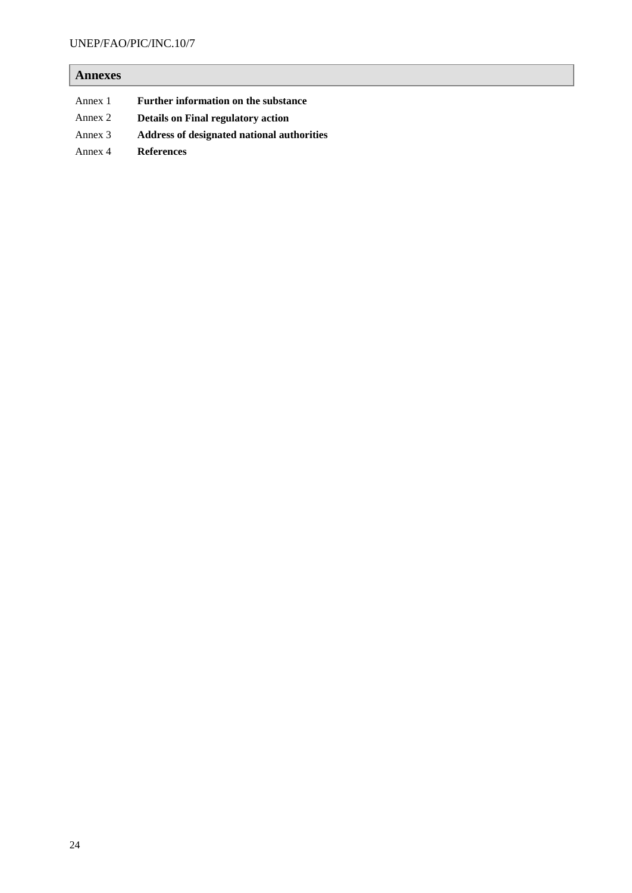## Annexes

| | |
|---|---|
| Annex 1 | **Further information on the substance** |
| Annex 2 | **Details on Final regulatory action** |
| Annex 3 | **Address of designated national authorities** |
| Annex 4 | **References** |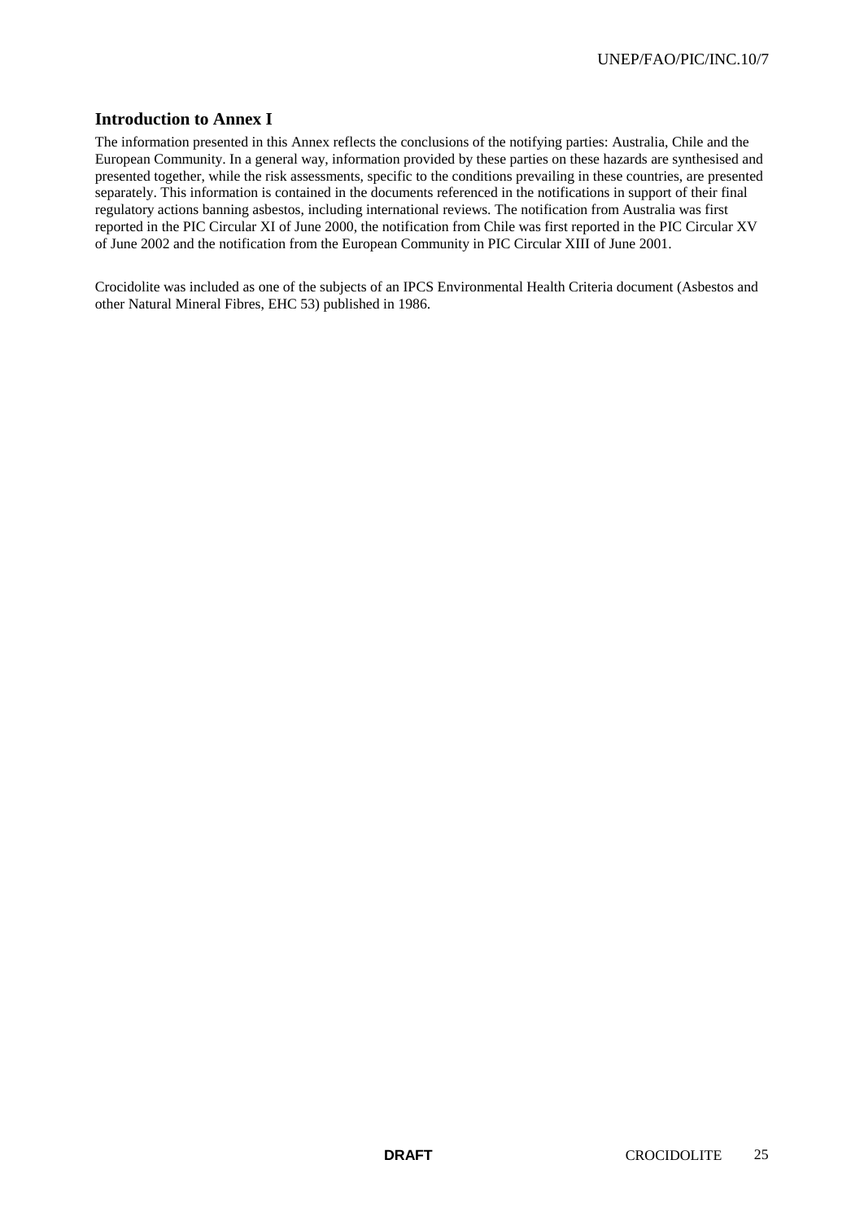## Introduction to Annex I

The information presented in this Annex reflects the conclusions of the notifying parties: Australia, Chile and the European Community. In a general way, information provided by these parties on these hazards are synthesised and presented together, while the risk assessments, specific to the conditions prevailing in these countries, are presented separately. This information is contained in the documents referenced in the notifications in support of their final regulatory actions banning asbestos, including international reviews. The notification from Australia was first reported in the PIC Circular XI of June 2000, the notification from Chile was first reported in the PIC Circular XV of June 2002 and the notification from the European Community in PIC Circular XIII of June 2001.

Crocidolite was included as one of the subjects of an IPCS Environmental Health Criteria document (Asbestos and other Natural Mineral Fibres, EHC 53) published in 1986.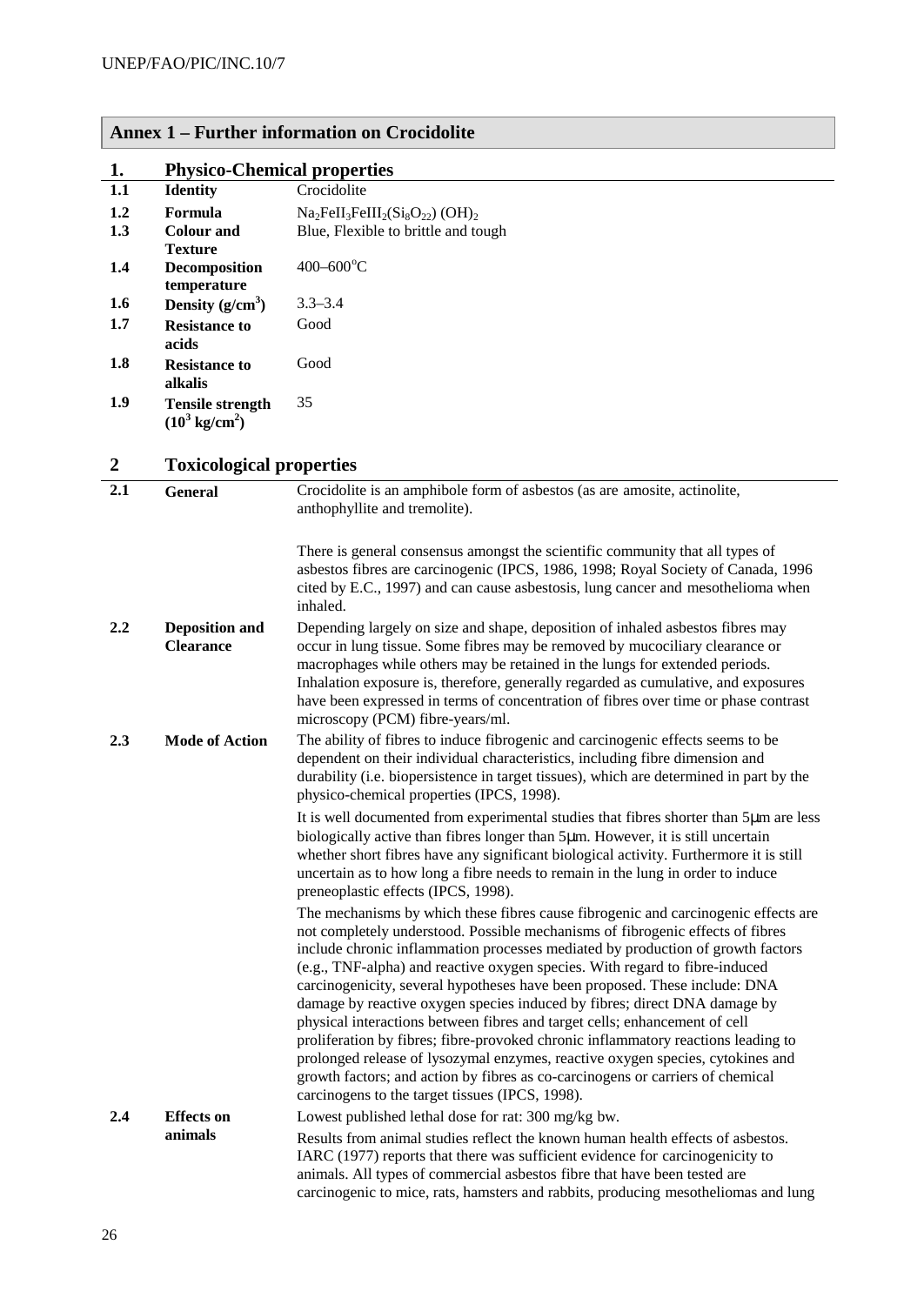## Annex 1 – Further information on Crocidolite

### 1. Physico-Chemical properties

| | | |
|---|---|---|
| 1.1 | **Identity** | Crocidolite |
| 1.2 | **Formula** | $Na_2FeII_3FeIII_2(Si_8O_{22})(OH)_2$ |
| 1.3 | **Colour and Texture** | Blue, Flexible to brittle and tough |
| 1.4 | **Decomposition temperature** | 400–600°C |
| 1.6 | **Density (g/cm$^3$)** | 3.3–3.4 |
| 1.7 | **Resistance to acids** | Good |
| 1.8 | **Resistance to alkalis** | Good |
| 1.9 | **Tensile strength ($10^3$ kg/cm$^2$)** | 35 |

### 2 Toxicological properties

| | | |
|---|---|---|
| 2.1 | **General** | Crocidolite is an amphibole form of asbestos (as are amosite, actinolite, anthophyllite and tremolite).<br><br>There is general consensus amongst the scientific community that all types of asbestos fibres are carcinogenic (IPCS, 1986, 1998; Royal Society of Canada, 1996 cited by E.C., 1997) and can cause asbestosis, lung cancer and mesothelioma when inhaled. |
| 2.2 | **Deposition and Clearance** | Depending largely on size and shape, deposition of inhaled asbestos fibres may occur in lung tissue. Some fibres may be removed by mucociliary clearance or macrophages while others may be retained in the lungs for extended periods. Inhalation exposure is, therefore, generally regarded as cumulative, and exposures have been expressed in terms of concentration of fibres over time or phase contrast microscopy (PCM) fibre-years/ml. |
| 2.3 | **Mode of Action** | The ability of fibres to induce fibrogenic and carcinogenic effects seems to be dependent on their individual characteristics, including fibre dimension and durability (i.e. biopersistence in target tissues), which are determined in part by the physico-chemical properties (IPCS, 1998).<br><br>It is well documented from experimental studies that fibres shorter than 5μm are less biologically active than fibres longer than 5μm. However, it is still uncertain whether short fibres have any significant biological activity. Furthermore it is still uncertain as to how long a fibre needs to remain in the lung in order to induce preneoplastic effects (IPCS, 1998).<br><br>The mechanisms by which these fibres cause fibrogenic and carcinogenic effects are not completely understood. Possible mechanisms of fibrogenic effects of fibres include chronic inflammation processes mediated by production of growth factors (e.g., TNF-alpha) and reactive oxygen species. With regard to fibre-induced carcinogenicity, several hypotheses have been proposed. These include: DNA damage by reactive oxygen species induced by fibres; direct DNA damage by physical interactions between fibres and target cells; enhancement of cell proliferation by fibres; fibre-provoked chronic inflammatory reactions leading to prolonged release of lysozymal enzymes, reactive oxygen species, cytokines and growth factors; and action by fibres as co-carcinogens or carriers of chemical carcinogens to the target tissues (IPCS, 1998). |
| 2.4 | **Effects on animals** | Lowest published lethal dose for rat: 300 mg/kg bw.<br><br>Results from animal studies reflect the known human health effects of asbestos. IARC (1977) reports that there was sufficient evidence for carcinogenicity to animals. All types of commercial asbestos fibre that have been tested are carcinogenic to mice, rats, hamsters and rabbits, producing mesotheliomas and lung |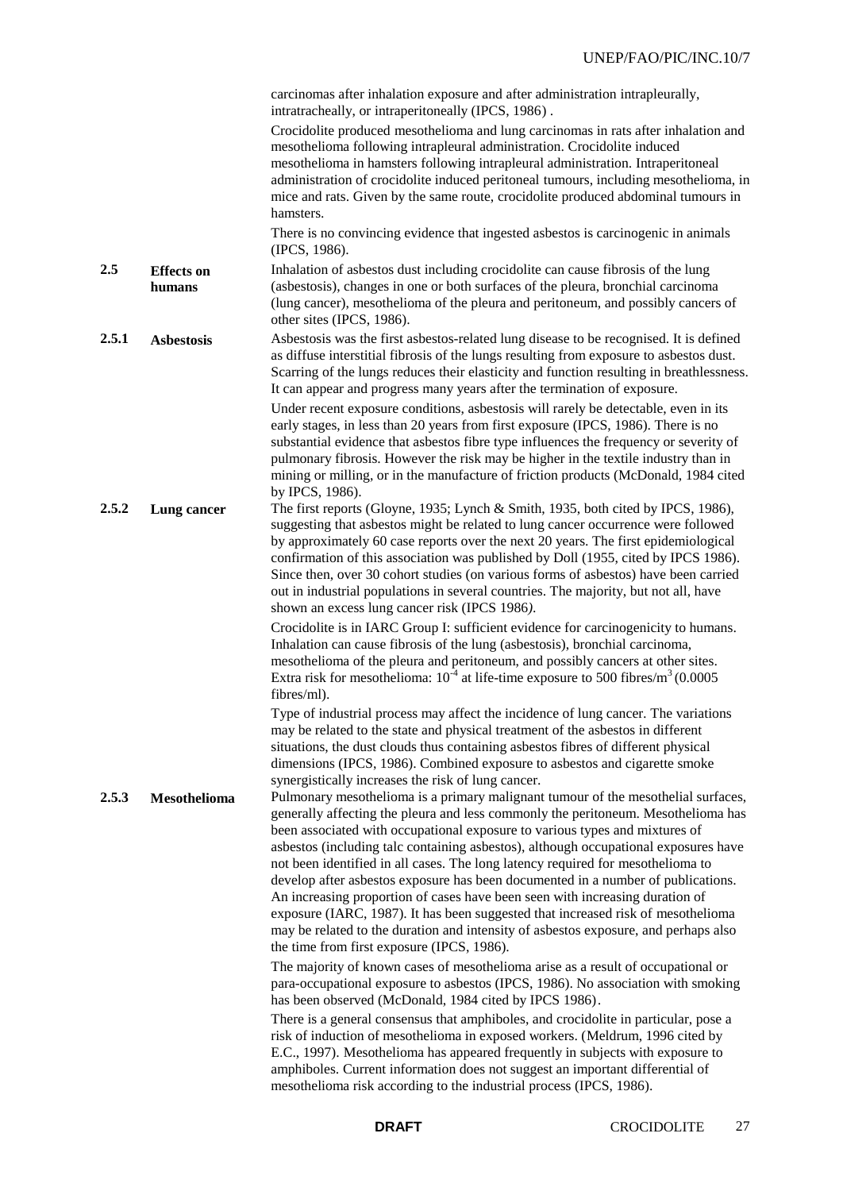carcinomas after inhalation exposure and after administration intrapleurally, intratracheally, or intraperitoneally (IPCS, 1986) .

Crocidolite produced mesothelioma and lung carcinomas in rats after inhalation and mesothelioma following intrapleural administration. Crocidolite induced mesothelioma in hamsters following intrapleural administration. Intraperitoneal administration of crocidolite induced peritoneal tumours, including mesothelioma, in mice and rats. Given by the same route, crocidolite produced abdominal tumours in hamsters.

There is no convincing evidence that ingested asbestos is carcinogenic in animals (IPCS, 1986).

## 2.5 Effects on humans

Inhalation of asbestos dust including crocidolite can cause fibrosis of the lung (asbestosis), changes in one or both surfaces of the pleura, bronchial carcinoma (lung cancer), mesothelioma of the pleura and peritoneum, and possibly cancers of other sites (IPCS, 1986).

### 2.5.1 Asbestosis

Asbestosis was the first asbestos-related lung disease to be recognised. It is defined as diffuse interstitial fibrosis of the lungs resulting from exposure to asbestos dust. Scarring of the lungs reduces their elasticity and function resulting in breathlessness. It can appear and progress many years after the termination of exposure.

Under recent exposure conditions, asbestosis will rarely be detectable, even in its early stages, in less than 20 years from first exposure (IPCS, 1986). There is no substantial evidence that asbestos fibre type influences the frequency or severity of pulmonary fibrosis. However the risk may be higher in the textile industry than in mining or milling, or in the manufacture of friction products (McDonald, 1984 cited by IPCS, 1986).

### 2.5.2 Lung cancer

The first reports (Gloyne, 1935; Lynch & Smith, 1935, both cited by IPCS, 1986), suggesting that asbestos might be related to lung cancer occurrence were followed by approximately 60 case reports over the next 20 years. The first epidemiological confirmation of this association was published by Doll (1955, cited by IPCS 1986). Since then, over 30 cohort studies (on various forms of asbestos) have been carried out in industrial populations in several countries. The majority, but not all, have shown an excess lung cancer risk (IPCS 1986*)*.

Crocidolite is in IARC Group I: sufficient evidence for carcinogenicity to humans. Inhalation can cause fibrosis of the lung (asbestosis), bronchial carcinoma, mesothelioma of the pleura and peritoneum, and possibly cancers at other sites. Extra risk for mesothelioma: $10^{-4}$ at life-time exposure to 500 fibres/$m^3$ (0.0005 fibres/ml).

Type of industrial process may affect the incidence of lung cancer. The variations may be related to the state and physical treatment of the asbestos in different situations, the dust clouds thus containing asbestos fibres of different physical dimensions (IPCS, 1986). Combined exposure to asbestos and cigarette smoke synergistically increases the risk of lung cancer.

### 2.5.3 Mesothelioma

Pulmonary mesothelioma is a primary malignant tumour of the mesothelial surfaces, generally affecting the pleura and less commonly the peritoneum. Mesothelioma has been associated with occupational exposure to various types and mixtures of asbestos (including talc containing asbestos), although occupational exposures have not been identified in all cases. The long latency required for mesothelioma to develop after asbestos exposure has been documented in a number of publications. An increasing proportion of cases have been seen with increasing duration of exposure (IARC, 1987). It has been suggested that increased risk of mesothelioma may be related to the duration and intensity of asbestos exposure, and perhaps also the time from first exposure (IPCS, 1986).

The majority of known cases of mesothelioma arise as a result of occupational or para-occupational exposure to asbestos (IPCS, 1986). No association with smoking has been observed (McDonald, 1984 cited by IPCS 1986).

There is a general consensus that amphiboles, and crocidolite in particular, pose a risk of induction of mesothelioma in exposed workers. (Meldrum, 1996 cited by E.C., 1997). Mesothelioma has appeared frequently in subjects with exposure to amphiboles. Current information does not suggest an important differential of mesothelioma risk according to the industrial process (IPCS, 1986).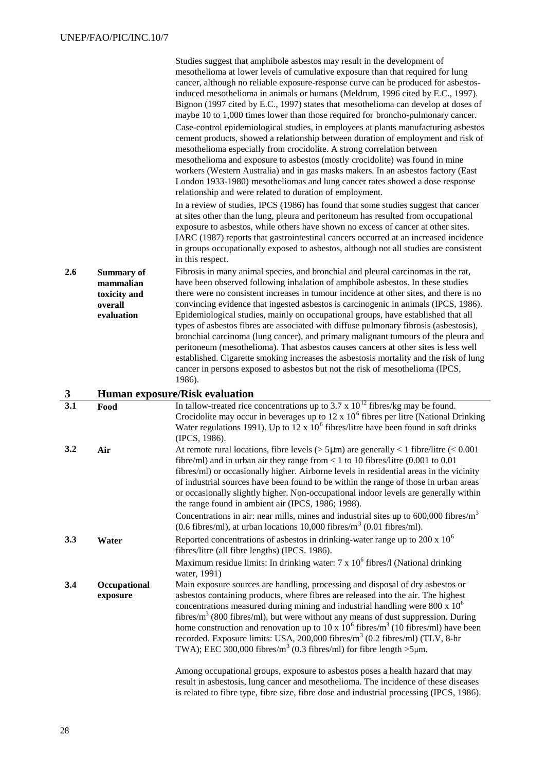Studies suggest that amphibole asbestos may result in the development of mesothelioma at lower levels of cumulative exposure than that required for lung cancer, although no reliable exposure-response curve can be produced for asbestos-induced mesothelioma in animals or humans (Meldrum, 1996 cited by E.C., 1997). Bignon (1997 cited by E.C., 1997) states that mesothelioma can develop at doses of maybe 10 to 1,000 times lower than those required for broncho-pulmonary cancer.

Case-control epidemiological studies, in employees at plants manufacturing asbestos cement products, showed a relationship between duration of employment and risk of mesothelioma especially from crocidolite. A strong correlation between mesothelioma and exposure to asbestos (mostly crocidolite) was found in mine workers (Western Australia) and in gas masks makers. In an asbestos factory (East London 1933-1980) mesotheliomas and lung cancer rates showed a dose response relationship and were related to duration of employment.

In a review of studies, IPCS (1986) has found that some studies suggest that cancer at sites other than the lung, pleura and peritoneum has resulted from occupational exposure to asbestos, while others have shown no excess of cancer at other sites. IARC (1987) reports that gastrointestinal cancers occurred at an increased incidence in groups occupationally exposed to asbestos, although not all studies are consistent in this respect.

**2.6 Summary of mammalian toxicity and overall evaluation**

Fibrosis in many animal species, and bronchial and pleural carcinomas in the rat, have been observed following inhalation of amphibole asbestos. In these studies there were no consistent increases in tumour incidence at other sites, and there is no convincing evidence that ingested asbestos is carcinogenic in animals (IPCS, 1986). Epidemiological studies, mainly on occupational groups, have established that all types of asbestos fibres are associated with diffuse pulmonary fibrosis (asbestosis), bronchial carcinoma (lung cancer), and primary malignant tumours of the pleura and peritoneum (mesothelioma). That asbestos causes cancers at other sites is less well established. Cigarette smoking increases the asbestosis mortality and the risk of lung cancer in persons exposed to asbestos but not the risk of mesothelioma (IPCS, 1986).

## 3 Human exposure/Risk evaluation

**3.1 Food**

In tallow-treated rice concentrations up to $3.7 \times 10^{12}$ fibres/kg may be found. Crocidolite may occur in beverages up to $12 \times 10^{6}$ fibres per litre (National Drinking Water regulations 1991). Up to $12 \times 10^{6}$ fibres/litre have been found in soft drinks (IPCS, 1986).

**3.2 Air**

At remote rural locations, fibre levels ($> 5\mu m$) are generally < 1 fibre/litre (< 0.001 fibre/ml) and in urban air they range from < 1 to 10 fibres/litre (0.001 to 0.01 fibres/ml) or occasionally higher. Airborne levels in residential areas in the vicinity of industrial sources have been found to be within the range of those in urban areas or occasionally slightly higher. Non-occupational indoor levels are generally within the range found in ambient air (IPCS, 1986; 1998).

Concentrations in air: near mills, mines and industrial sites up to 600,000 fibres/$m^3$ (0.6 fibres/ml), at urban locations 10,000 fibres/$m^3$ (0.01 fibres/ml).

**3.3 Water**

Reported concentrations of asbestos in drinking-water range up to $200 \times 10^{6}$ fibres/litre (all fibre lengths) (IPCS. 1986).

Maximum residue limits: In drinking water: $7 \times 10^{6}$ fibres/l (National drinking water, 1991)

**3.4 Occupational exposure**

Main exposure sources are handling, processing and disposal of dry asbestos or asbestos containing products, where fibres are released into the air. The highest concentrations measured during mining and industrial handling were $800 \times 10^{6}$ fibres/$m^3$ (800 fibres/ml), but were without any means of dust suppression. During home construction and renovation up to $10 \times 10^{6}$ fibres/$m^3$ (10 fibres/ml) have been recorded. Exposure limits: USA, 200,000 fibres/$m^3$ (0.2 fibres/ml) (TLV, 8-hr TWA); EEC 300,000 fibres/$m^3$ (0.3 fibres/ml) for fibre length $>5\mu m$.

Among occupational groups, exposure to asbestos poses a health hazard that may result in asbestosis, lung cancer and mesothelioma. The incidence of these diseases is related to fibre type, fibre size, fibre dose and industrial processing (IPCS, 1986).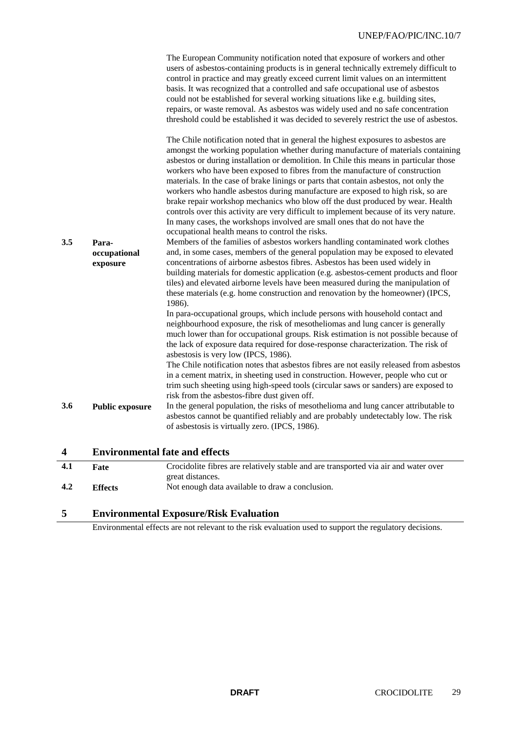The European Community notification noted that exposure of workers and other users of asbestos-containing products is in general technically extremely difficult to control in practice and may greatly exceed current limit values on an intermittent basis. It was recognized that a controlled and safe occupational use of asbestos could not be established for several working situations like e.g. building sites, repairs, or waste removal. As asbestos was widely used and no safe concentration threshold could be established it was decided to severely restrict the use of asbestos.

The Chile notification noted that in general the highest exposures to asbestos are amongst the working population whether during manufacture of materials containing asbestos or during installation or demolition. In Chile this means in particular those workers who have been exposed to fibres from the manufacture of construction materials. In the case of brake linings or parts that contain asbestos, not only the workers who handle asbestos during manufacture are exposed to high risk, so are brake repair workshop mechanics who blow off the dust produced by wear. Health controls over this activity are very difficult to implement because of its very nature. In many cases, the workshops involved are small ones that do not have the occupational health means to control the risks.

**3.5 Para-occupational exposure**

Members of the families of asbestos workers handling contaminated work clothes and, in some cases, members of the general population may be exposed to elevated concentrations of airborne asbestos fibres. Asbestos has been used widely in building materials for domestic application (e.g. asbestos-cement products and floor tiles) and elevated airborne levels have been measured during the manipulation of these materials (e.g. home construction and renovation by the homeowner) (IPCS, 1986).

In para-occupational groups, which include persons with household contact and neighbourhood exposure, the risk of mesotheliomas and lung cancer is generally much lower than for occupational groups. Risk estimation is not possible because of the lack of exposure data required for dose-response characterization. The risk of asbestosis is very low (IPCS, 1986).

The Chile notification notes that asbestos fibres are not easily released from asbestos in a cement matrix, in sheeting used in construction. However, people who cut or trim such sheeting using high-speed tools (circular saws or sanders) are exposed to risk from the asbestos-fibre dust given off.

**3.6 Public exposure**

In the general population, the risks of mesothelioma and lung cancer attributable to asbestos cannot be quantified reliably and are probably undetectably low. The risk of asbestosis is virtually zero. (IPCS, 1986).

## 4 Environmental fate and effects

| | | |
|---|---|---|
| **4.1** | **Fate** | Crocidolite fibres are relatively stable and are transported via air and water over great distances. |
| **4.2** | **Effects** | Not enough data available to draw a conclusion. |

## 5 Environmental Exposure/Risk Evaluation

Environmental effects are not relevant to the risk evaluation used to support the regulatory decisions.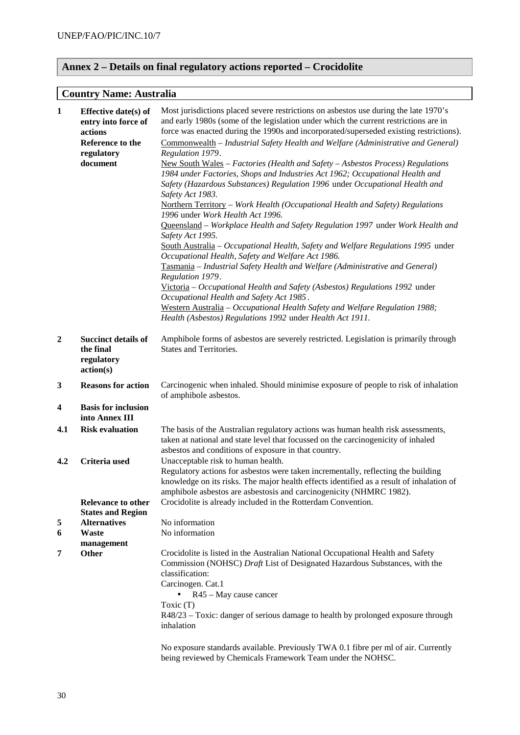## Annex 2 – Details on final regulatory actions reported – Crocidolite

### Country Name: Australia

| | | |
|---|---|---|
| **1** | **Effective date(s) of entry into force of actions**<br>**Reference to the regulatory document** | Most jurisdictions placed severe restrictions on asbestos use during the late 1970's and early 1980s (some of the legislation under which the current restrictions are in force was enacted during the 1990s and incorporated/superseded existing restrictions).<br>Commonwealth – *Industrial Safety Health and Welfare (Administrative and General) Regulation 1979*.<br>New South Wales – *Factories (Health and Safety – Asbestos Process) Regulations 1984 under Factories, Shops and Industries Act 1962; Occupational Health and Safety (Hazardous Substances) Regulation 1996* under *Occupational Health and Safety Act 1983.*<br>Northern Territory – *Work Health (Occupational Health and Safety) Regulations 1996* under *Work Health Act 1996.*<br>Queensland – *Workplace Health and Safety Regulation 1997* under *Work Health and Safety Act 1995.*<br>South Australia – *Occupational Health, Safety and Welfare Regulations 1995* under *Occupational Health, Safety and Welfare Act 1986.*<br>Tasmania – *Industrial Safety Health and Welfare (Administrative and General) Regulation 1979*.<br>Victoria – *Occupational Health and Safety (Asbestos) Regulations 1992* under *Occupational Health and Safety Act 1985*.<br>Western Australia – *Occupational Health Safety and Welfare Regulation 1988; Health (Asbestos) Regulations 1992* under *Health Act 1911.* |
| **2** | **Succinct details of the final regulatory action(s)** | Amphibole forms of asbestos are severely restricted. Legislation is primarily through States and Territories. |
| **3** | **Reasons for action** | Carcinogenic when inhaled. Should minimise exposure of people to risk of inhalation of amphibole asbestos. |
| **4** | **Basis for inclusion into Annex III** | |
| **4.1** | **Risk evaluation** | The basis of the Australian regulatory actions was human health risk assessments, taken at national and state level that focussed on the carcinogenicity of inhaled asbestos and conditions of exposure in that country. |
| **4.2** | **Criteria used** | Unacceptable risk to human health.<br>Regulatory actions for asbestos were taken incrementally, reflecting the building knowledge on its risks. The major health effects identified as a result of inhalation of amphibole asbestos are asbestosis and carcinogenicity (NHMRC 1982). |
| | **Relevance to other States and Region** | Crocidolite is already included in the Rotterdam Convention. |
| **5** | **Alternatives** | No information |
| **6** | **Waste management** | No information |
| **7** | **Other** | Crocidolite is listed in the Australian National Occupational Health and Safety Commission (NOHSC) *Draft* List of Designated Hazardous Substances, with the classification:<br>Carcinogen. Cat.1<br>• R45 – May cause cancer<br>Toxic (T)<br>R48/23 – Toxic: danger of serious damage to health by prolonged exposure through inhalation<br><br>No exposure standards available. Previously TWA 0.1 fibre per ml of air. Currently being reviewed by Chemicals Framework Team under the NOHSC. |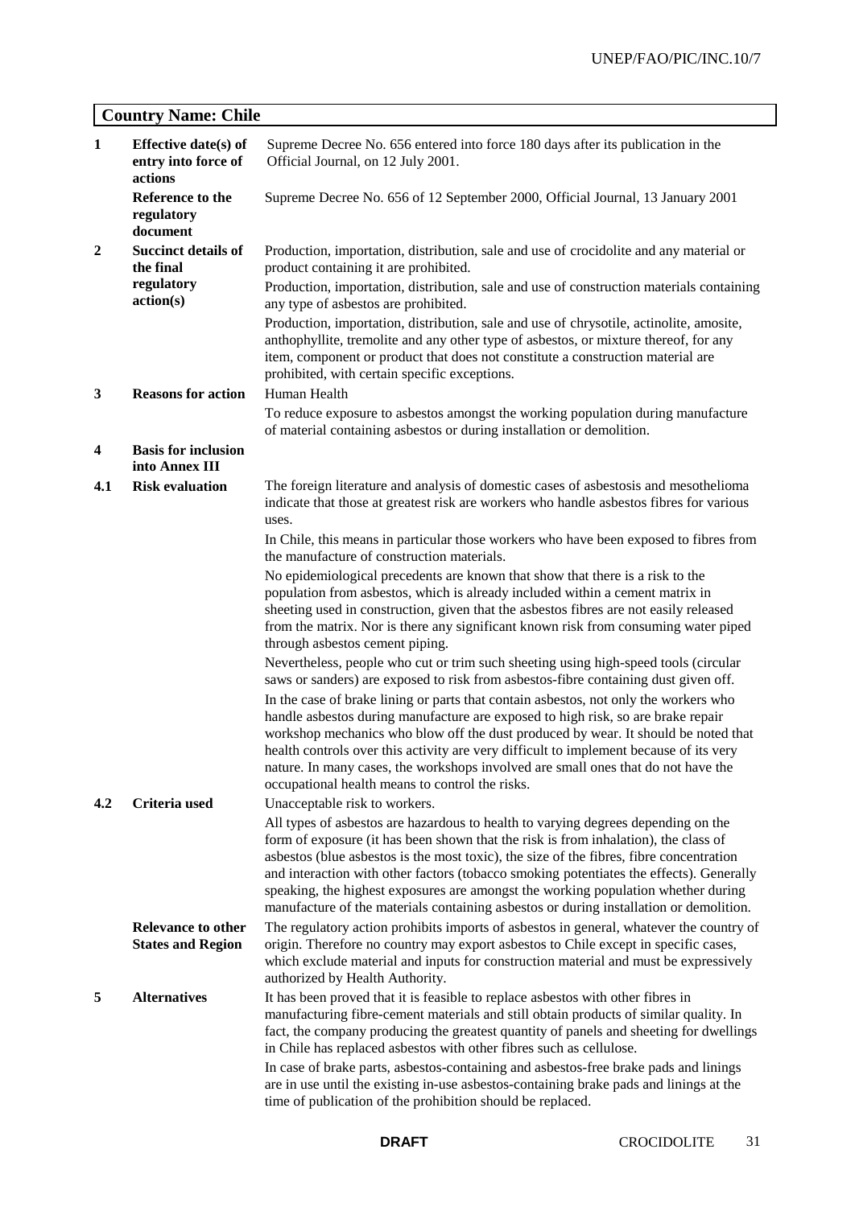**Country Name: Chile**

| | | |
|---|---|---|
| **1** | **Effective date(s) of entry into force of actions** | Supreme Decree No. 656 entered into force 180 days after its publication in the Official Journal, on 12 July 2001. |
| | **Reference to the regulatory document** | Supreme Decree No. 656 of 12 September 2000, Official Journal, 13 January 2001 |
| **2** | **Succinct details of the final regulatory action(s)** | Production, importation, distribution, sale and use of crocidolite and any material or product containing it are prohibited.<br>Production, importation, distribution, sale and use of construction materials containing any type of asbestos are prohibited.<br>Production, importation, distribution, sale and use of chrysotile, actinolite, amosite, anthophyllite, tremolite and any other type of asbestos, or mixture thereof, for any item, component or product that does not constitute a construction material are prohibited, with certain specific exceptions. |
| **3** | **Reasons for action** | Human Health<br>To reduce exposure to asbestos amongst the working population during manufacture of material containing asbestos or during installation or demolition. |
| **4** | **Basis for inclusion into Annex III** | |
| **4.1** | **Risk evaluation** | The foreign literature and analysis of domestic cases of asbestosis and mesothelioma indicate that those at greatest risk are workers who handle asbestos fibres for various uses.<br>In Chile, this means in particular those workers who have been exposed to fibres from the manufacture of construction materials.<br>No epidemiological precedents are known that show that there is a risk to the population from asbestos, which is already included within a cement matrix in sheeting used in construction, given that the asbestos fibres are not easily released from the matrix. Nor is there any significant known risk from consuming water piped through asbestos cement piping.<br>Nevertheless, people who cut or trim such sheeting using high-speed tools (circular saws or sanders) are exposed to risk from asbestos-fibre containing dust given off.<br>In the case of brake lining or parts that contain asbestos, not only the workers who handle asbestos during manufacture are exposed to high risk, so are brake repair workshop mechanics who blow off the dust produced by wear. It should be noted that health controls over this activity are very difficult to implement because of its very nature. In many cases, the workshops involved are small ones that do not have the occupational health means to control the risks. |
| **4.2** | **Criteria used** | Unacceptable risk to workers.<br>All types of asbestos are hazardous to health to varying degrees depending on the form of exposure (it has been shown that the risk is from inhalation), the class of asbestos (blue asbestos is the most toxic), the size of the fibres, fibre concentration and interaction with other factors (tobacco smoking potentiates the effects). Generally speaking, the highest exposures are amongst the working population whether during manufacture of the materials containing asbestos or during installation or demolition. |
| | **Relevance to other States and Region** | The regulatory action prohibits imports of asbestos in general, whatever the country of origin. Therefore no country may export asbestos to Chile except in specific cases, which exclude material and inputs for construction material and must be expressively authorized by Health Authority. |
| **5** | **Alternatives** | It has been proved that it is feasible to replace asbestos with other fibres in manufacturing fibre-cement materials and still obtain products of similar quality. In fact, the company producing the greatest quantity of panels and sheeting for dwellings in Chile has replaced asbestos with other fibres such as cellulose.<br>In case of brake parts, asbestos-containing and asbestos-free brake pads and linings are in use until the existing in-use asbestos-containing brake pads and linings at the time of publication of the prohibition should be replaced. |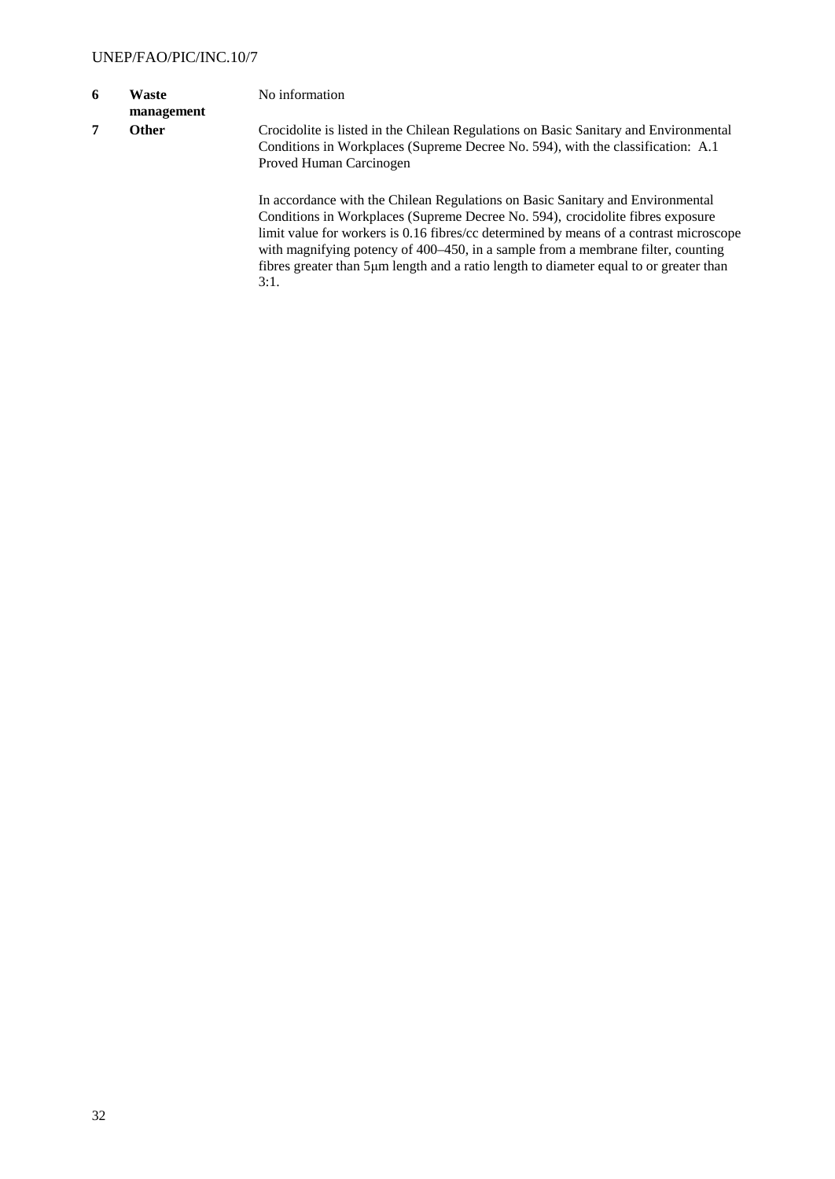| | | |
|---|---|---|
| **6** | **Waste management** | No information |
| **7** | **Other** | Crocidolite is listed in the Chilean Regulations on Basic Sanitary and Environmental Conditions in Workplaces (Supreme Decree No. 594), with the classification: A.1 Proved Human Carcinogen<br><br>In accordance with the Chilean Regulations on Basic Sanitary and Environmental Conditions in Workplaces (Supreme Decree No. 594), crocidolite fibres exposure limit value for workers is 0.16 fibres/cc determined by means of a contrast microscope with magnifying potency of 400–450, in a sample from a membrane filter, counting fibres greater than 5μm length and a ratio length to diameter equal to or greater than 3:1. |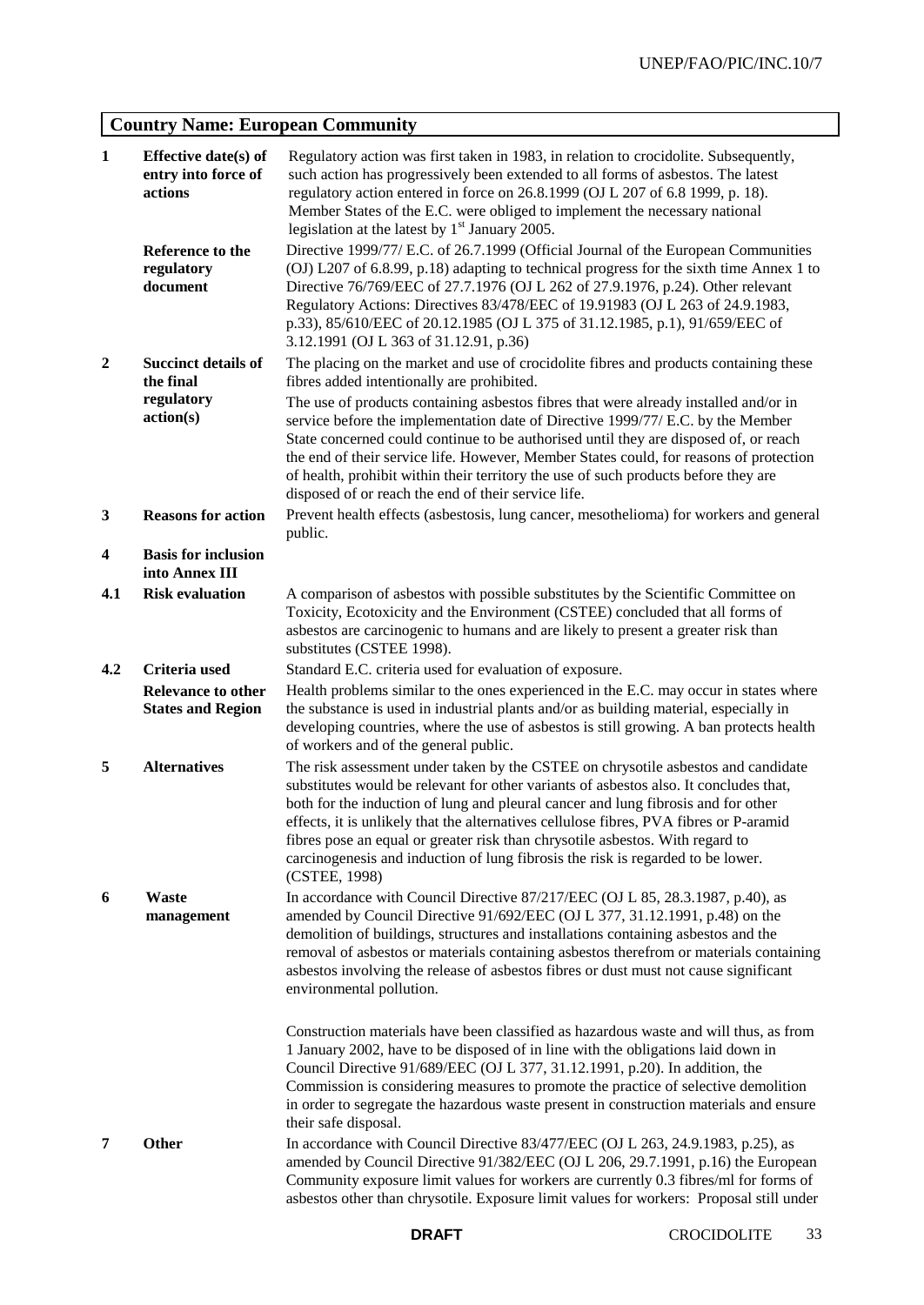## Country Name: European Community

| | | |
|---|---|---|
| **1** | **Effective date(s) of entry into force of actions** | Regulatory action was first taken in 1983, in relation to crocidolite. Subsequently, such action has progressively been extended to all forms of asbestos. The latest regulatory action entered in force on 26.8.1999 (OJ L 207 of 6.8 1999, p. 18). Member States of the E.C. were obliged to implement the necessary national legislation at the latest by 1st January 2005. |
| | **Reference to the regulatory document** | Directive 1999/77/ E.C. of 26.7.1999 (Official Journal of the European Communities (OJ) L207 of 6.8.99, p.18) adapting to technical progress for the sixth time Annex 1 to Directive 76/769/EEC of 27.7.1976 (OJ L 262 of 27.9.1976, p.24). Other relevant Regulatory Actions: Directives 83/478/EEC of 19.91983 (OJ L 263 of 24.9.1983, p.33), 85/610/EEC of 20.12.1985 (OJ L 375 of 31.12.1985, p.1), 91/659/EEC of 3.12.1991 (OJ L 363 of 31.12.91, p.36) |
| **2** | **Succinct details of the final regulatory action(s)** | The placing on the market and use of crocidolite fibres and products containing these fibres added intentionally are prohibited.<br><br>The use of products containing asbestos fibres that were already installed and/or in service before the implementation date of Directive 1999/77/ E.C. by the Member State concerned could continue to be authorised until they are disposed of, or reach the end of their service life. However, Member States could, for reasons of protection of health, prohibit within their territory the use of such products before they are disposed of or reach the end of their service life. |
| **3** | **Reasons for action** | Prevent health effects (asbestosis, lung cancer, mesothelioma) for workers and general public. |
| **4** | **Basis for inclusion into Annex III** | |
| **4.1** | **Risk evaluation** | A comparison of asbestos with possible substitutes by the Scientific Committee on Toxicity, Ecotoxicity and the Environment (CSTEE) concluded that all forms of asbestos are carcinogenic to humans and are likely to present a greater risk than substitutes (CSTEE 1998). |
| **4.2** | **Criteria used** | Standard E.C. criteria used for evaluation of exposure. |
| | **Relevance to other States and Region** | Health problems similar to the ones experienced in the E.C. may occur in states where the substance is used in industrial plants and/or as building material, especially in developing countries, where the use of asbestos is still growing. A ban protects health of workers and of the general public. |
| **5** | **Alternatives** | The risk assessment under taken by the CSTEE on chrysotile asbestos and candidate substitutes would be relevant for other variants of asbestos also. It concludes that, both for the induction of lung and pleural cancer and lung fibrosis and for other effects, it is unlikely that the alternatives cellulose fibres, PVA fibres or P-aramid fibres pose an equal or greater risk than chrysotile asbestos. With regard to carcinogenesis and induction of lung fibrosis the risk is regarded to be lower. (CSTEE, 1998) |
| **6** | **Waste management** | In accordance with Council Directive 87/217/EEC (OJ L 85, 28.3.1987, p.40), as amended by Council Directive 91/692/EEC (OJ L 377, 31.12.1991, p.48) on the demolition of buildings, structures and installations containing asbestos and the removal of asbestos or materials containing asbestos therefrom or materials containing asbestos involving the release of asbestos fibres or dust must not cause significant environmental pollution.<br><br>Construction materials have been classified as hazardous waste and will thus, as from 1 January 2002, have to be disposed of in line with the obligations laid down in Council Directive 91/689/EEC (OJ L 377, 31.12.1991, p.20). In addition, the Commission is considering measures to promote the practice of selective demolition in order to segregate the hazardous waste present in construction materials and ensure their safe disposal. |
| **7** | **Other** | In accordance with Council Directive 83/477/EEC (OJ L 263, 24.9.1983, p.25), as amended by Council Directive 91/382/EEC (OJ L 206, 29.7.1991, p.16) the European Community exposure limit values for workers are currently 0.3 fibres/ml for forms of asbestos other than chrysotile. Exposure limit values for workers: Proposal still under |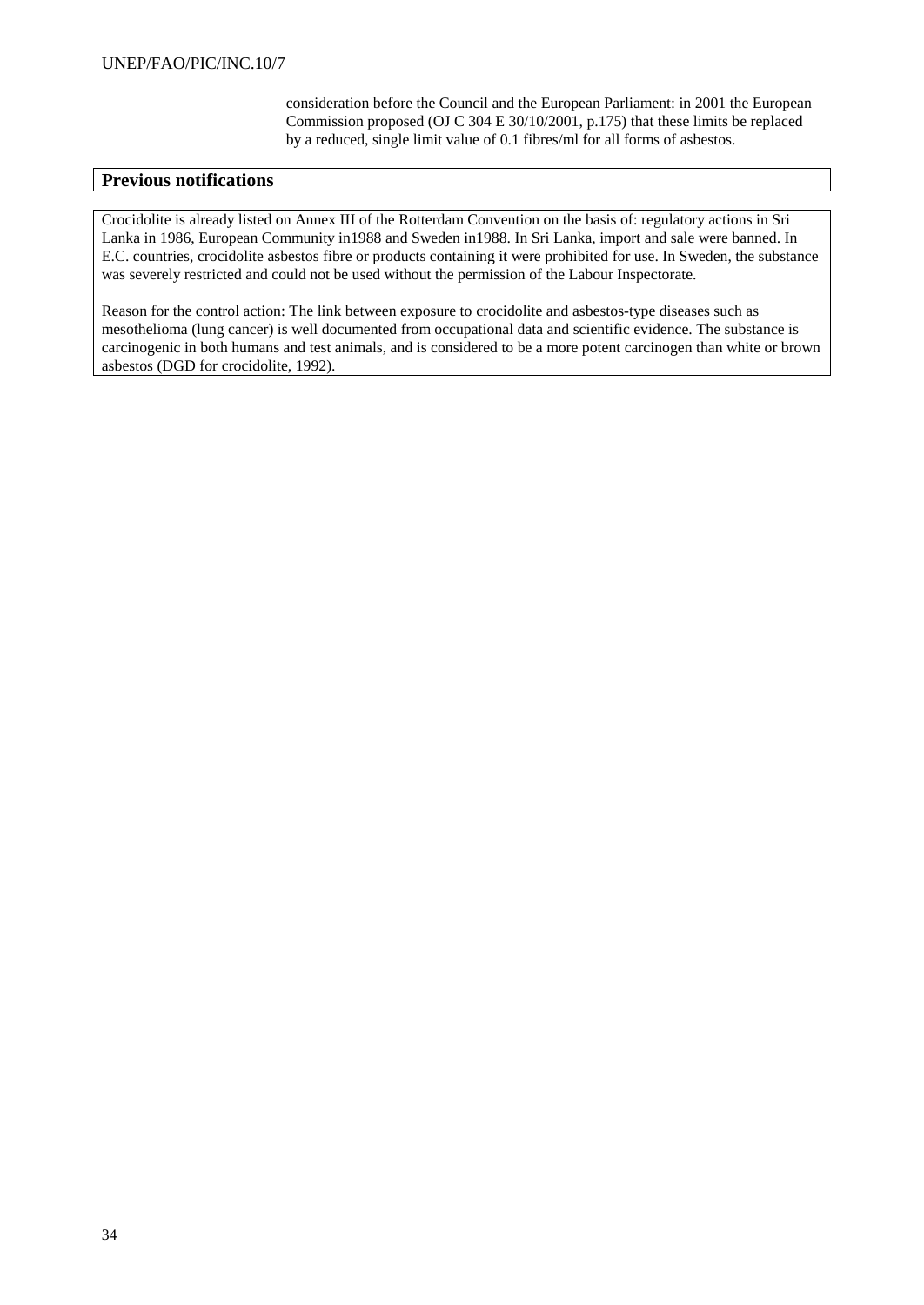consideration before the Council and the European Parliament: in 2001 the European Commission proposed (OJ C 304 E 30/10/2001, p.175) that these limits be replaced by a reduced, single limit value of 0.1 fibres/ml for all forms of asbestos.

## Previous notifications

Crocidolite is already listed on Annex III of the Rotterdam Convention on the basis of: regulatory actions in Sri Lanka in 1986, European Community in1988 and Sweden in1988. In Sri Lanka, import and sale were banned. In E.C. countries, crocidolite asbestos fibre or products containing it were prohibited for use. In Sweden, the substance was severely restricted and could not be used without the permission of the Labour Inspectorate.

Reason for the control action: The link between exposure to crocidolite and asbestos-type diseases such as mesothelioma (lung cancer) is well documented from occupational data and scientific evidence. The substance is carcinogenic in both humans and test animals, and is considered to be a more potent carcinogen than white or brown asbestos (DGD for crocidolite, 1992).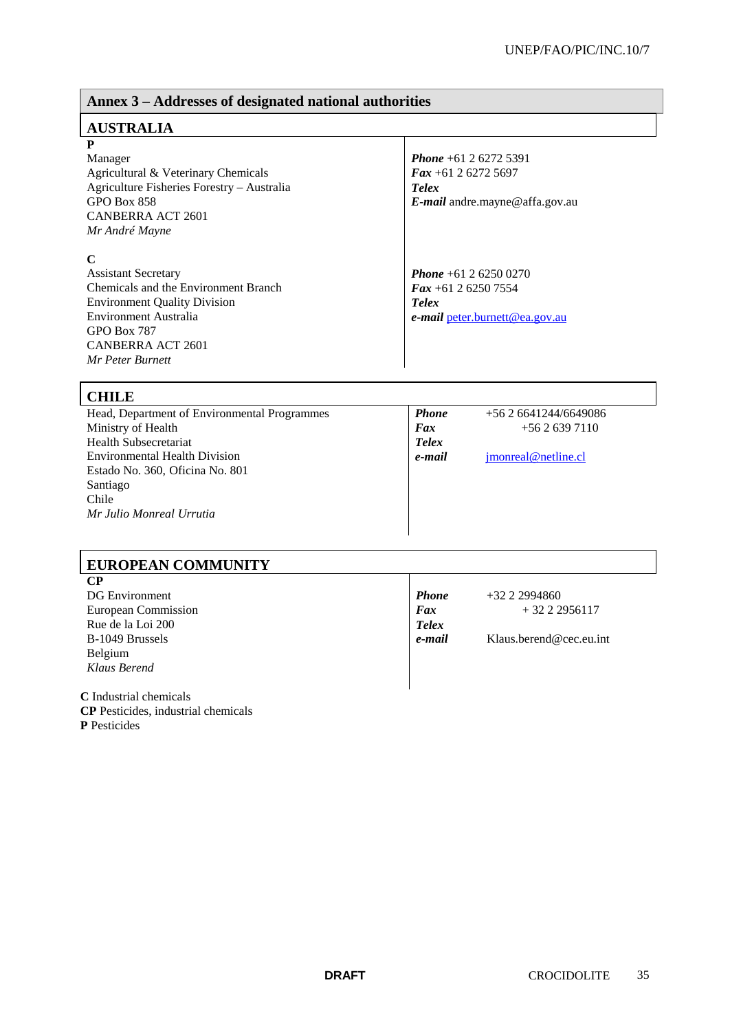## Annex 3 – Addresses of designated national authorities

### AUSTRALIA

| | |
|---|---|
| **P**<br>Manager<br>Agricultural & Veterinary Chemicals<br>Agriculture Fisheries Forestry – Australia<br>GPO Box 858<br>CANBERRA ACT 2601<br>*Mr André Mayne* | ***Phone*** +61 2 6272 5391<br>***Fax*** +61 2 6272 5697<br>***Telex***<br>***E-mail*** andre.mayne@affa.gov.au |
| **C**<br>Assistant Secretary<br>Chemicals and the Environment Branch<br>Environment Quality Division<br>Environment Australia<br>GPO Box 787<br>CANBERRA ACT 2601<br>*Mr Peter Burnett* | ***Phone*** +61 2 6250 0270<br>***Fax*** +61 2 6250 7554<br>***Telex***<br>***e-mail*** peter.burnett@ea.gov.au |

### CHILE

| | | |
|---|---|---|
| Head, Department of Environmental Programmes<br>Ministry of Health<br>Health Subsecretariat<br>Environmental Health Division<br>Estado No. 360, Oficina No. 801<br>Santiago<br>Chile<br>*Mr Julio Monreal Urrutia* | ***Phone***<br>***Fax***<br>***Telex***<br>***e-mail*** | +56 2 6641244/6649086<br>+56 2 639 7110<br><br>jmonreal@netline.cl |

### EUROPEAN COMMUNITY

| | | |
|---|---|---|
| **CP**<br>DG Environment<br>European Commission<br>Rue de la Loi 200<br>B-1049 Brussels<br>Belgium<br>*Klaus Berend* | ***Phone***<br>***Fax***<br>***Telex***<br>***e-mail*** | +32 2 2994860<br>+ 32 2 2956117<br><br>Klaus.berend@cec.eu.int |

**C** Industrial chemicals
**CP** Pesticides, industrial chemicals
**P** Pesticides

DRAFT

CROCIDOLITE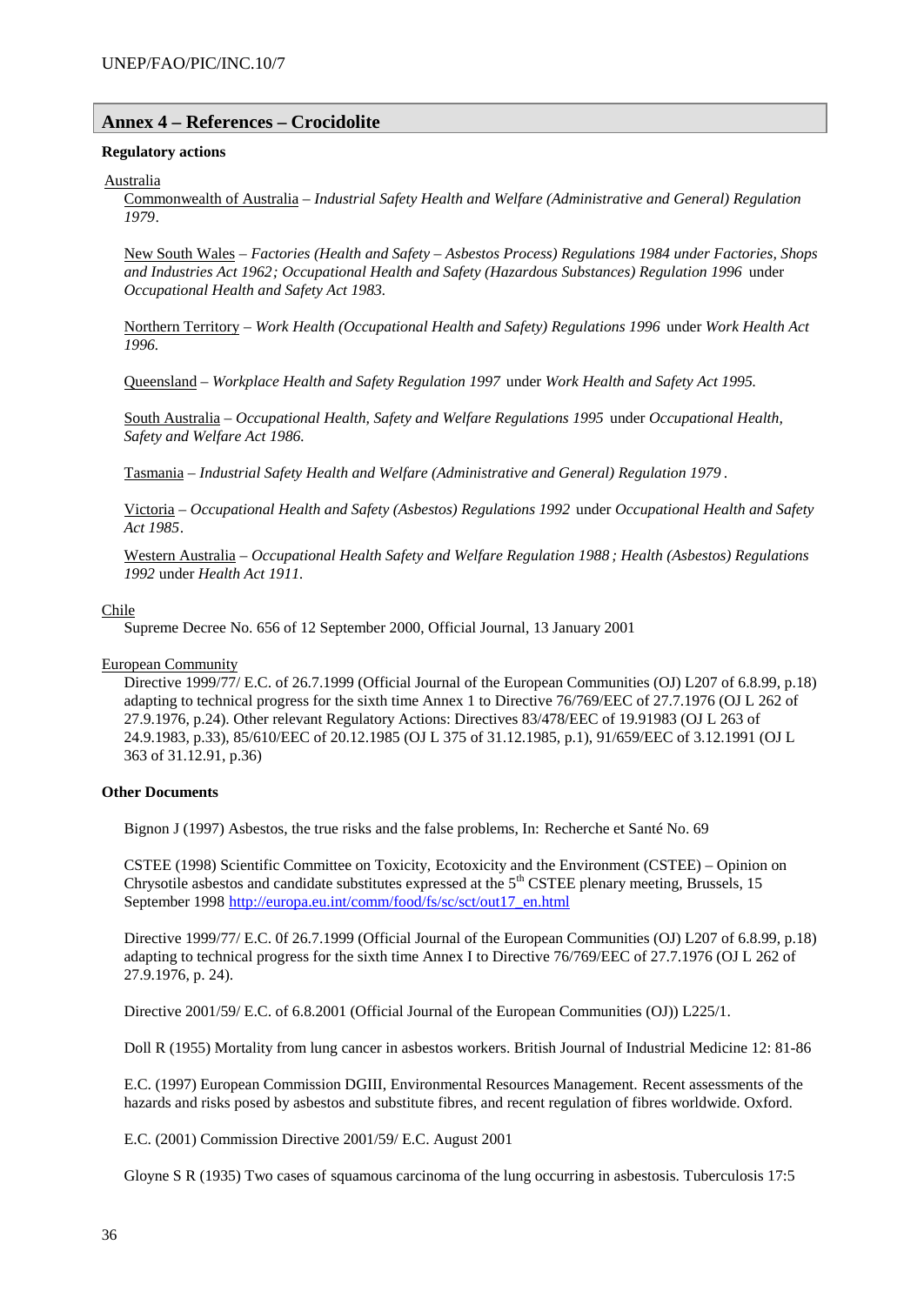## Annex 4 – References – Crocidolite

**Regulatory actions**

Australia

Commonwealth of Australia – *Industrial Safety Health and Welfare (Administrative and General) Regulation 1979*.

New South Wales – *Factories (Health and Safety – Asbestos Process) Regulations 1984 under Factories, Shops and Industries Act 1962; Occupational Health and Safety (Hazardous Substances) Regulation 1996* under *Occupational Health and Safety Act 1983.*

Northern Territory – *Work Health (Occupational Health and Safety) Regulations 1996* under *Work Health Act 1996.*

Queensland – *Workplace Health and Safety Regulation 1997* under *Work Health and Safety Act 1995.*

South Australia – *Occupational Health, Safety and Welfare Regulations 1995* under *Occupational Health, Safety and Welfare Act 1986.*

Tasmania – *Industrial Safety Health and Welfare (Administrative and General) Regulation 1979*.

Victoria – *Occupational Health and Safety (Asbestos) Regulations 1992* under *Occupational Health and Safety Act 1985*.

Western Australia – *Occupational Health Safety and Welfare Regulation 1988; Health (Asbestos) Regulations 1992* under *Health Act 1911.*

Chile

Supreme Decree No. 656 of 12 September 2000, Official Journal, 13 January 2001

European Community

Directive 1999/77/ E.C. of 26.7.1999 (Official Journal of the European Communities (OJ) L207 of 6.8.99, p.18) adapting to technical progress for the sixth time Annex 1 to Directive 76/769/EEC of 27.7.1976 (OJ L 262 of 27.9.1976, p.24). Other relevant Regulatory Actions: Directives 83/478/EEC of 19.91983 (OJ L 263 of 24.9.1983, p.33), 85/610/EEC of 20.12.1985 (OJ L 375 of 31.12.1985, p.1), 91/659/EEC of 3.12.1991 (OJ L 363 of 31.12.91, p.36)

**Other Documents**

Bignon J (1997) Asbestos, the true risks and the false problems, In: Recherche et Santé No. 69

CSTEE (1998) Scientific Committee on Toxicity, Ecotoxicity and the Environment (CSTEE) – Opinion on Chrysotile asbestos and candidate substitutes expressed at the 5th CSTEE plenary meeting, Brussels, 15 September 1998 http://europa.eu.int/comm/food/fs/sc/sct/out17_en.html

Directive 1999/77/ E.C. 0f 26.7.1999 (Official Journal of the European Communities (OJ) L207 of 6.8.99, p.18) adapting to technical progress for the sixth time Annex I to Directive 76/769/EEC of 27.7.1976 (OJ L 262 of 27.9.1976, p. 24).

Directive 2001/59/ E.C. of 6.8.2001 (Official Journal of the European Communities (OJ)) L225/1.

Doll R (1955) Mortality from lung cancer in asbestos workers. British Journal of Industrial Medicine 12: 81-86

E.C. (1997) European Commission DGIII, Environmental Resources Management. Recent assessments of the hazards and risks posed by asbestos and substitute fibres, and recent regulation of fibres worldwide. Oxford.

E.C. (2001) Commission Directive 2001/59/ E.C. August 2001

Gloyne S R (1935) Two cases of squamous carcinoma of the lung occurring in asbestosis. Tuberculosis 17:5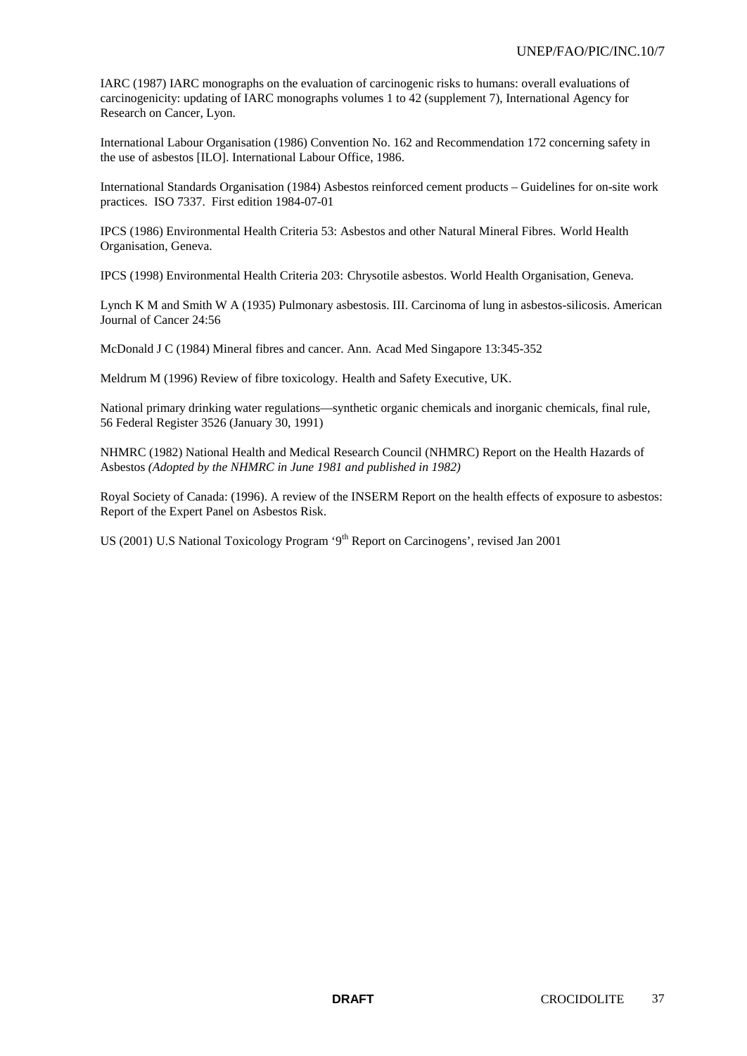IARC (1987) IARC monographs on the evaluation of carcinogenic risks to humans: overall evaluations of carcinogenicity: updating of IARC monographs volumes 1 to 42 (supplement 7), International Agency for Research on Cancer, Lyon.

International Labour Organisation (1986) Convention No. 162 and Recommendation 172 concerning safety in the use of asbestos [ILO]. International Labour Office, 1986.

International Standards Organisation (1984) Asbestos reinforced cement products – Guidelines for on-site work practices. ISO 7337. First edition 1984-07-01

IPCS (1986) Environmental Health Criteria 53: Asbestos and other Natural Mineral Fibres. World Health Organisation, Geneva.

IPCS (1998) Environmental Health Criteria 203: Chrysotile asbestos. World Health Organisation, Geneva.

Lynch K M and Smith W A (1935) Pulmonary asbestosis. III. Carcinoma of lung in asbestos-silicosis. American Journal of Cancer 24:56

McDonald J C (1984) Mineral fibres and cancer. Ann. Acad Med Singapore 13:345-352

Meldrum M (1996) Review of fibre toxicology. Health and Safety Executive, UK.

National primary drinking water regulations—synthetic organic chemicals and inorganic chemicals, final rule, 56 Federal Register 3526 (January 30, 1991)

NHMRC (1982) National Health and Medical Research Council (NHMRC) Report on the Health Hazards of Asbestos *(Adopted by the NHMRC in June 1981 and published in 1982)*

Royal Society of Canada: (1996). A review of the INSERM Report on the health effects of exposure to asbestos: Report of the Expert Panel on Asbestos Risk.

US (2001) U.S National Toxicology Program '9th Report on Carcinogens', revised Jan 2001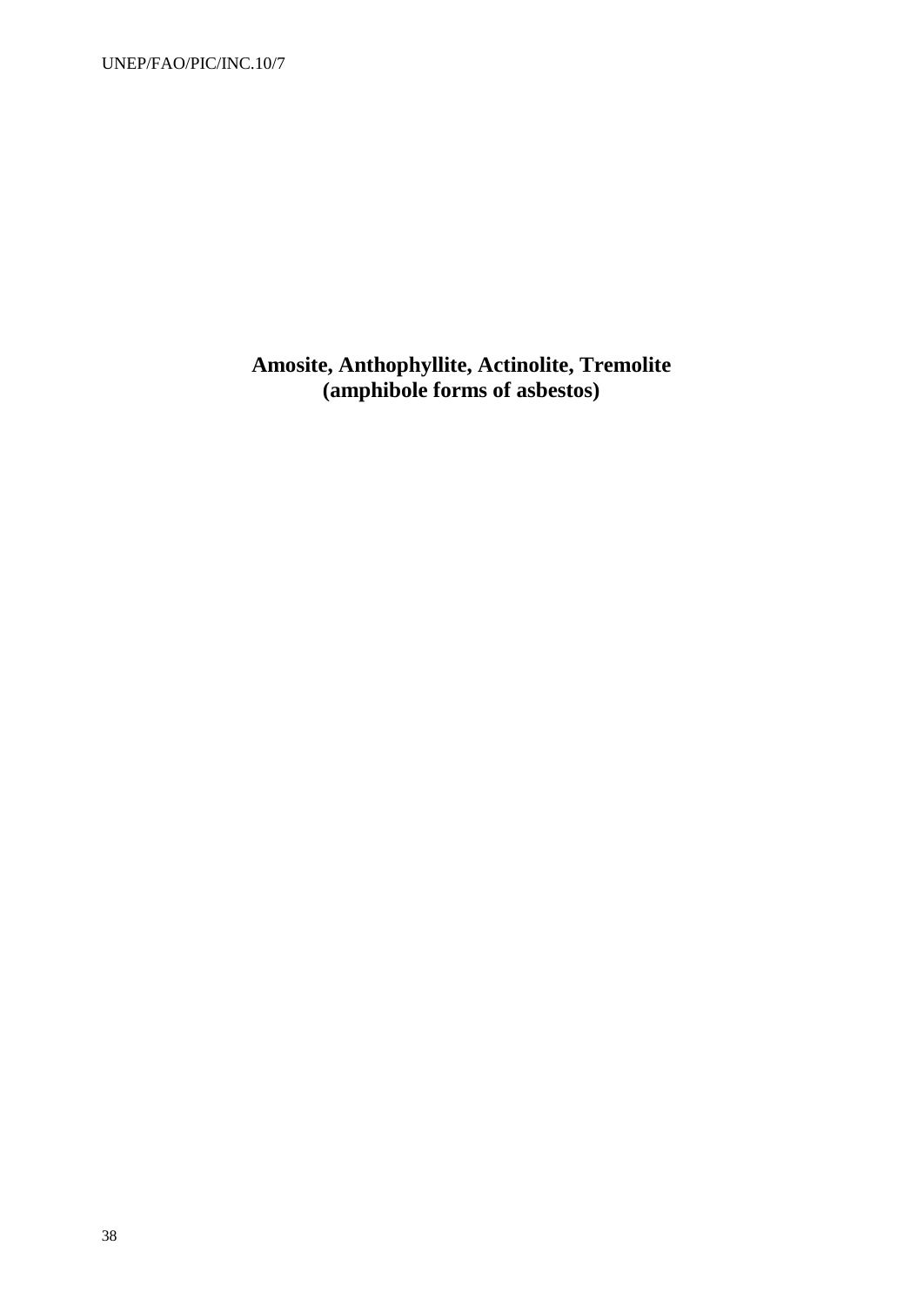# Amosite, Anthophyllite, Actinolite, Tremolite
# (amphibole forms of asbestos)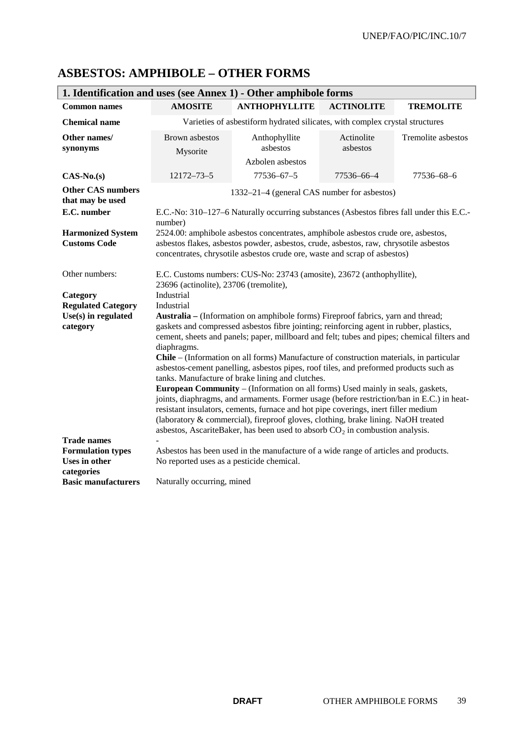# ASBESTOS: AMPHIBOLE – OTHER FORMS

| 1. Identification and uses (see Annex 1) - Other amphibole forms | | | | |
|---|---|---|---|---|
| **Common names** | **AMOSITE** | **ANTHOPHYLLITE** | **ACTINOLITE** | **TREMOLITE** |
| **Chemical name** | Varieties of asbestiform hydrated silicates, with complex crystal structures | | | |
| **Other names/ synonyms** | Brown asbestos<br>Mysorite | Anthophyllite asbestos<br>Azbolen asbestos | Actinolite asbestos | Tremolite asbestos |
| **CAS-No.(s)** | 12172–73–5 | 77536–67–5 | 77536–66–4 | 77536–68–6 |
| **Other CAS numbers that may be used** | 1332–21–4 (general CAS number for asbestos) | | | |
| **E.C. number** | E.C.-No: 310–127–6 Naturally occurring substances (Asbestos fibres fall under this E.C.-number) | | | |
| **Harmonized System Customs Code** | 2524.00: amphibole asbestos concentrates, amphibole asbestos crude ore, asbestos, asbestos flakes, asbestos powder, asbestos, crude, asbestos, raw, chrysotile asbestos concentrates, chrysotile asbestos crude ore, waste and scrap of asbestos) | | | |
| Other numbers: | E.C. Customs numbers: CUS-No: 23743 (amosite), 23672 (anthophyllite), 23696 (actinolite), 23706 (tremolite), | | | |
| **Category** | Industrial | | | |
| **Regulated Category** | Industrial | | | |
| **Use(s) in regulated category** | **Australia –** (Information on amphibole forms) Fireproof fabrics, yarn and thread; gaskets and compressed asbestos fibre jointing; reinforcing agent in rubber, plastics, cement, sheets and panels; paper, millboard and felt; tubes and pipes; chemical filters and diaphragms.<br>**Chile** – (Information on all forms) Manufacture of construction materials, in particular asbestos-cement panelling, asbestos pipes, roof tiles, and preformed products such as tanks. Manufacture of brake lining and clutches.<br>**European Community** – (Information on all forms) Used mainly in seals, gaskets, joints, diaphragms, and armaments. Former usage (before restriction/ban in E.C.) in heat-resistant insulators, cements, furnace and hot pipe coverings, inert filler medium (laboratory & commercial), fireproof gloves, clothing, brake lining. NaOH treated asbestos, AscariteBaker, has been used to absorb $CO_2$ in combustion analysis. | | | |
| **Trade names** | - | | | |
| **Formulation types** | Asbestos has been used in the manufacture of a wide range of articles and products. | | | |
| **Uses in other categories** | No reported uses as a pesticide chemical. | | | |
| **Basic manufacturers** | Naturally occurring, mined | | | |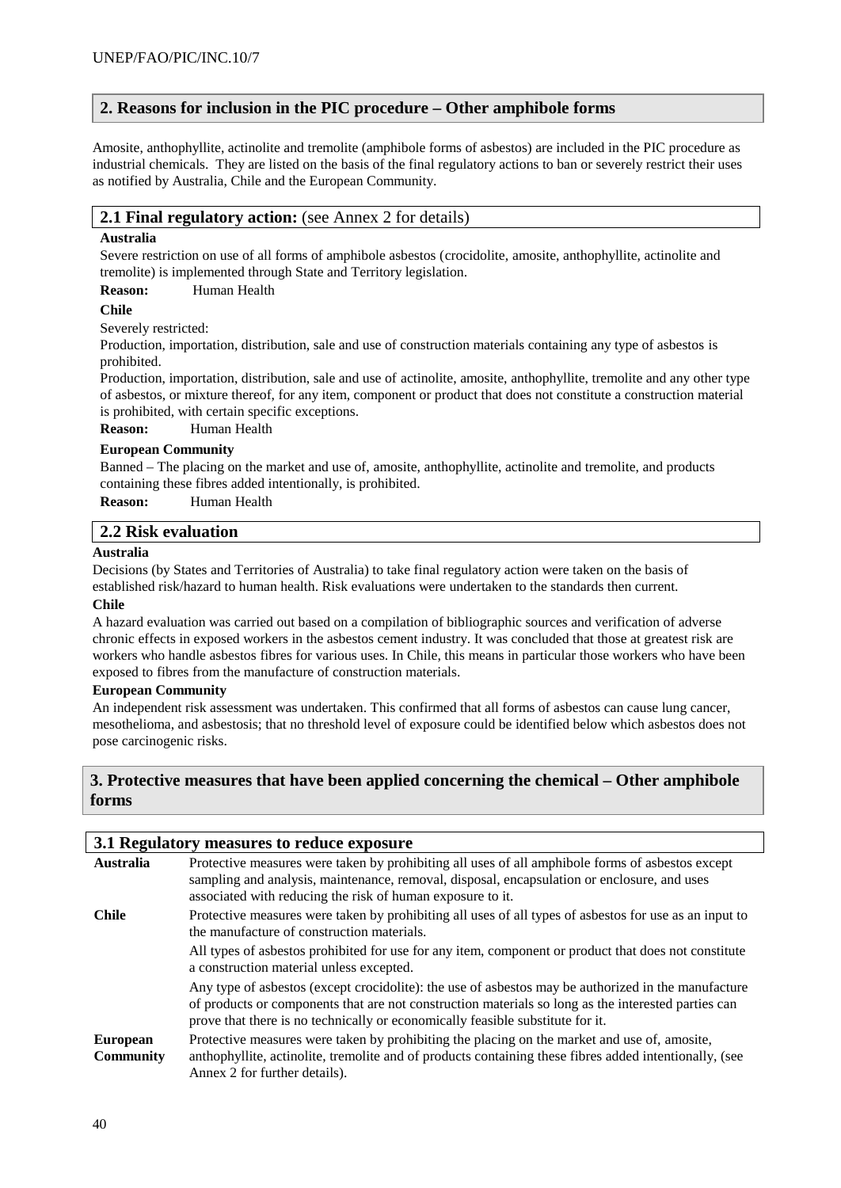## 2. Reasons for inclusion in the PIC procedure – Other amphibole forms

Amosite, anthophyllite, actinolite and tremolite (amphibole forms of asbestos) are included in the PIC procedure as industrial chemicals. They are listed on the basis of the final regulatory actions to ban or severely restrict their uses as notified by Australia, Chile and the European Community.

### 2.1 Final regulatory action: (see Annex 2 for details)

**Australia**

Severe restriction on use of all forms of amphibole asbestos (crocidolite, amosite, anthophyllite, actinolite and tremolite) is implemented through State and Territory legislation.

**Reason:** Human Health

**Chile**

Severely restricted:

Production, importation, distribution, sale and use of construction materials containing any type of asbestos is prohibited.

Production, importation, distribution, sale and use of actinolite, amosite, anthophyllite, tremolite and any other type of asbestos, or mixture thereof, for any item, component or product that does not constitute a construction material is prohibited, with certain specific exceptions.

**Reason:** Human Health

**European Community**

Banned – The placing on the market and use of, amosite, anthophyllite, actinolite and tremolite, and products containing these fibres added intentionally, is prohibited.

**Reason:** Human Health

### 2.2 Risk evaluation

**Australia**

Decisions (by States and Territories of Australia) to take final regulatory action were taken on the basis of established risk/hazard to human health. Risk evaluations were undertaken to the standards then current.

**Chile**

A hazard evaluation was carried out based on a compilation of bibliographic sources and verification of adverse chronic effects in exposed workers in the asbestos cement industry. It was concluded that those at greatest risk are workers who handle asbestos fibres for various uses. In Chile, this means in particular those workers who have been exposed to fibres from the manufacture of construction materials.

**European Community**

An independent risk assessment was undertaken. This confirmed that all forms of asbestos can cause lung cancer, mesothelioma, and asbestosis; that no threshold level of exposure could be identified below which asbestos does not pose carcinogenic risks.

## 3. Protective measures that have been applied concerning the chemical – Other amphibole forms

### 3.1 Regulatory measures to reduce exposure

| | |
|---|---|
| **Australia** | Protective measures were taken by prohibiting all uses of all amphibole forms of asbestos except sampling and analysis, maintenance, removal, disposal, encapsulation or enclosure, and uses associated with reducing the risk of human exposure to it. |
| **Chile** | Protective measures were taken by prohibiting all uses of all types of asbestos for use as an input to the manufacture of construction materials. |
| | All types of asbestos prohibited for use for any item, component or product that does not constitute a construction material unless excepted. |
| | Any type of asbestos (except crocidolite): the use of asbestos may be authorized in the manufacture of products or components that are not construction materials so long as the interested parties can prove that there is no technically or economically feasible substitute for it. |
| **European Community** | Protective measures were taken by prohibiting the placing on the market and use of, amosite, anthophyllite, actinolite, tremolite and of products containing these fibres added intentionally, (see Annex 2 for further details). |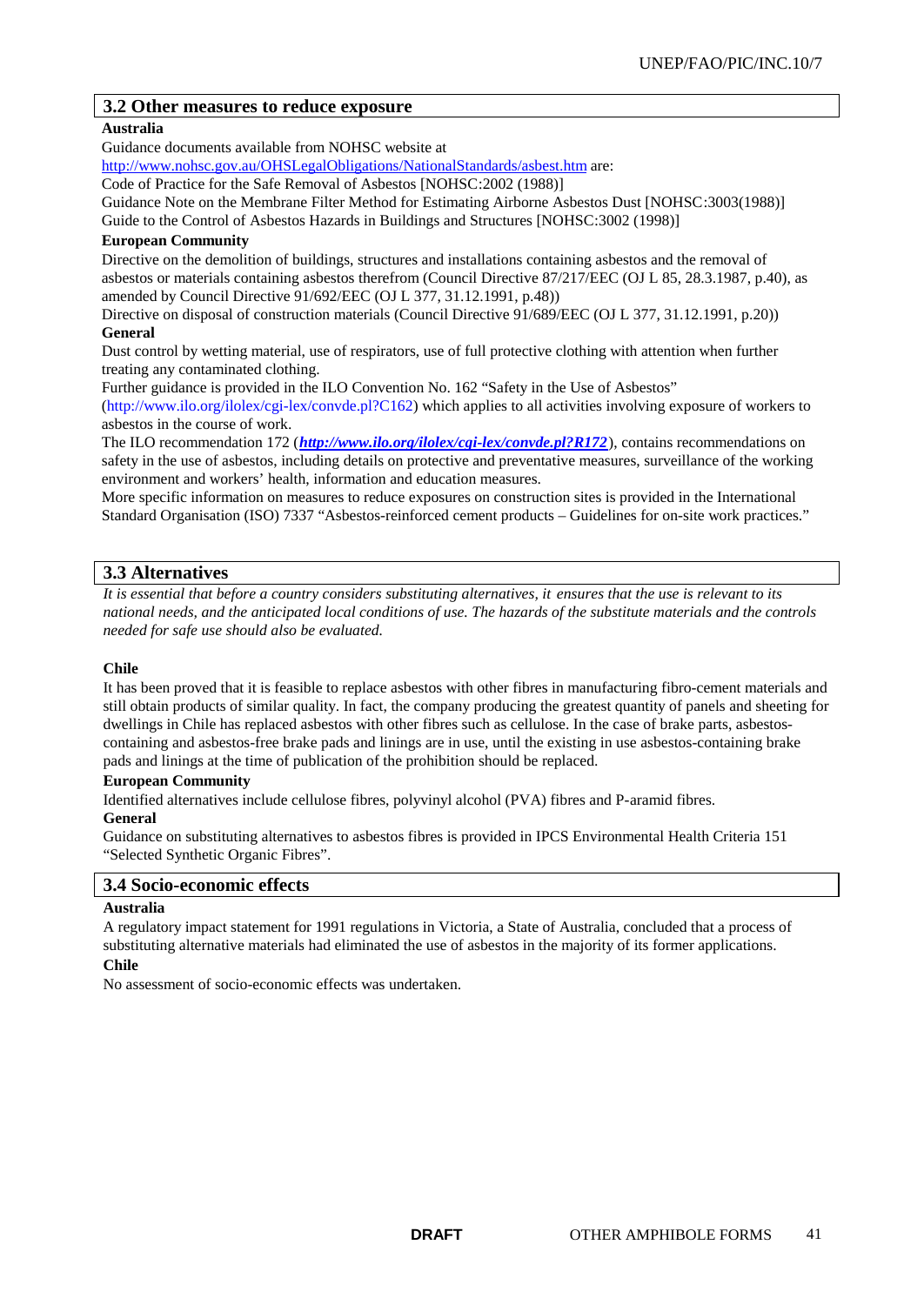## 3.2 Other measures to reduce exposure

**Australia**

Guidance documents available from NOHSC website at http://www.nohsc.gov.au/OHSLegalObligations/NationalStandards/asbest.htm are:

Code of Practice for the Safe Removal of Asbestos [NOHSC:2002 (1988)]

Guidance Note on the Membrane Filter Method for Estimating Airborne Asbestos Dust [NOHSC:3003(1988)]

Guide to the Control of Asbestos Hazards in Buildings and Structures [NOHSC:3002 (1998)]

**European Community**

Directive on the demolition of buildings, structures and installations containing asbestos and the removal of asbestos or materials containing asbestos therefrom (Council Directive 87/217/EEC (OJ L 85, 28.3.1987, p.40), as amended by Council Directive 91/692/EEC (OJ L 377, 31.12.1991, p.48))

Directive on disposal of construction materials (Council Directive 91/689/EEC (OJ L 377, 31.12.1991, p.20))

**General**

Dust control by wetting material, use of respirators, use of full protective clothing with attention when further treating any contaminated clothing.

Further guidance is provided in the ILO Convention No. 162 "Safety in the Use of Asbestos" (http://www.ilo.org/ilolex/cgi-lex/convde.pl?C162) which applies to all activities involving exposure of workers to asbestos in the course of work.

The ILO recommendation 172 (***http://www.ilo.org/ilolex/cgi-lex/convde.pl?R172***), contains recommendations on safety in the use of asbestos, including details on protective and preventative measures, surveillance of the working environment and workers' health, information and education measures.

More specific information on measures to reduce exposures on construction sites is provided in the International Standard Organisation (ISO) 7337 "Asbestos-reinforced cement products – Guidelines for on-site work practices."

## 3.3 Alternatives

*It is essential that before a country considers substituting alternatives, it ensures that the use is relevant to its national needs, and the anticipated local conditions of use. The hazards of the substitute materials and the controls needed for safe use should also be evaluated.*

**Chile**

It has been proved that it is feasible to replace asbestos with other fibres in manufacturing fibro-cement materials and still obtain products of similar quality. In fact, the company producing the greatest quantity of panels and sheeting for dwellings in Chile has replaced asbestos with other fibres such as cellulose. In the case of brake parts, asbestos-containing and asbestos-free brake pads and linings are in use, until the existing in use asbestos-containing brake pads and linings at the time of publication of the prohibition should be replaced.

**European Community**

Identified alternatives include cellulose fibres, polyvinyl alcohol (PVA) fibres and P-aramid fibres.

**General**

Guidance on substituting alternatives to asbestos fibres is provided in IPCS Environmental Health Criteria 151 "Selected Synthetic Organic Fibres".

## 3.4 Socio-economic effects

**Australia**

A regulatory impact statement for 1991 regulations in Victoria, a State of Australia, concluded that a process of substituting alternative materials had eliminated the use of asbestos in the majority of its former applications.

**Chile**

No assessment of socio-economic effects was undertaken.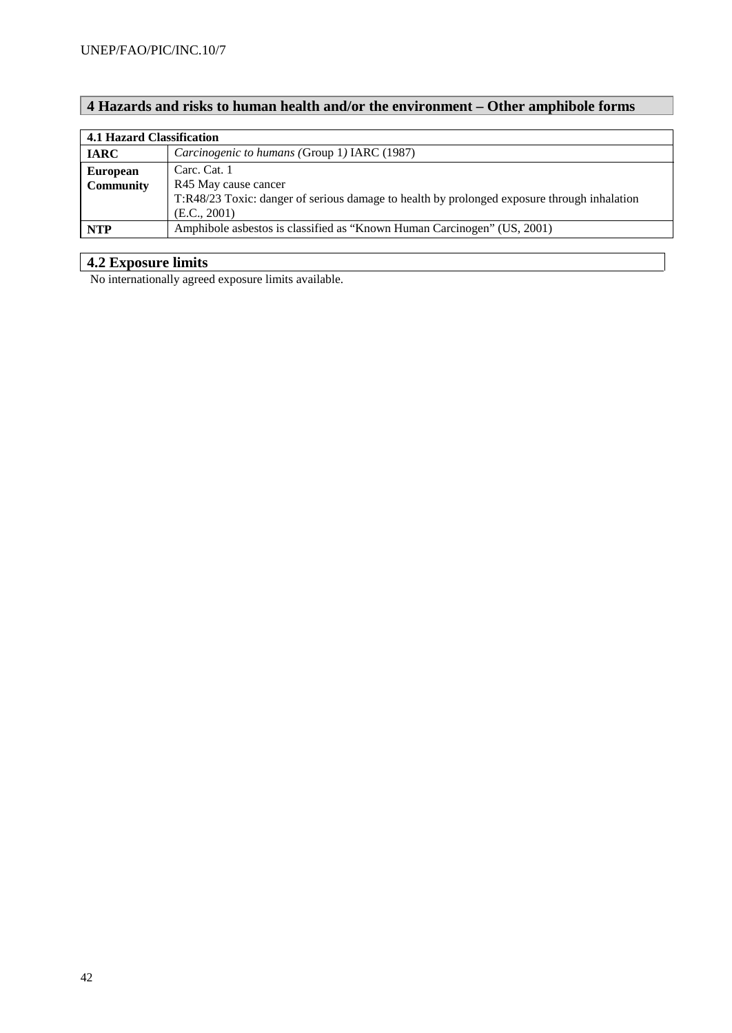## 4 Hazards and risks to human health and/or the environment – Other amphibole forms

| 4.1 Hazard Classification | |
|---|---|
| **IARC** | *Carcinogenic to humans (*Group 1*)* IARC (1987) |
| **European Community** | Carc. Cat. 1<br>R45 May cause cancer<br>T:R48/23 Toxic: danger of serious damage to health by prolonged exposure through inhalation (E.C., 2001) |
| **NTP** | Amphibole asbestos is classified as "Known Human Carcinogen" (US, 2001) |

### 4.2 Exposure limits

No internationally agreed exposure limits available.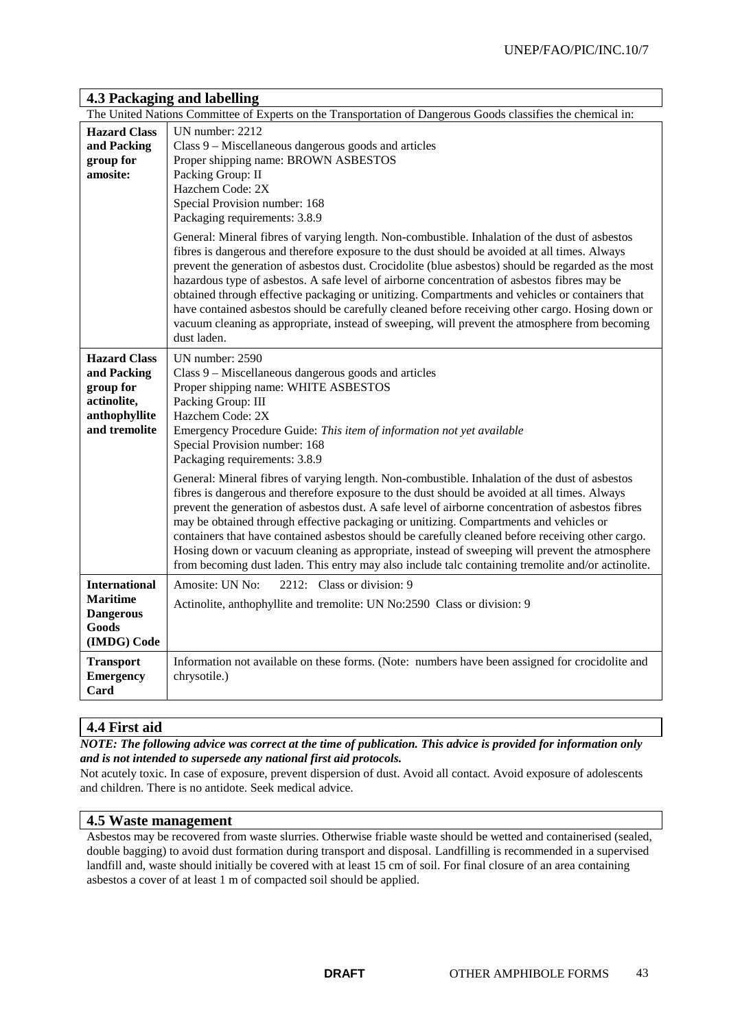## 4.3 Packaging and labelling

The United Nations Committee of Experts on the Transportation of Dangerous Goods classifies the chemical in:

| | |
|---|---|
| **Hazard Class and Packing group for amosite:** | UN number: 2212<br>Class 9 – Miscellaneous dangerous goods and articles<br>Proper shipping name: BROWN ASBESTOS<br>Packing Group: II<br>Hazchem Code: 2X<br>Special Provision number: 168<br>Packaging requirements: 3.8.9<br><br>General: Mineral fibres of varying length. Non-combustible. Inhalation of the dust of asbestos fibres is dangerous and therefore exposure to the dust should be avoided at all times. Always prevent the generation of asbestos dust. Crocidolite (blue asbestos) should be regarded as the most hazardous type of asbestos. A safe level of airborne concentration of asbestos fibres may be obtained through effective packaging or unitizing. Compartments and vehicles or containers that have contained asbestos should be carefully cleaned before receiving other cargo. Hosing down or vacuum cleaning as appropriate, instead of sweeping, will prevent the atmosphere from becoming dust laden. |
| **Hazard Class and Packing group for actinolite, anthophyllite and tremolite** | UN number: 2590<br>Class 9 – Miscellaneous dangerous goods and articles<br>Proper shipping name: WHITE ASBESTOS<br>Packing Group: III<br>Hazchem Code: 2X<br>Emergency Procedure Guide: *This item of information not yet available*<br>Special Provision number: 168<br>Packaging requirements: 3.8.9<br><br>General: Mineral fibres of varying length. Non-combustible. Inhalation of the dust of asbestos fibres is dangerous and therefore exposure to the dust should be avoided at all times. Always prevent the generation of asbestos dust. A safe level of airborne concentration of asbestos fibres may be obtained through effective packaging or unitizing. Compartments and vehicles or containers that have contained asbestos should be carefully cleaned before receiving other cargo. Hosing down or vacuum cleaning as appropriate, instead of sweeping will prevent the atmosphere from becoming dust laden. This entry may also include talc containing tremolite and/or actinolite. |
| **International Maritime Dangerous Goods (IMDG) Code** | Amosite: UN No: 2212: Class or division: 9<br>Actinolite, anthophyllite and tremolite: UN No:2590 Class or division: 9 |
| **Transport Emergency Card** | Information not available on these forms. (Note: numbers have been assigned for crocidolite and chrysotile.) |

## 4.4 First aid

***NOTE: The following advice was correct at the time of publication. This advice is provided for information only and is not intended to supersede any national first aid protocols.***

Not acutely toxic. In case of exposure, prevent dispersion of dust. Avoid all contact. Avoid exposure of adolescents and children. There is no antidote. Seek medical advice.

## 4.5 Waste management

Asbestos may be recovered from waste slurries. Otherwise friable waste should be wetted and containerised (sealed, double bagging) to avoid dust formation during transport and disposal. Landfilling is recommended in a supervised landfill and, waste should initially be covered with at least 15 cm of soil. For final closure of an area containing asbestos a cover of at least 1 m of compacted soil should be applied.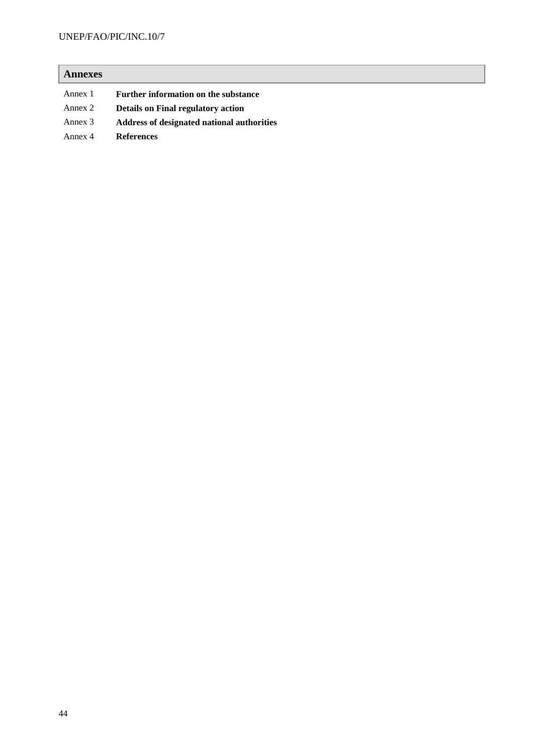## Annexes

| | |
|---|---|
| Annex 1 | **Further information on the substance** |
| Annex 2 | **Details on Final regulatory action** |
| Annex 3 | **Address of designated national authorities** |
| Annex 4 | **References** |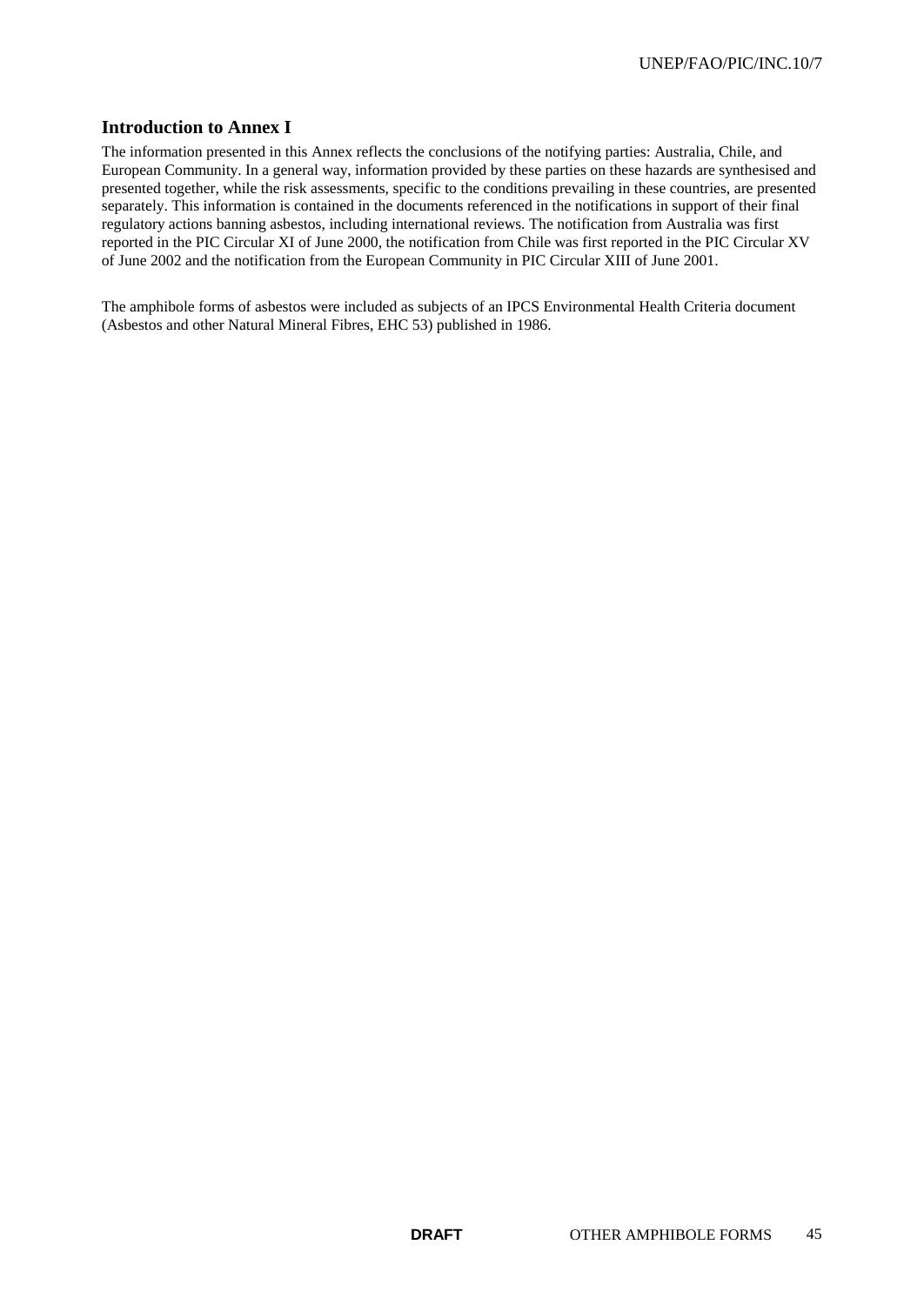## Introduction to Annex I

The information presented in this Annex reflects the conclusions of the notifying parties: Australia, Chile, and European Community. In a general way, information provided by these parties on these hazards are synthesised and presented together, while the risk assessments, specific to the conditions prevailing in these countries, are presented separately. This information is contained in the documents referenced in the notifications in support of their final regulatory actions banning asbestos, including international reviews. The notification from Australia was first reported in the PIC Circular XI of June 2000, the notification from Chile was first reported in the PIC Circular XV of June 2002 and the notification from the European Community in PIC Circular XIII of June 2001.

The amphibole forms of asbestos were included as subjects of an IPCS Environmental Health Criteria document (Asbestos and other Natural Mineral Fibres, EHC 53) published in 1986.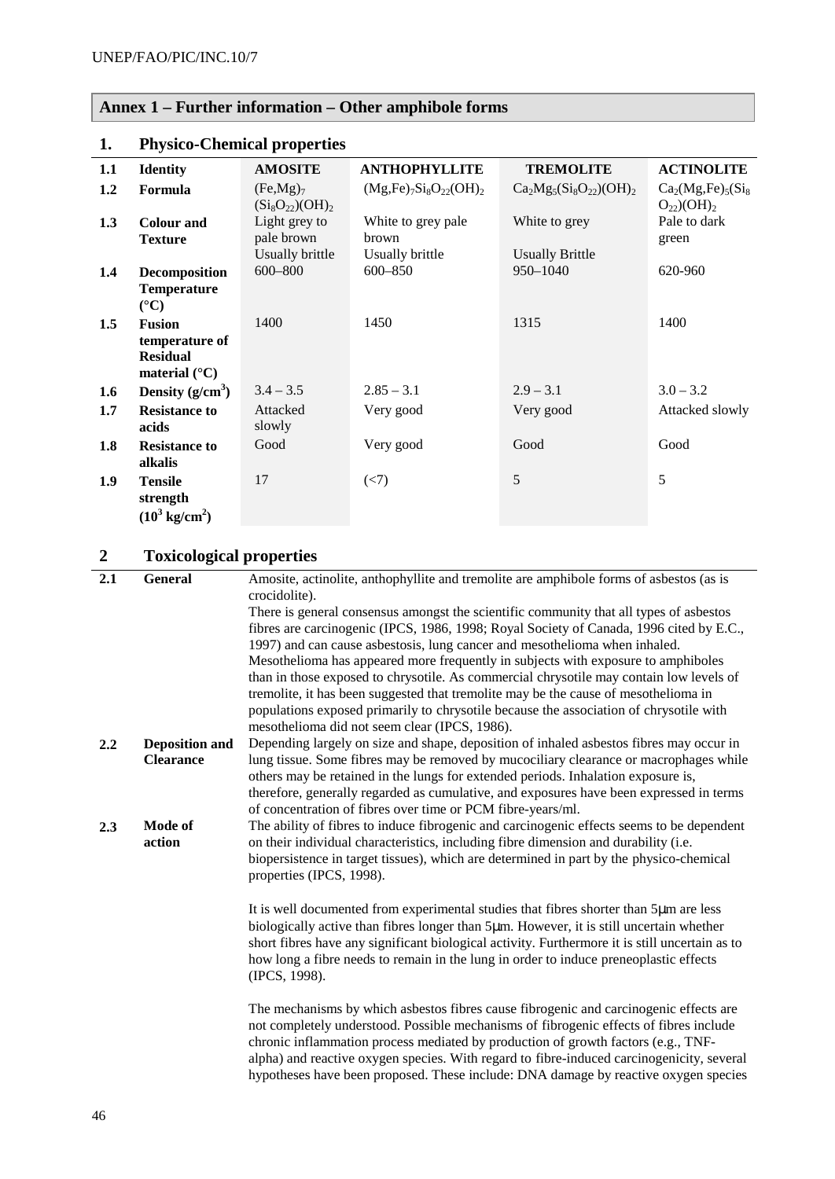## Annex 1 – Further information – Other amphibole forms

### 1. Physico-Chemical properties

| | | | | | |
|---|---|---|---|---|---|
| 1.1 | **Identity** | **AMOSITE** | **ANTHOPHYLLITE** | **TREMOLITE** | **ACTINOLITE** |
| 1.2 | **Formula** | $(Fe,Mg)_7(Si_8O_{22})(OH)_2$ | $(Mg,Fe)_7Si_8O_{22}(OH)_2$ | $Ca_2Mg_5(Si_8O_{22})(OH)_2$ | $Ca_2(Mg,Fe)_5(Si_8O_{22})(OH)_2$ |
| 1.3 | **Colour and Texture** | Light grey to pale brown Usually brittle | White to grey pale brown Usually brittle | White to grey Usually Brittle | Pale to dark green |
| 1.4 | **Decomposition Temperature (°C)** | 600–800 | 600–850 | 950–1040 | 620-960 |
| 1.5 | **Fusion temperature of Residual material (°C)** | 1400 | 1450 | 1315 | 1400 |
| 1.6 | **Density ($g/cm^3$)** | 3.4 – 3.5 | 2.85 – 3.1 | 2.9 – 3.1 | 3.0 – 3.2 |
| 1.7 | **Resistance to acids** | Attacked slowly | Very good | Very good | Attacked slowly |
| 1.8 | **Resistance to alkalis** | Good | Very good | Good | Good |
| 1.9 | **Tensile strength ($10^3$ kg/cm$^2$)** | 17 | (<7) | 5 | 5 |

### 2 Toxicological properties

**2.1 General**

Amosite, actinolite, anthophyllite and tremolite are amphibole forms of asbestos (as is crocidolite).

There is general consensus amongst the scientific community that all types of asbestos fibres are carcinogenic (IPCS, 1986, 1998; Royal Society of Canada, 1996 cited by E.C., 1997) and can cause asbestosis, lung cancer and mesothelioma when inhaled. Mesothelioma has appeared more frequently in subjects with exposure to amphiboles than in those exposed to chrysotile. As commercial chrysotile may contain low levels of tremolite, it has been suggested that tremolite may be the cause of mesothelioma in populations exposed primarily to chrysotile because the association of chrysotile with mesothelioma did not seem clear (IPCS, 1986).

**2.2 Deposition and Clearance**

Depending largely on size and shape, deposition of inhaled asbestos fibres may occur in lung tissue. Some fibres may be removed by mucociliary clearance or macrophages while others may be retained in the lungs for extended periods. Inhalation exposure is, therefore, generally regarded as cumulative, and exposures have been expressed in terms of concentration of fibres over time or PCM fibre-years/ml.

**2.3 Mode of action**

The ability of fibres to induce fibrogenic and carcinogenic effects seems to be dependent on their individual characteristics, including fibre dimension and durability (i.e. biopersistence in target tissues), which are determined in part by the physico-chemical properties (IPCS, 1998).

It is well documented from experimental studies that fibres shorter than 5μm are less biologically active than fibres longer than 5μm. However, it is still uncertain whether short fibres have any significant biological activity. Furthermore it is still uncertain as to how long a fibre needs to remain in the lung in order to induce preneoplastic effects (IPCS, 1998).

The mechanisms by which asbestos fibres cause fibrogenic and carcinogenic effects are not completely understood. Possible mechanisms of fibrogenic effects of fibres include chronic inflammation process mediated by production of growth factors (e.g., TNF-alpha) and reactive oxygen species. With regard to fibre-induced carcinogenicity, several hypotheses have been proposed. These include: DNA damage by reactive oxygen species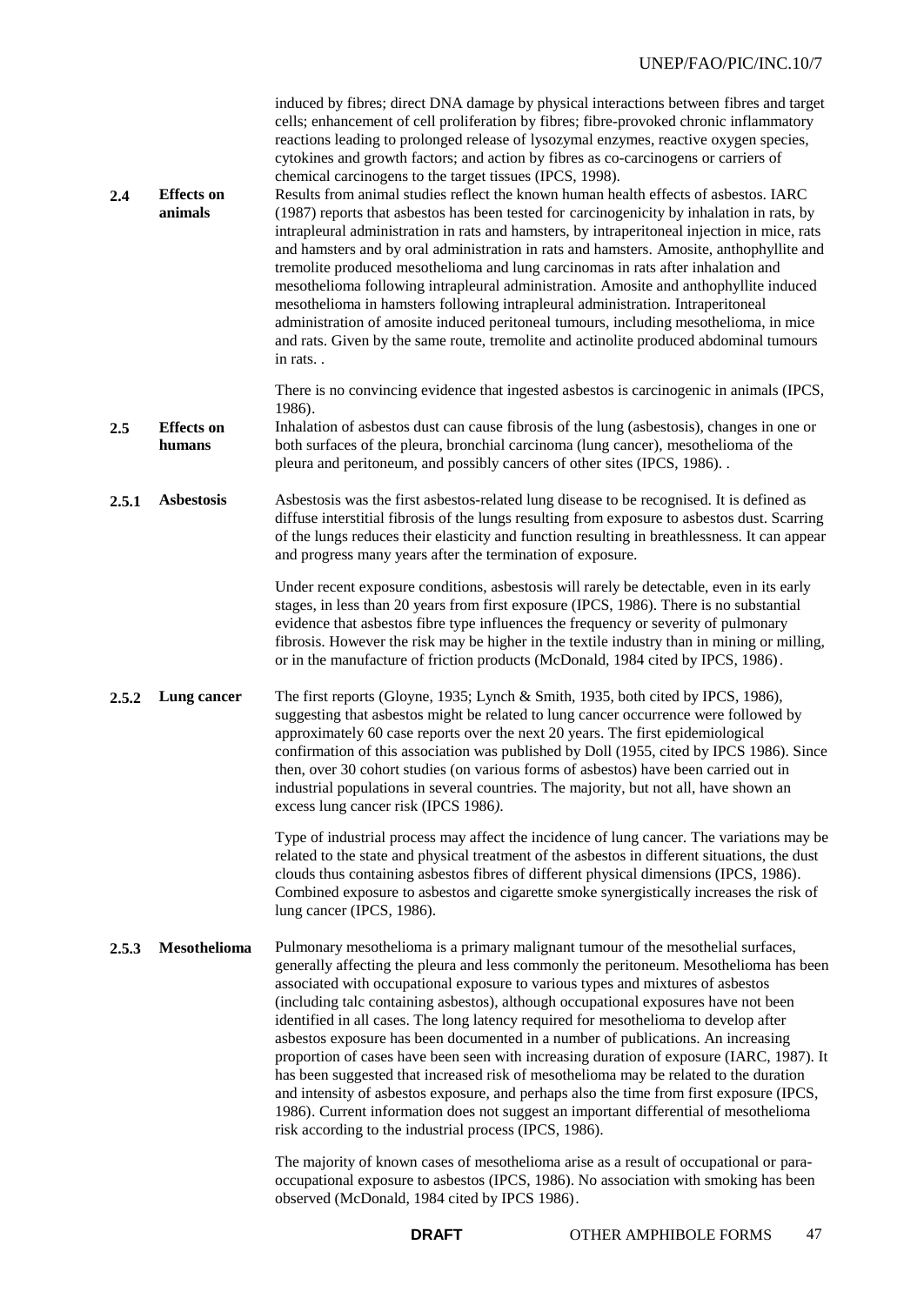induced by fibres; direct DNA damage by physical interactions between fibres and target cells; enhancement of cell proliferation by fibres; fibre-provoked chronic inflammatory reactions leading to prolonged release of lysozymal enzymes, reactive oxygen species, cytokines and growth factors; and action by fibres as co-carcinogens or carriers of chemical carcinogens to the target tissues (IPCS, 1998).

## 2.4 Effects on animals

Results from animal studies reflect the known human health effects of asbestos. IARC (1987) reports that asbestos has been tested for carcinogenicity by inhalation in rats, by intrapleural administration in rats and hamsters, by intraperitoneal injection in mice, rats and hamsters and by oral administration in rats and hamsters. Amosite, anthophyllite and tremolite produced mesothelioma and lung carcinomas in rats after inhalation and mesothelioma following intrapleural administration. Amosite and anthophyllite induced mesothelioma in hamsters following intrapleural administration. Intraperitoneal administration of amosite induced peritoneal tumours, including mesothelioma, in mice and rats. Given by the same route, tremolite and actinolite produced abdominal tumours in rats. .

There is no convincing evidence that ingested asbestos is carcinogenic in animals (IPCS, 1986).

## 2.5 Effects on humans

Inhalation of asbestos dust can cause fibrosis of the lung (asbestosis), changes in one or both surfaces of the pleura, bronchial carcinoma (lung cancer), mesothelioma of the pleura and peritoneum, and possibly cancers of other sites (IPCS, 1986). .

### 2.5.1 Asbestosis

Asbestosis was the first asbestos-related lung disease to be recognised. It is defined as diffuse interstitial fibrosis of the lungs resulting from exposure to asbestos dust. Scarring of the lungs reduces their elasticity and function resulting in breathlessness. It can appear and progress many years after the termination of exposure.

Under recent exposure conditions, asbestosis will rarely be detectable, even in its early stages, in less than 20 years from first exposure (IPCS, 1986). There is no substantial evidence that asbestos fibre type influences the frequency or severity of pulmonary fibrosis. However the risk may be higher in the textile industry than in mining or milling, or in the manufacture of friction products (McDonald, 1984 cited by IPCS, 1986).

### 2.5.2 Lung cancer

The first reports (Gloyne, 1935; Lynch & Smith, 1935, both cited by IPCS, 1986), suggesting that asbestos might be related to lung cancer occurrence were followed by approximately 60 case reports over the next 20 years. The first epidemiological confirmation of this association was published by Doll (1955, cited by IPCS 1986). Since then, over 30 cohort studies (on various forms of asbestos) have been carried out in industrial populations in several countries. The majority, but not all, have shown an excess lung cancer risk (IPCS 1986*).*

Type of industrial process may affect the incidence of lung cancer. The variations may be related to the state and physical treatment of the asbestos in different situations, the dust clouds thus containing asbestos fibres of different physical dimensions (IPCS, 1986). Combined exposure to asbestos and cigarette smoke synergistically increases the risk of lung cancer (IPCS, 1986).

### 2.5.3 Mesothelioma

Pulmonary mesothelioma is a primary malignant tumour of the mesothelial surfaces, generally affecting the pleura and less commonly the peritoneum. Mesothelioma has been associated with occupational exposure to various types and mixtures of asbestos (including talc containing asbestos), although occupational exposures have not been identified in all cases. The long latency required for mesothelioma to develop after asbestos exposure has been documented in a number of publications. An increasing proportion of cases have been seen with increasing duration of exposure (IARC, 1987). It has been suggested that increased risk of mesothelioma may be related to the duration and intensity of asbestos exposure, and perhaps also the time from first exposure (IPCS, 1986). Current information does not suggest an important differential of mesothelioma risk according to the industrial process (IPCS, 1986).

The majority of known cases of mesothelioma arise as a result of occupational or para-occupational exposure to asbestos (IPCS, 1986). No association with smoking has been observed (McDonald, 1984 cited by IPCS 1986).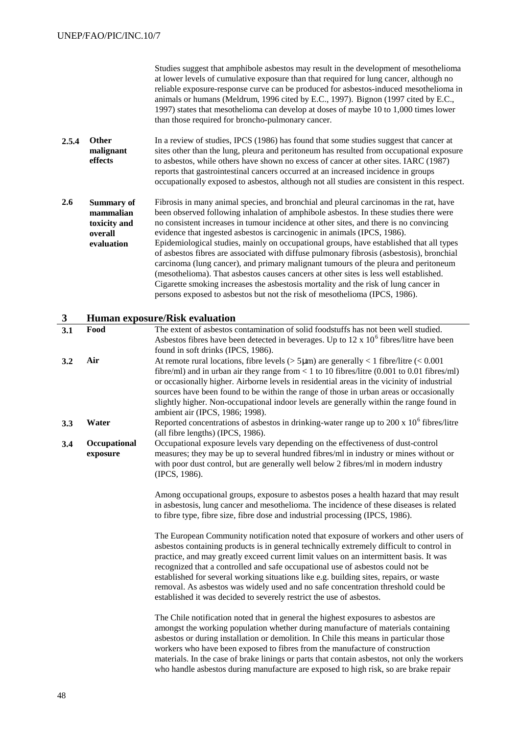Studies suggest that amphibole asbestos may result in the development of mesothelioma at lower levels of cumulative exposure than that required for lung cancer, although no reliable exposure-response curve can be produced for asbestos-induced mesothelioma in animals or humans (Meldrum, 1996 cited by E.C., 1997). Bignon (1997 cited by E.C., 1997) states that mesothelioma can develop at doses of maybe 10 to 1,000 times lower than those required for broncho-pulmonary cancer.

**2.5.4 Other malignant effects**

In a review of studies, IPCS (1986) has found that some studies suggest that cancer at sites other than the lung, pleura and peritoneum has resulted from occupational exposure to asbestos, while others have shown no excess of cancer at other sites. IARC (1987) reports that gastrointestinal cancers occurred at an increased incidence in groups occupationally exposed to asbestos, although not all studies are consistent in this respect.

**2.6 Summary of mammalian toxicity and overall evaluation**

Fibrosis in many animal species, and bronchial and pleural carcinomas in the rat, have been observed following inhalation of amphibole asbestos. In these studies there were no consistent increases in tumour incidence at other sites, and there is no convincing evidence that ingested asbestos is carcinogenic in animals (IPCS, 1986). Epidemiological studies, mainly on occupational groups, have established that all types of asbestos fibres are associated with diffuse pulmonary fibrosis (asbestosis), bronchial carcinoma (lung cancer), and primary malignant tumours of the pleura and peritoneum (mesothelioma). That asbestos causes cancers at other sites is less well established. Cigarette smoking increases the asbestosis mortality and the risk of lung cancer in persons exposed to asbestos but not the risk of mesothelioma (IPCS, 1986).

## 3 Human exposure/Risk evaluation

**3.1 Food**

The extent of asbestos contamination of solid foodstuffs has not been well studied. Asbestos fibres have been detected in beverages. Up to 12 x $10^6$ fibres/litre have been found in soft drinks (IPCS, 1986).

**3.2 Air**

At remote rural locations, fibre levels (> 5μm) are generally < 1 fibre/litre (< 0.001 fibre/ml) and in urban air they range from < 1 to 10 fibres/litre (0.001 to 0.01 fibres/ml) or occasionally higher. Airborne levels in residential areas in the vicinity of industrial sources have been found to be within the range of those in urban areas or occasionally slightly higher. Non-occupational indoor levels are generally within the range found in ambient air (IPCS, 1986; 1998).

**3.3 Water**

Reported concentrations of asbestos in drinking-water range up to 200 x $10^6$ fibres/litre (all fibre lengths) (IPCS, 1986).

**3.4 Occupational exposure**

Occupational exposure levels vary depending on the effectiveness of dust-control measures; they may be up to several hundred fibres/ml in industry or mines without or with poor dust control, but are generally well below 2 fibres/ml in modern industry (IPCS, 1986).

Among occupational groups, exposure to asbestos poses a health hazard that may result in asbestosis, lung cancer and mesothelioma. The incidence of these diseases is related to fibre type, fibre size, fibre dose and industrial processing (IPCS, 1986).

The European Community notification noted that exposure of workers and other users of asbestos containing products is in general technically extremely difficult to control in practice, and may greatly exceed current limit values on an intermittent basis. It was recognized that a controlled and safe occupational use of asbestos could not be established for several working situations like e.g. building sites, repairs, or waste removal. As asbestos was widely used and no safe concentration threshold could be established it was decided to severely restrict the use of asbestos.

The Chile notification noted that in general the highest exposures to asbestos are amongst the working population whether during manufacture of materials containing asbestos or during installation or demolition. In Chile this means in particular those workers who have been exposed to fibres from the manufacture of construction materials. In the case of brake linings or parts that contain asbestos, not only the workers who handle asbestos during manufacture are exposed to high risk, so are brake repair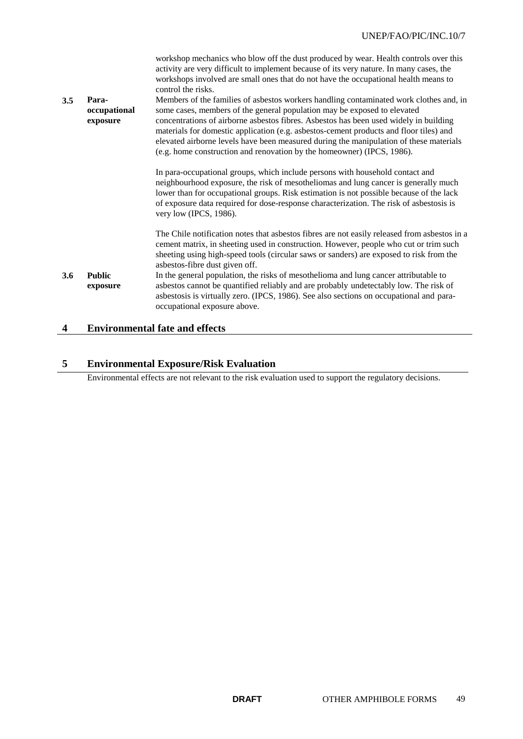workshop mechanics who blow off the dust produced by wear. Health controls over this activity are very difficult to implement because of its very nature. In many cases, the workshops involved are small ones that do not have the occupational health means to control the risks.

| | | |
|---|---|---|
| **3.5** | **Para-occupational exposure** | Members of the families of asbestos workers handling contaminated work clothes and, in some cases, members of the general population may be exposed to elevated concentrations of airborne asbestos fibres. Asbestos has been used widely in building materials for domestic application (e.g. asbestos-cement products and floor tiles) and elevated airborne levels have been measured during the manipulation of these materials (e.g. home construction and renovation by the homeowner) (IPCS, 1986).<br><br>In para-occupational groups, which include persons with household contact and neighbourhood exposure, the risk of mesotheliomas and lung cancer is generally much lower than for occupational groups. Risk estimation is not possible because of the lack of exposure data required for dose-response characterization. The risk of asbestosis is very low (IPCS, 1986).<br><br>The Chile notification notes that asbestos fibres are not easily released from asbestos in a cement matrix, in sheeting used in construction. However, people who cut or trim such sheeting using high-speed tools (circular saws or sanders) are exposed to risk from the asbestos-fibre dust given off. |
| **3.6** | **Public exposure** | In the general population, the risks of mesothelioma and lung cancer attributable to asbestos cannot be quantified reliably and are probably undetectably low. The risk of asbestosis is virtually zero. (IPCS, 1986). See also sections on occupational and para-occupational exposure above. |

## 4 Environmental fate and effects

## 5 Environmental Exposure/Risk Evaluation

Environmental effects are not relevant to the risk evaluation used to support the regulatory decisions.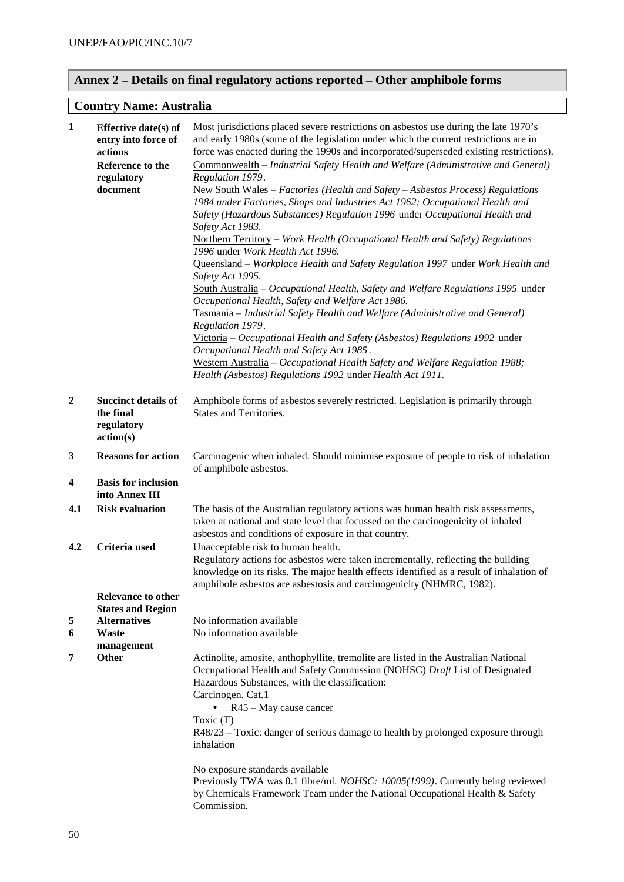## Annex 2 – Details on final regulatory actions reported – Other amphibole forms

### Country Name: Australia

| | | |
|---|---|---|
| **1** | **Effective date(s) of entry into force of actions**<br>**Reference to the regulatory document** | Most jurisdictions placed severe restrictions on asbestos use during the late 1970's and early 1980s (some of the legislation under which the current restrictions are in force was enacted during the 1990s and incorporated/superseded existing restrictions).<br><u>Commonwealth</u> – *Industrial Safety Health and Welfare (Administrative and General) Regulation 1979*.<br><u>New South Wales</u> – *Factories (Health and Safety – Asbestos Process) Regulations 1984 under Factories, Shops and Industries Act 1962; Occupational Health and Safety (Hazardous Substances) Regulation 1996* under *Occupational Health and Safety Act 1983.*<br><u>Northern Territory</u> – *Work Health (Occupational Health and Safety) Regulations 1996* under *Work Health Act 1996.*<br><u>Queensland</u> – *Workplace Health and Safety Regulation 1997* under *Work Health and Safety Act 1995.*<br><u>South Australia</u> – *Occupational Health, Safety and Welfare Regulations 1995* under *Occupational Health, Safety and Welfare Act 1986.*<br><u>Tasmania</u> – *Industrial Safety Health and Welfare (Administrative and General) Regulation 1979*.<br><u>Victoria</u> – *Occupational Health and Safety (Asbestos) Regulations 1992* under *Occupational Health and Safety Act 1985*.<br><u>Western Australia</u> – *Occupational Health Safety and Welfare Regulation 1988; Health (Asbestos) Regulations 1992* under *Health Act 1911.* |
| **2** | **Succinct details of the final regulatory action(s)** | Amphibole forms of asbestos severely restricted. Legislation is primarily through States and Territories. |
| **3** | **Reasons for action** | Carcinogenic when inhaled. Should minimise exposure of people to risk of inhalation of amphibole asbestos. |
| **4** | **Basis for inclusion into Annex III** | |
| **4.1** | **Risk evaluation** | The basis of the Australian regulatory actions was human health risk assessments, taken at national and state level that focussed on the carcinogenicity of inhaled asbestos and conditions of exposure in that country. |
| **4.2** | **Criteria used** | Unacceptable risk to human health.<br>Regulatory actions for asbestos were taken incrementally, reflecting the building knowledge on its risks. The major health effects identified as a result of inhalation of amphibole asbestos are asbestosis and carcinogenicity (NHMRC, 1982). |
| | **Relevance to other States and Region** | |
| **5** | **Alternatives** | No information available |
| **6** | **Waste management** | No information available |
| **7** | **Other** | Actinolite, amosite, anthophyllite, tremolite are listed in the Australian National Occupational Health and Safety Commission (NOHSC) *Draft* List of Designated Hazardous Substances, with the classification:<br>Carcinogen. Cat.1<br>• R45 – May cause cancer<br>Toxic (T)<br>R48/23 – Toxic: danger of serious damage to health by prolonged exposure through inhalation<br><br>No exposure standards available<br>Previously TWA was 0.1 fibre/ml. *NOHSC: 10005(1999)*. Currently being reviewed by Chemicals Framework Team under the National Occupational Health & Safety Commission. |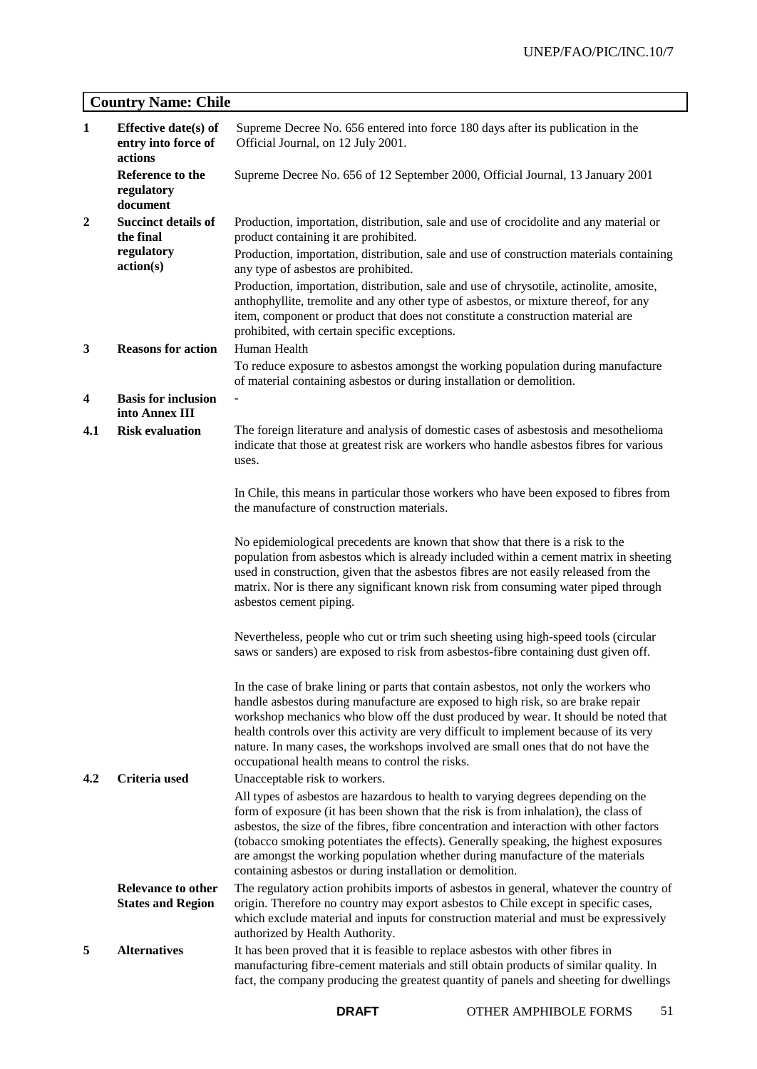## Country Name: Chile

| | | |
|---|---|---|
| **1** | **Effective date(s) of entry into force of actions** | Supreme Decree No. 656 entered into force 180 days after its publication in the Official Journal, on 12 July 2001. |
| | **Reference to the regulatory document** | Supreme Decree No. 656 of 12 September 2000, Official Journal, 13 January 2001 |
| **2** | **Succinct details of the final regulatory action(s)** | Production, importation, distribution, sale and use of crocidolite and any material or product containing it are prohibited.<br><br>Production, importation, distribution, sale and use of construction materials containing any type of asbestos are prohibited.<br><br>Production, importation, distribution, sale and use of chrysotile, actinolite, amosite, anthophyllite, tremolite and any other type of asbestos, or mixture thereof, for any item, component or product that does not constitute a construction material are prohibited, with certain specific exceptions. |
| **3** | **Reasons for action** | Human Health<br><br>To reduce exposure to asbestos amongst the working population during manufacture of material containing asbestos or during installation or demolition. |
| **4** | **Basis for inclusion into Annex III** | - |
| **4.1** | **Risk evaluation** | The foreign literature and analysis of domestic cases of asbestosis and mesothelioma indicate that those at greatest risk are workers who handle asbestos fibres for various uses.<br><br>In Chile, this means in particular those workers who have been exposed to fibres from the manufacture of construction materials.<br><br>No epidemiological precedents are known that show that there is a risk to the population from asbestos which is already included within a cement matrix in sheeting used in construction, given that the asbestos fibres are not easily released from the matrix. Nor is there any significant known risk from consuming water piped through asbestos cement piping.<br><br>Nevertheless, people who cut or trim such sheeting using high-speed tools (circular saws or sanders) are exposed to risk from asbestos-fibre containing dust given off.<br><br>In the case of brake lining or parts that contain asbestos, not only the workers who handle asbestos during manufacture are exposed to high risk, so are brake repair workshop mechanics who blow off the dust produced by wear. It should be noted that health controls over this activity are very difficult to implement because of its very nature. In many cases, the workshops involved are small ones that do not have the occupational health means to control the risks. |
| **4.2** | **Criteria used** | Unacceptable risk to workers.<br><br>All types of asbestos are hazardous to health to varying degrees depending on the form of exposure (it has been shown that the risk is from inhalation), the class of asbestos, the size of the fibres, fibre concentration and interaction with other factors (tobacco smoking potentiates the effects). Generally speaking, the highest exposures are amongst the working population whether during manufacture of the materials containing asbestos or during installation or demolition. |
| | **Relevance to other States and Region** | The regulatory action prohibits imports of asbestos in general, whatever the country of origin. Therefore no country may export asbestos to Chile except in specific cases, which exclude material and inputs for construction material and must be expressively authorized by Health Authority. |
| **5** | **Alternatives** | It has been proved that it is feasible to replace asbestos with other fibres in manufacturing fibre-cement materials and still obtain products of similar quality. In fact, the company producing the greatest quantity of panels and sheeting for dwellings |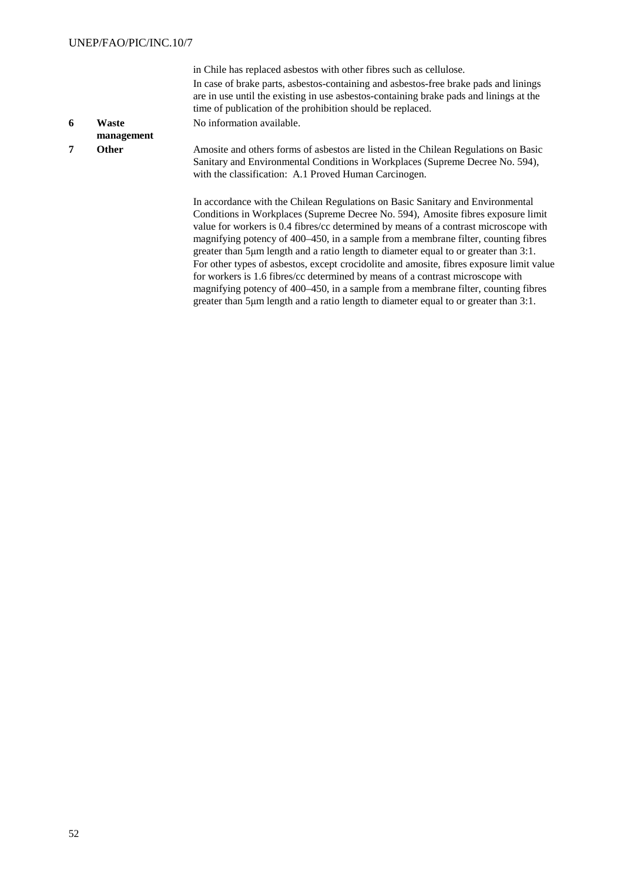| | | |
|---|---|---|
| | | in Chile has replaced asbestos with other fibres such as cellulose.<br>In case of brake parts, asbestos-containing and asbestos-free brake pads and linings are in use until the existing in use asbestos-containing brake pads and linings at the time of publication of the prohibition should be replaced. |
| **6** | **Waste management** | No information available. |
| **7** | **Other** | Amosite and others forms of asbestos are listed in the Chilean Regulations on Basic Sanitary and Environmental Conditions in Workplaces (Supreme Decree No. 594), with the classification: A.1 Proved Human Carcinogen.<br><br>In accordance with the Chilean Regulations on Basic Sanitary and Environmental Conditions in Workplaces (Supreme Decree No. 594), Amosite fibres exposure limit value for workers is 0.4 fibres/cc determined by means of a contrast microscope with magnifying potency of 400–450, in a sample from a membrane filter, counting fibres greater than 5μm length and a ratio length to diameter equal to or greater than 3:1. For other types of asbestos, except crocidolite and amosite, fibres exposure limit value for workers is 1.6 fibres/cc determined by means of a contrast microscope with magnifying potency of 400–450, in a sample from a membrane filter, counting fibres greater than 5μm length and a ratio length to diameter equal to or greater than 3:1. |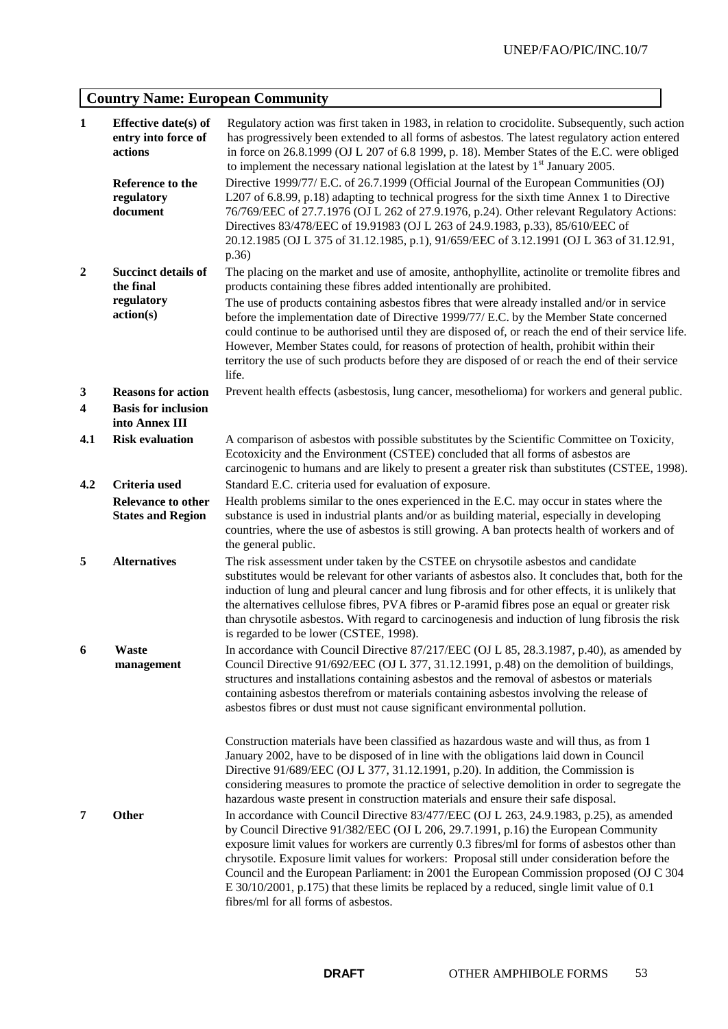## Country Name: European Community

| | | |
|---|---|---|
| **1** | **Effective date(s) of entry into force of actions** | Regulatory action was first taken in 1983, in relation to crocidolite. Subsequently, such action has progressively been extended to all forms of asbestos. The latest regulatory action entered in force on 26.8.1999 (OJ L 207 of 6.8 1999, p. 18). Member States of the E.C. were obliged to implement the necessary national legislation at the latest by 1st January 2005. |
| | **Reference to the regulatory document** | Directive 1999/77/ E.C. of 26.7.1999 (Official Journal of the European Communities (OJ) L207 of 6.8.99, p.18) adapting to technical progress for the sixth time Annex 1 to Directive 76/769/EEC of 27.7.1976 (OJ L 262 of 27.9.1976, p.24). Other relevant Regulatory Actions: Directives 83/478/EEC of 19.91983 (OJ L 263 of 24.9.1983, p.33), 85/610/EEC of 20.12.1985 (OJ L 375 of 31.12.1985, p.1), 91/659/EEC of 3.12.1991 (OJ L 363 of 31.12.91, p.36) |
| **2** | **Succinct details of the final regulatory action(s)** | The placing on the market and use of amosite, anthophyllite, actinolite or tremolite fibres and products containing these fibres added intentionally are prohibited.<br><br>The use of products containing asbestos fibres that were already installed and/or in service before the implementation date of Directive 1999/77/ E.C. by the Member State concerned could continue to be authorised until they are disposed of, or reach the end of their service life. However, Member States could, for reasons of protection of health, prohibit within their territory the use of such products before they are disposed of or reach the end of their service life. |
| **3** | **Reasons for action** | Prevent health effects (asbestosis, lung cancer, mesothelioma) for workers and general public. |
| **4** | **Basis for inclusion into Annex III** | |
| **4.1** | **Risk evaluation** | A comparison of asbestos with possible substitutes by the Scientific Committee on Toxicity, Ecotoxicity and the Environment (CSTEE) concluded that all forms of asbestos are carcinogenic to humans and are likely to present a greater risk than substitutes (CSTEE, 1998). |
| **4.2** | **Criteria used** | Standard E.C. criteria used for evaluation of exposure. |
| | **Relevance to other States and Region** | Health problems similar to the ones experienced in the E.C. may occur in states where the substance is used in industrial plants and/or as building material, especially in developing countries, where the use of asbestos is still growing. A ban protects health of workers and of the general public. |
| **5** | **Alternatives** | The risk assessment under taken by the CSTEE on chrysotile asbestos and candidate substitutes would be relevant for other variants of asbestos also. It concludes that, both for the induction of lung and pleural cancer and lung fibrosis and for other effects, it is unlikely that the alternatives cellulose fibres, PVA fibres or P-aramid fibres pose an equal or greater risk than chrysotile asbestos. With regard to carcinogenesis and induction of lung fibrosis the risk is regarded to be lower (CSTEE, 1998). |
| **6** | **Waste management** | In accordance with Council Directive 87/217/EEC (OJ L 85, 28.3.1987, p.40), as amended by Council Directive 91/692/EEC (OJ L 377, 31.12.1991, p.48) on the demolition of buildings, structures and installations containing asbestos and the removal of asbestos or materials containing asbestos therefrom or materials containing asbestos involving the release of asbestos fibres or dust must not cause significant environmental pollution.<br><br>Construction materials have been classified as hazardous waste and will thus, as from 1 January 2002, have to be disposed of in line with the obligations laid down in Council Directive 91/689/EEC (OJ L 377, 31.12.1991, p.20). In addition, the Commission is considering measures to promote the practice of selective demolition in order to segregate the hazardous waste present in construction materials and ensure their safe disposal. |
| **7** | **Other** | In accordance with Council Directive 83/477/EEC (OJ L 263, 24.9.1983, p.25), as amended by Council Directive 91/382/EEC (OJ L 206, 29.7.1991, p.16) the European Community exposure limit values for workers are currently 0.3 fibres/ml for forms of asbestos other than chrysotile. Exposure limit values for workers: Proposal still under consideration before the Council and the European Parliament: in 2001 the European Commission proposed (OJ C 304 E 30/10/2001, p.175) that these limits be replaced by a reduced, single limit value of 0.1 fibres/ml for all forms of asbestos. |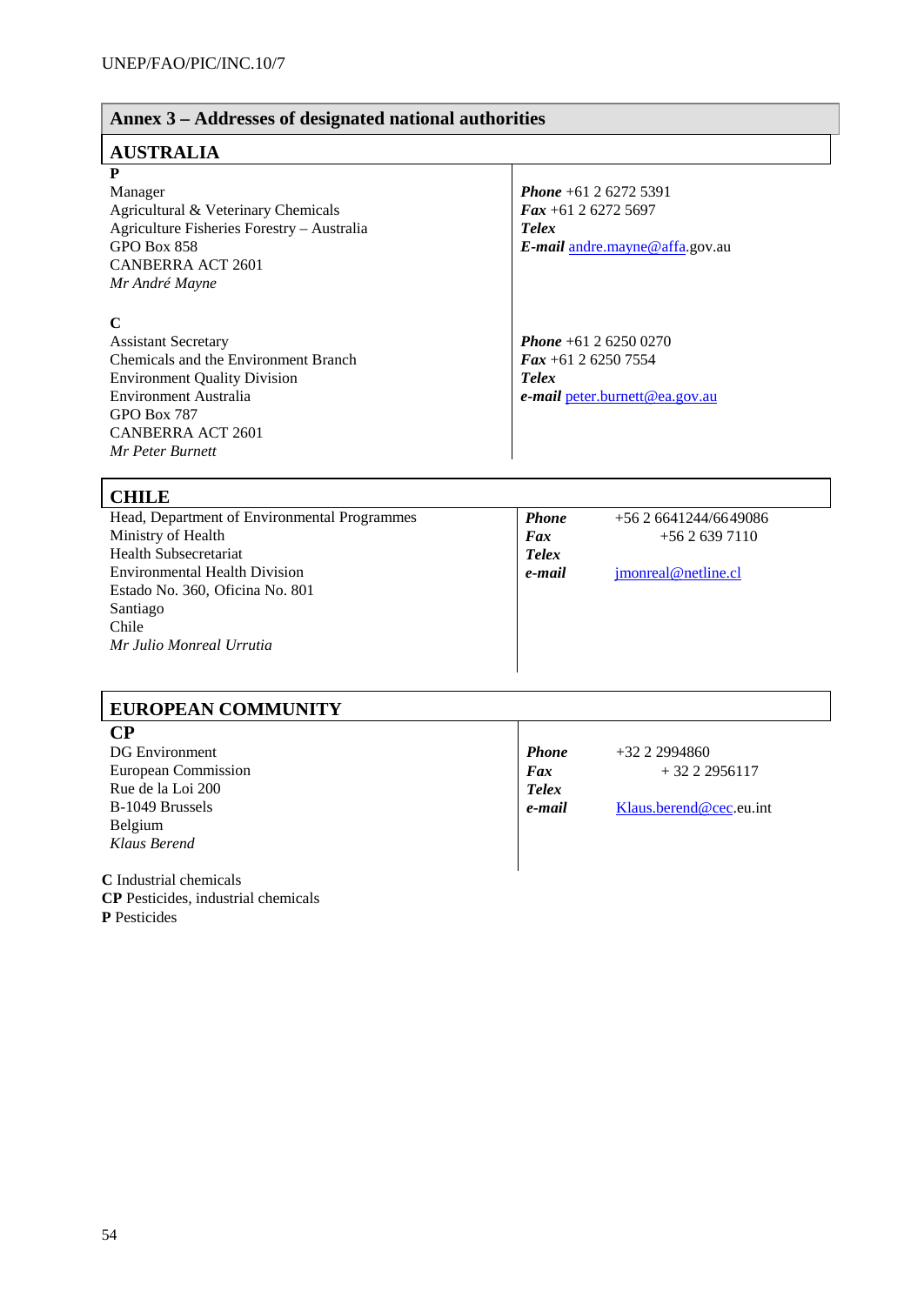## Annex 3 – Addresses of designated national authorities

### AUSTRALIA

**P**
Manager
Agricultural & Veterinary Chemicals
Agriculture Fisheries Forestry – Australia
GPO Box 858
CANBERRA ACT 2601
*Mr André Mayne*

***Phone*** +61 2 6272 5391
***Fax*** +61 2 6272 5697
***Telex***
***E-mail*** andre.mayne@affa.gov.au

**C**
Assistant Secretary
Chemicals and the Environment Branch
Environment Quality Division
Environment Australia
GPO Box 787
CANBERRA ACT 2601
*Mr Peter Burnett*

***Phone*** +61 2 6250 0270
***Fax*** +61 2 6250 7554
***Telex***
***e-mail*** peter.burnett@ea.gov.au

### CHILE

Head, Department of Environmental Programmes
Ministry of Health
Health Subsecretariat
Environmental Health Division
Estado No. 360, Oficina No. 801
Santiago
Chile
*Mr Julio Monreal Urrutia*

***Phone*** +56 2 6641244/6649086
***Fax*** +56 2 639 7110
***Telex***
***e-mail*** jmonreal@netline.cl

### EUROPEAN COMMUNITY

**CP**
DG Environment
European Commission
Rue de la Loi 200
B-1049 Brussels
Belgium
*Klaus Berend*

***Phone*** +32 2 2994860
***Fax*** + 32 2 2956117
***Telex***
***e-mail*** Klaus.berend@cec.eu.int

**C** Industrial chemicals
**CP** Pesticides, industrial chemicals
**P** Pesticides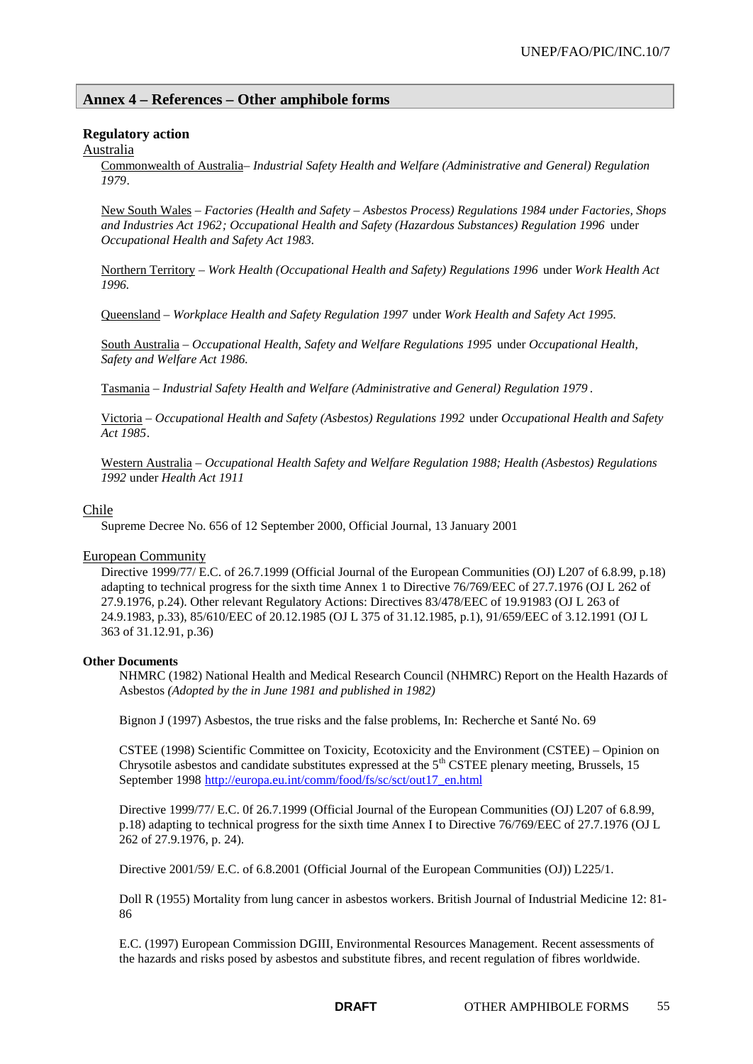## Annex 4 – References – Other amphibole forms

**Regulatory action**

Australia

Commonwealth of Australia– *Industrial Safety Health and Welfare (Administrative and General) Regulation 1979*.

New South Wales – *Factories (Health and Safety – Asbestos Process) Regulations 1984 under Factories, Shops and Industries Act 1962; Occupational Health and Safety (Hazardous Substances) Regulation 1996* under *Occupational Health and Safety Act 1983.*

Northern Territory – *Work Health (Occupational Health and Safety) Regulations 1996* under *Work Health Act 1996.*

Queensland – *Workplace Health and Safety Regulation 1997* under *Work Health and Safety Act 1995.*

South Australia – *Occupational Health, Safety and Welfare Regulations 1995* under *Occupational Health, Safety and Welfare Act 1986.*

Tasmania – *Industrial Safety Health and Welfare (Administrative and General) Regulation 1979* .

Victoria – *Occupational Health and Safety (Asbestos) Regulations 1992* under *Occupational Health and Safety Act 1985*.

Western Australia – *Occupational Health Safety and Welfare Regulation 1988; Health (Asbestos) Regulations 1992* under *Health Act 1911*

Chile

Supreme Decree No. 656 of 12 September 2000, Official Journal, 13 January 2001

European Community

Directive 1999/77/ E.C. of 26.7.1999 (Official Journal of the European Communities (OJ) L207 of 6.8.99, p.18) adapting to technical progress for the sixth time Annex 1 to Directive 76/769/EEC of 27.7.1976 (OJ L 262 of 27.9.1976, p.24). Other relevant Regulatory Actions: Directives 83/478/EEC of 19.91983 (OJ L 263 of 24.9.1983, p.33), 85/610/EEC of 20.12.1985 (OJ L 375 of 31.12.1985, p.1), 91/659/EEC of 3.12.1991 (OJ L 363 of 31.12.91, p.36)

**Other Documents**

NHMRC (1982) National Health and Medical Research Council (NHMRC) Report on the Health Hazards of Asbestos *(Adopted by the in June 1981 and published in 1982)*

Bignon J (1997) Asbestos, the true risks and the false problems, In: Recherche et Santé No. 69

CSTEE (1998) Scientific Committee on Toxicity, Ecotoxicity and the Environment (CSTEE) – Opinion on Chrysotile asbestos and candidate substitutes expressed at the 5th CSTEE plenary meeting, Brussels, 15 September 1998 http://europa.eu.int/comm/food/fs/sc/sct/out17_en.html

Directive 1999/77/ E.C. 0f 26.7.1999 (Official Journal of the European Communities (OJ) L207 of 6.8.99, p.18) adapting to technical progress for the sixth time Annex I to Directive 76/769/EEC of 27.7.1976 (OJ L 262 of 27.9.1976, p. 24).

Directive 2001/59/ E.C. of 6.8.2001 (Official Journal of the European Communities (OJ)) L225/1.

Doll R (1955) Mortality from lung cancer in asbestos workers. British Journal of Industrial Medicine 12: 81-86

E.C. (1997) European Commission DGIII, Environmental Resources Management. Recent assessments of the hazards and risks posed by asbestos and substitute fibres, and recent regulation of fibres worldwide.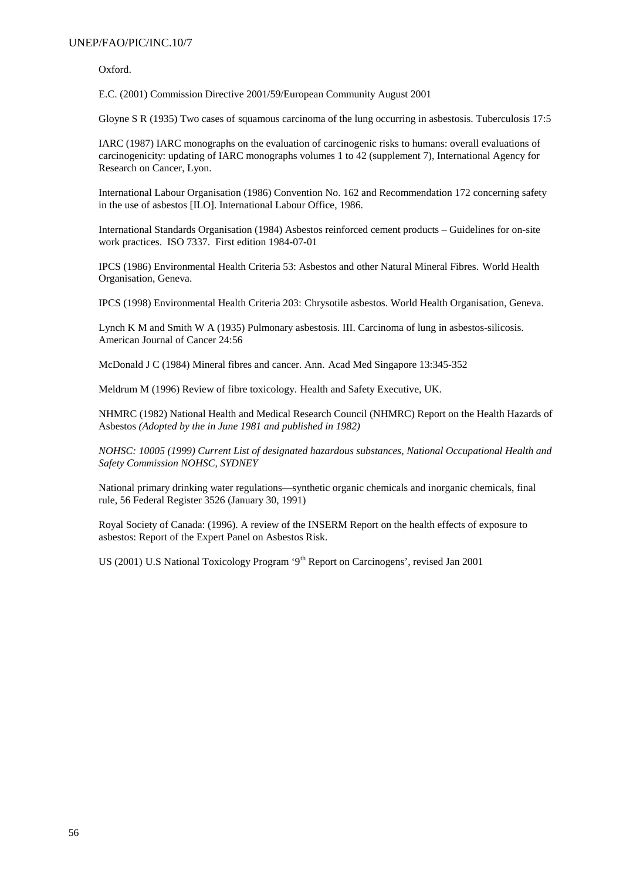Oxford.

E.C. (2001) Commission Directive 2001/59/European Community August 2001

Gloyne S R (1935) Two cases of squamous carcinoma of the lung occurring in asbestosis. Tuberculosis 17:5

IARC (1987) IARC monographs on the evaluation of carcinogenic risks to humans: overall evaluations of carcinogenicity: updating of IARC monographs volumes 1 to 42 (supplement 7), International Agency for Research on Cancer, Lyon.

International Labour Organisation (1986) Convention No. 162 and Recommendation 172 concerning safety in the use of asbestos [ILO]. International Labour Office, 1986.

International Standards Organisation (1984) Asbestos reinforced cement products – Guidelines for on-site work practices. ISO 7337. First edition 1984-07-01

IPCS (1986) Environmental Health Criteria 53: Asbestos and other Natural Mineral Fibres. World Health Organisation, Geneva.

IPCS (1998) Environmental Health Criteria 203: Chrysotile asbestos. World Health Organisation, Geneva.

Lynch K M and Smith W A (1935) Pulmonary asbestosis. III. Carcinoma of lung in asbestos-silicosis. American Journal of Cancer 24:56

McDonald J C (1984) Mineral fibres and cancer. Ann. Acad Med Singapore 13:345-352

Meldrum M (1996) Review of fibre toxicology. Health and Safety Executive, UK.

NHMRC (1982) National Health and Medical Research Council (NHMRC) Report on the Health Hazards of Asbestos *(Adopted by the in June 1981 and published in 1982)*

*NOHSC: 10005 (1999) Current List of designated hazardous substances, National Occupational Health and Safety Commission NOHSC, SYDNEY*

National primary drinking water regulations—synthetic organic chemicals and inorganic chemicals, final rule, 56 Federal Register 3526 (January 30, 1991)

Royal Society of Canada: (1996). A review of the INSERM Report on the health effects of exposure to asbestos: Report of the Expert Panel on Asbestos Risk.

US (2001) U.S National Toxicology Program '9th Report on Carcinogens', revised Jan 2001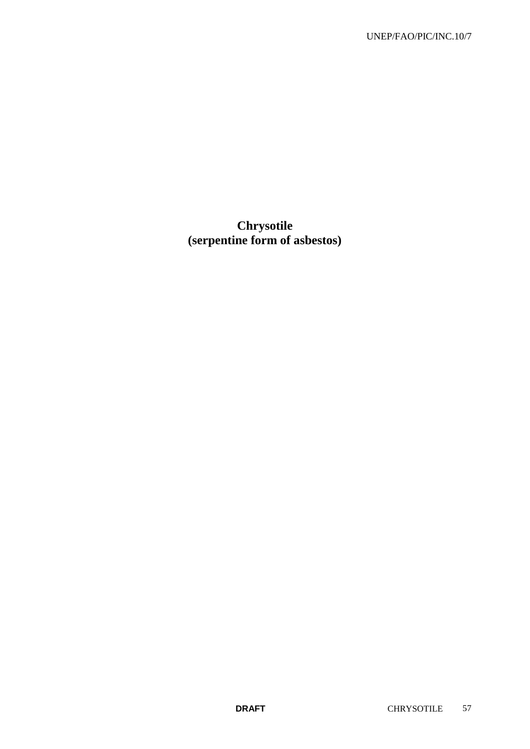# Chrysotile
# (serpentine form of asbestos)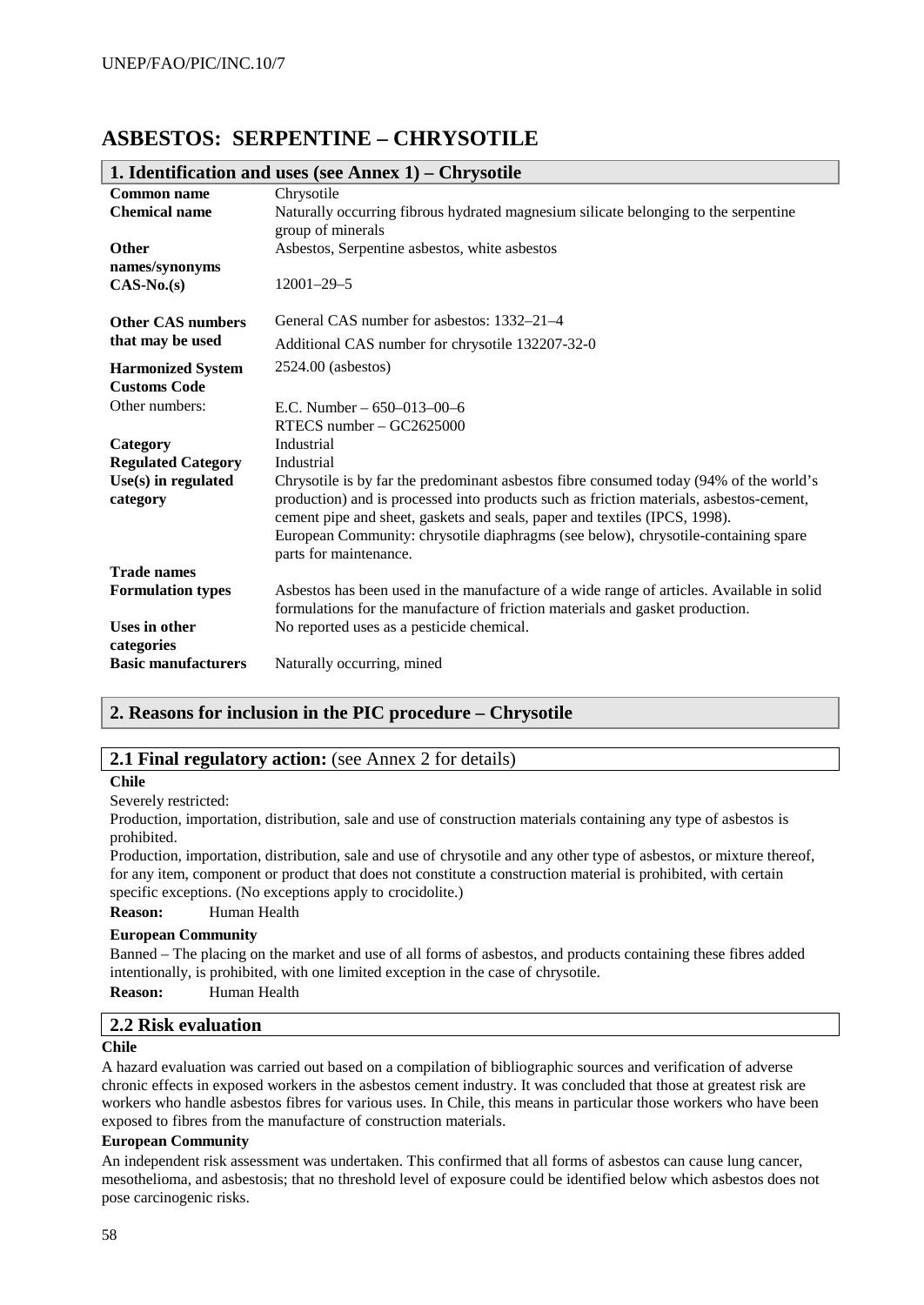# ASBESTOS: SERPENTINE – CHRYSOTILE

## 1. Identification and uses (see Annex 1) – Chrysotile

| | |
|---|---|
| **Common name** | Chrysotile |
| **Chemical name** | Naturally occurring fibrous hydrated magnesium silicate belonging to the serpentine group of minerals |
| **Other names/synonyms** | Asbestos, Serpentine asbestos, white asbestos |
| **CAS-No.(s)** | 12001–29–5 |
| **Other CAS numbers that may be used** | General CAS number for asbestos: 1332–21–4<br>Additional CAS number for chrysotile 132207-32-0 |
| **Harmonized System Customs Code** | 2524.00 (asbestos) |
| Other numbers: | E.C. Number – 650–013–00–6<br>RTECS number – GC2625000 |
| **Category** | Industrial |
| **Regulated Category** | Industrial |
| **Use(s) in regulated category** | Chrysotile is by far the predominant asbestos fibre consumed today (94% of the world's production) and is processed into products such as friction materials, asbestos-cement, cement pipe and sheet, gaskets and seals, paper and textiles (IPCS, 1998).<br>European Community: chrysotile diaphragms (see below), chrysotile-containing spare parts for maintenance. |
| **Trade names** | |
| **Formulation types** | Asbestos has been used in the manufacture of a wide range of articles. Available in solid formulations for the manufacture of friction materials and gasket production. |
| **Uses in other categories** | No reported uses as a pesticide chemical. |
| **Basic manufacturers** | Naturally occurring, mined |

## 2. Reasons for inclusion in the PIC procedure – Chrysotile

### 2.1 Final regulatory action: (see Annex 2 for details)

**Chile**

Severely restricted:

Production, importation, distribution, sale and use of construction materials containing any type of asbestos is prohibited.

Production, importation, distribution, sale and use of chrysotile and any other type of asbestos, or mixture thereof, for any item, component or product that does not constitute a construction material is prohibited, with certain specific exceptions. (No exceptions apply to crocidolite.)

**Reason:** Human Health

**European Community**

Banned – The placing on the market and use of all forms of asbestos, and products containing these fibres added intentionally, is prohibited, with one limited exception in the case of chrysotile.

**Reason:** Human Health

### 2.2 Risk evaluation

**Chile**

A hazard evaluation was carried out based on a compilation of bibliographic sources and verification of adverse chronic effects in exposed workers in the asbestos cement industry. It was concluded that those at greatest risk are workers who handle asbestos fibres for various uses. In Chile, this means in particular those workers who have been exposed to fibres from the manufacture of construction materials.

**European Community**

An independent risk assessment was undertaken. This confirmed that all forms of asbestos can cause lung cancer, mesothelioma, and asbestosis; that no threshold level of exposure could be identified below which asbestos does not pose carcinogenic risks.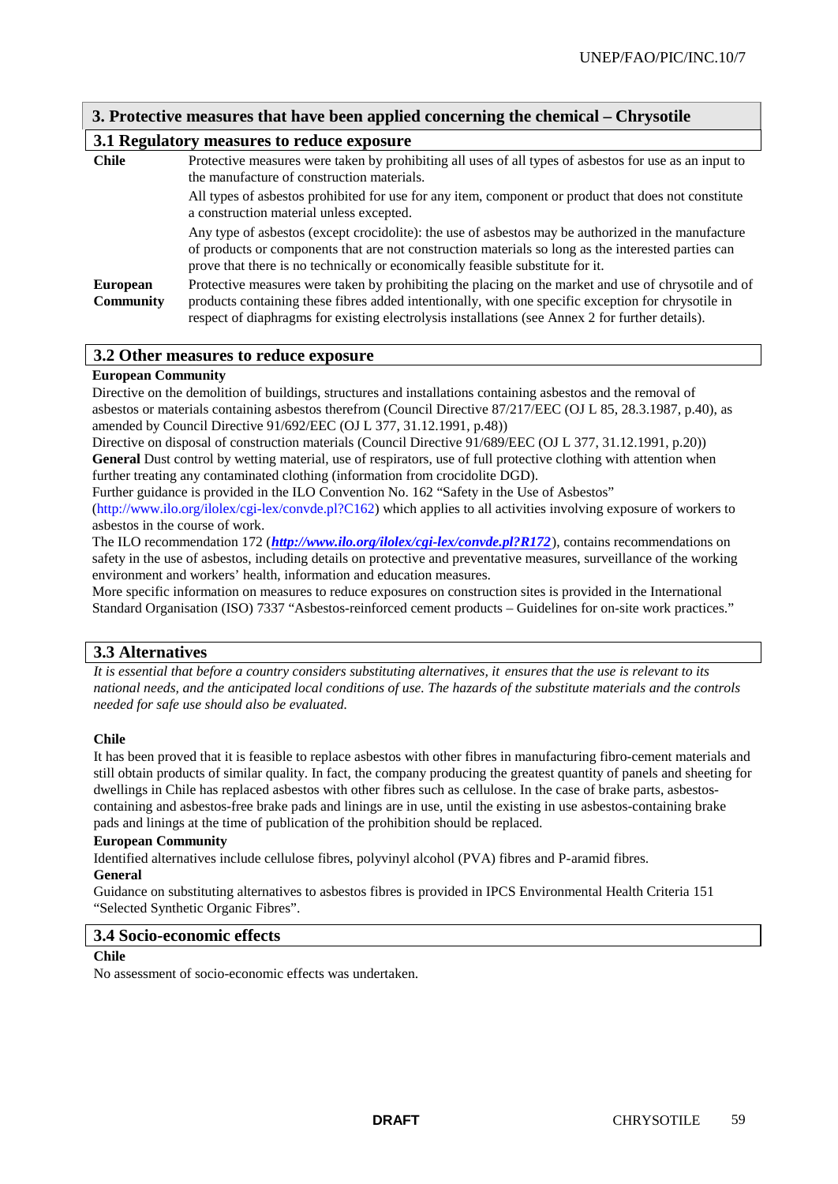## 3. Protective measures that have been applied concerning the chemical – Chrysotile

### 3.1 Regulatory measures to reduce exposure

| | |
|---|---|
| **Chile** | Protective measures were taken by prohibiting all uses of all types of asbestos for use as an input to the manufacture of construction materials.<br>All types of asbestos prohibited for use for any item, component or product that does not constitute a construction material unless excepted.<br>Any type of asbestos (except crocidolite): the use of asbestos may be authorized in the manufacture of products or components that are not construction materials so long as the interested parties can prove that there is no technically or economically feasible substitute for it. |
| **European Community** | Protective measures were taken by prohibiting the placing on the market and use of chrysotile and of products containing these fibres added intentionally, with one specific exception for chrysotile in respect of diaphragms for existing electrolysis installations (see Annex 2 for further details). |

### 3.2 Other measures to reduce exposure

**European Community**

Directive on the demolition of buildings, structures and installations containing asbestos and the removal of asbestos or materials containing asbestos therefrom (Council Directive 87/217/EEC (OJ L 85, 28.3.1987, p.40), as amended by Council Directive 91/692/EEC (OJ L 377, 31.12.1991, p.48))

Directive on disposal of construction materials (Council Directive 91/689/EEC (OJ L 377, 31.12.1991, p.20))

**General** Dust control by wetting material, use of respirators, use of full protective clothing with attention when further treating any contaminated clothing (information from crocidolite DGD).

Further guidance is provided in the ILO Convention No. 162 "Safety in the Use of Asbestos" (http://www.ilo.org/ilolex/cgi-lex/convde.pl?C162) which applies to all activities involving exposure of workers to asbestos in the course of work.

The ILO recommendation 172 (***http://www.ilo.org/ilolex/cgi-lex/convde.pl?R172***), contains recommendations on safety in the use of asbestos, including details on protective and preventative measures, surveillance of the working environment and workers' health, information and education measures.

More specific information on measures to reduce exposures on construction sites is provided in the International Standard Organisation (ISO) 7337 "Asbestos-reinforced cement products – Guidelines for on-site work practices."

### 3.3 Alternatives

*It is essential that before a country considers substituting alternatives, it ensures that the use is relevant to its national needs, and the anticipated local conditions of use. The hazards of the substitute materials and the controls needed for safe use should also be evaluated.*

**Chile**

It has been proved that it is feasible to replace asbestos with other fibres in manufacturing fibro-cement materials and still obtain products of similar quality. In fact, the company producing the greatest quantity of panels and sheeting for dwellings in Chile has replaced asbestos with other fibres such as cellulose. In the case of brake parts, asbestos-containing and asbestos-free brake pads and linings are in use, until the existing in use asbestos-containing brake pads and linings at the time of publication of the prohibition should be replaced.

**European Community**

Identified alternatives include cellulose fibres, polyvinyl alcohol (PVA) fibres and P-aramid fibres.

**General**

Guidance on substituting alternatives to asbestos fibres is provided in IPCS Environmental Health Criteria 151 "Selected Synthetic Organic Fibres".

### 3.4 Socio-economic effects

**Chile**

No assessment of socio-economic effects was undertaken.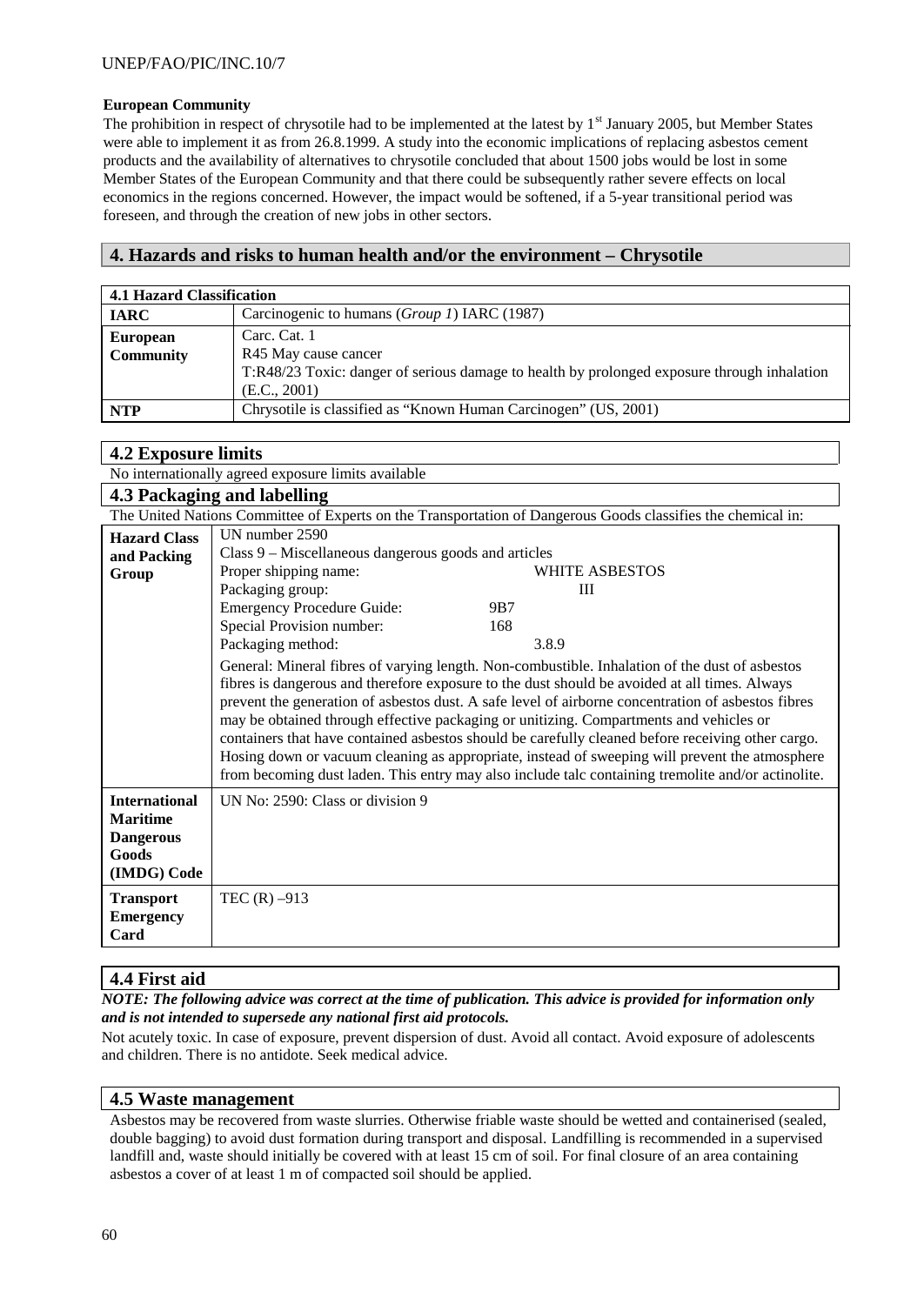**European Community**

The prohibition in respect of chrysotile had to be implemented at the latest by 1st January 2005, but Member States were able to implement it as from 26.8.1999. A study into the economic implications of replacing asbestos cement products and the availability of alternatives to chrysotile concluded that about 1500 jobs would be lost in some Member States of the European Community and that there could be subsequently rather severe effects on local economics in the regions concerned. However, the impact would be softened, if a 5-year transitional period was foreseen, and through the creation of new jobs in other sectors.

## 4. Hazards and risks to human health and/or the environment – Chrysotile

| **4.1 Hazard Classification** | |
|---|---|
| **IARC** | Carcinogenic to humans (*Group 1*) IARC (1987) |
| **European Community** | Carc. Cat. 1<br>R45 May cause cancer<br>T:R48/23 Toxic: danger of serious damage to health by prolonged exposure through inhalation (E.C., 2001) |
| **NTP** | Chrysotile is classified as "Known Human Carcinogen" (US, 2001) |

### 4.2 Exposure limits

No internationally agreed exposure limits available

### 4.3 Packaging and labelling

The United Nations Committee of Experts on the Transportation of Dangerous Goods classifies the chemical in:

| | |
|---|---|
| **Hazard Class and Packing Group** | UN number 2590<br>Class 9 – Miscellaneous dangerous goods and articles<br>Proper shipping name: WHITE ASBESTOS<br>Packaging group: III<br>Emergency Procedure Guide: 9B7<br>Special Provision number: 168<br>Packaging method: 3.8.9<br>General: Mineral fibres of varying length. Non-combustible. Inhalation of the dust of asbestos fibres is dangerous and therefore exposure to the dust should be avoided at all times. Always prevent the generation of asbestos dust. A safe level of airborne concentration of asbestos fibres may be obtained through effective packaging or unitizing. Compartments and vehicles or containers that have contained asbestos should be carefully cleaned before receiving other cargo. Hosing down or vacuum cleaning as appropriate, instead of sweeping will prevent the atmosphere from becoming dust laden. This entry may also include talc containing tremolite and/or actinolite. |
| **International Maritime Dangerous Goods (IMDG) Code** | UN No: 2590: Class or division 9 |
| **Transport Emergency Card** | TEC (R) –913 |

### 4.4 First aid

***NOTE: The following advice was correct at the time of publication. This advice is provided for information only and is not intended to supersede any national first aid protocols.***

Not acutely toxic. In case of exposure, prevent dispersion of dust. Avoid all contact. Avoid exposure of adolescents and children. There is no antidote. Seek medical advice.

### 4.5 Waste management

Asbestos may be recovered from waste slurries. Otherwise friable waste should be wetted and containerised (sealed, double bagging) to avoid dust formation during transport and disposal. Landfilling is recommended in a supervised landfill and, waste should initially be covered with at least 15 cm of soil. For final closure of an area containing asbestos a cover of at least 1 m of compacted soil should be applied.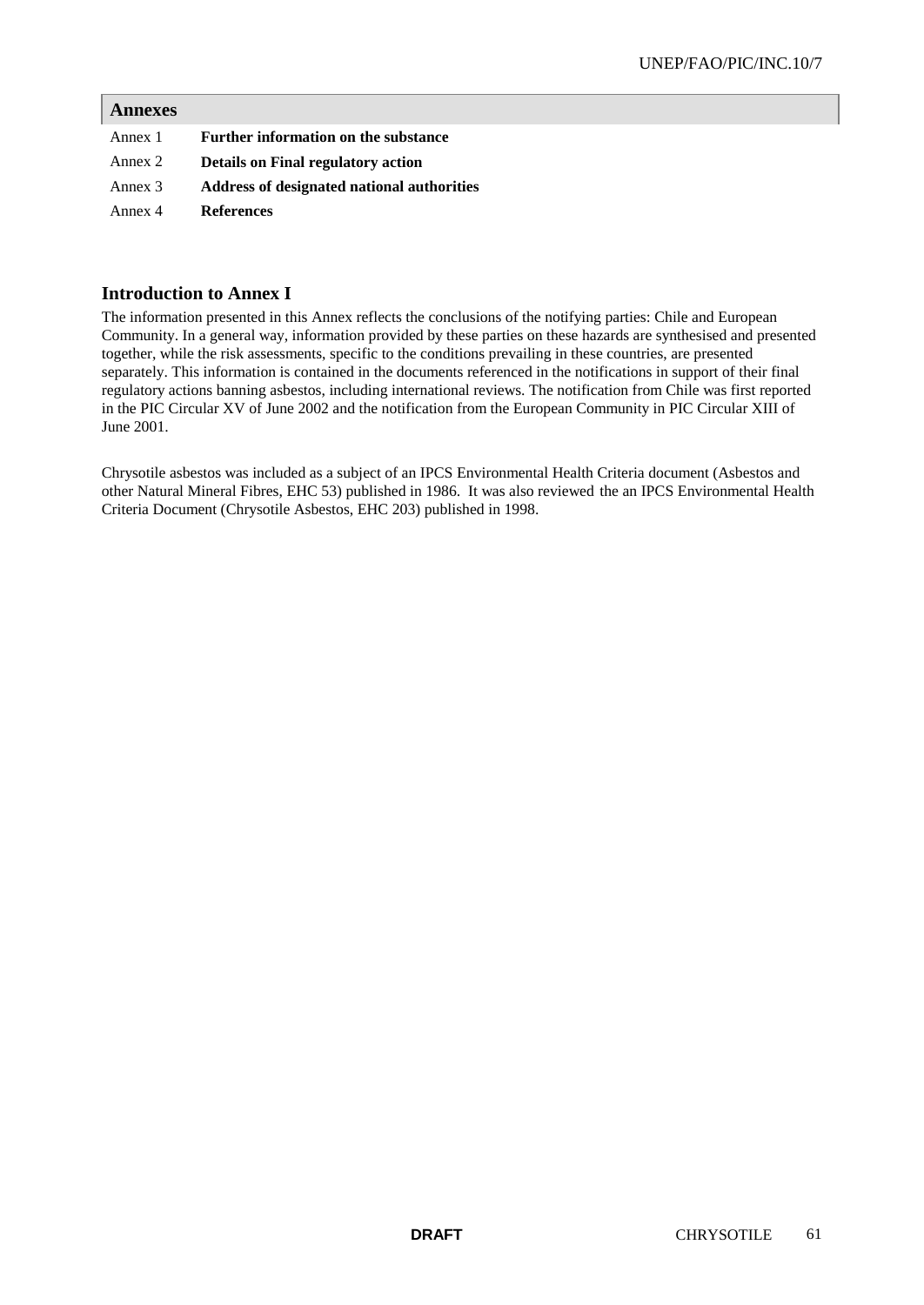## Annexes

| | |
|---|---|
| Annex 1 | **Further information on the substance** |
| Annex 2 | **Details on Final regulatory action** |
| Annex 3 | **Address of designated national authorities** |
| Annex 4 | **References** |

## Introduction to Annex I

The information presented in this Annex reflects the conclusions of the notifying parties: Chile and European Community. In a general way, information provided by these parties on these hazards are synthesised and presented together, while the risk assessments, specific to the conditions prevailing in these countries, are presented separately. This information is contained in the documents referenced in the notifications in support of their final regulatory actions banning asbestos, including international reviews. The notification from Chile was first reported in the PIC Circular XV of June 2002 and the notification from the European Community in PIC Circular XIII of June 2001.

Chrysotile asbestos was included as a subject of an IPCS Environmental Health Criteria document (Asbestos and other Natural Mineral Fibres, EHC 53) published in 1986. It was also reviewed the an IPCS Environmental Health Criteria Document (Chrysotile Asbestos, EHC 203) published in 1998.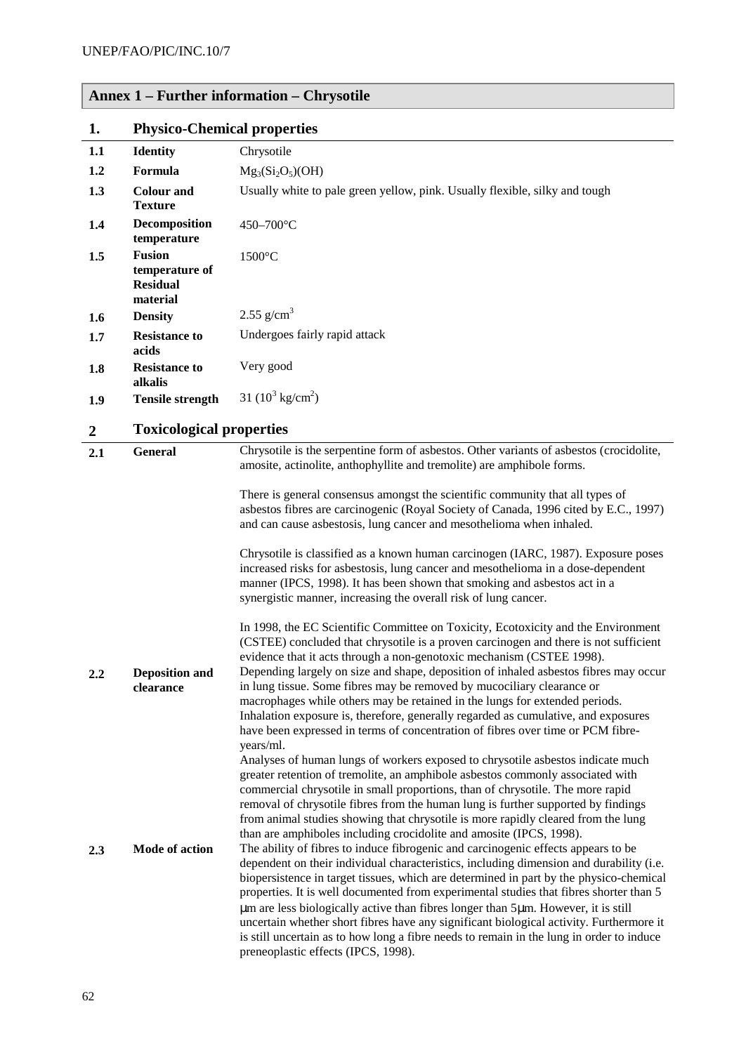## Annex 1 – Further information – Chrysotile

### 1. Physico-Chemical properties

| | | |
|---|---|---|
| 1.1 | **Identity** | Chrysotile |
| 1.2 | **Formula** | $Mg_3(Si_2O_5)(OH)$ |
| 1.3 | **Colour and Texture** | Usually white to pale green yellow, pink. Usually flexible, silky and tough |
| 1.4 | **Decomposition temperature** | 450–700°C |
| 1.5 | **Fusion temperature of Residual material** | 1500°C |
| 1.6 | **Density** | 2.55 $g/cm^3$ |
| 1.7 | **Resistance to acids** | Undergoes fairly rapid attack |
| 1.8 | **Resistance to alkalis** | Very good |
| 1.9 | **Tensile strength** | 31 ($10^3$ $kg/cm^2$) |

### 2 Toxicological properties

| | | |
|---|---|---|
| 2.1 | **General** | Chrysotile is the serpentine form of asbestos. Other variants of asbestos (crocidolite, amosite, actinolite, anthophyllite and tremolite) are amphibole forms.<br><br>There is general consensus amongst the scientific community that all types of asbestos fibres are carcinogenic (Royal Society of Canada, 1996 cited by E.C., 1997) and can cause asbestosis, lung cancer and mesothelioma when inhaled.<br><br>Chrysotile is classified as a known human carcinogen (IARC, 1987). Exposure poses increased risks for asbestosis, lung cancer and mesothelioma in a dose-dependent manner (IPCS, 1998). It has been shown that smoking and asbestos act in a synergistic manner, increasing the overall risk of lung cancer.<br><br>In 1998, the EC Scientific Committee on Toxicity, Ecotoxicity and the Environment (CSTEE) concluded that chrysotile is a proven carcinogen and there is not sufficient evidence that it acts through a non-genotoxic mechanism (CSTEE 1998). |
| 2.2 | **Deposition and clearance** | Depending largely on size and shape, deposition of inhaled asbestos fibres may occur in lung tissue. Some fibres may be removed by mucociliary clearance or macrophages while others may be retained in the lungs for extended periods. Inhalation exposure is, therefore, generally regarded as cumulative, and exposures have been expressed in terms of concentration of fibres over time or PCM fibre-years/ml.<br>Analyses of human lungs of workers exposed to chrysotile asbestos indicate much greater retention of tremolite, an amphibole asbestos commonly associated with commercial chrysotile in small proportions, than of chrysotile. The more rapid removal of chrysotile fibres from the human lung is further supported by findings from animal studies showing that chrysotile is more rapidly cleared from the lung than are amphiboles including crocidolite and amosite (IPCS, 1998). |
| 2.3 | **Mode of action** | The ability of fibres to induce fibrogenic and carcinogenic effects appears to be dependent on their individual characteristics, including dimension and durability (i.e. biopersistence in target tissues, which are determined in part by the physico-chemical properties. It is well documented from experimental studies that fibres shorter than 5 µm are less biologically active than fibres longer than 5µm. However, it is still uncertain whether short fibres have any significant biological activity. Furthermore it is still uncertain as to how long a fibre needs to remain in the lung in order to induce preneoplastic effects (IPCS, 1998). |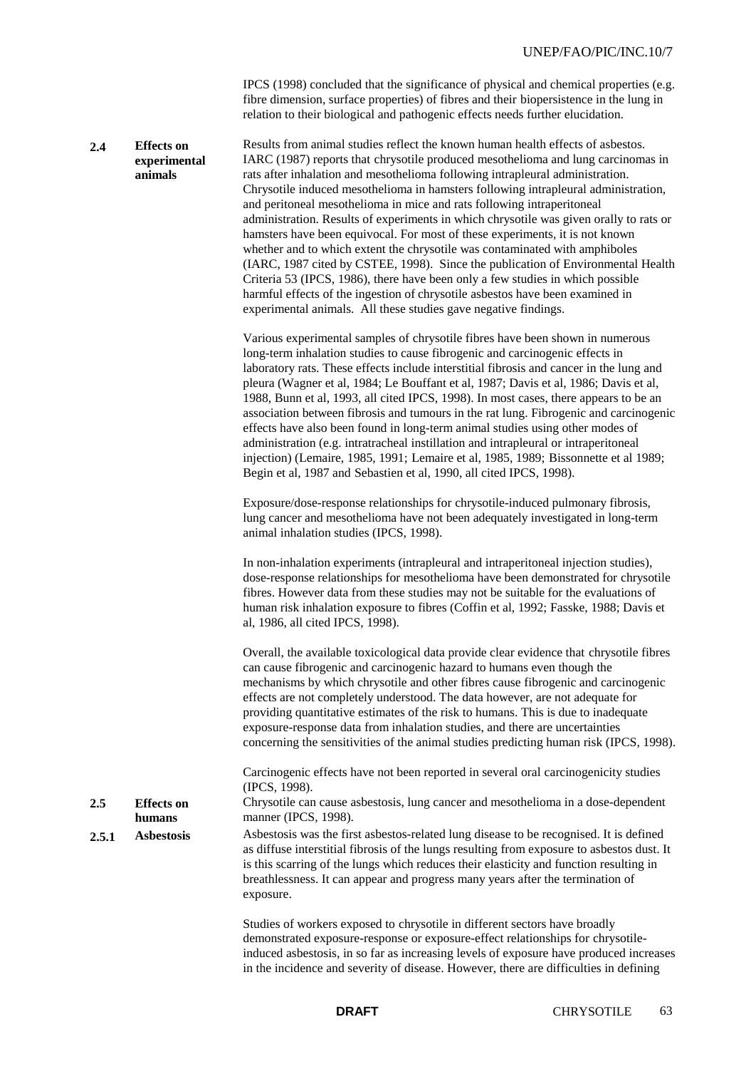IPCS (1998) concluded that the significance of physical and chemical properties (e.g. fibre dimension, surface properties) of fibres and their biopersistence in the lung in relation to their biological and pathogenic effects needs further elucidation.

## 2.4 Effects on experimental animals

Results from animal studies reflect the known human health effects of asbestos. IARC (1987) reports that chrysotile produced mesothelioma and lung carcinomas in rats after inhalation and mesothelioma following intrapleural administration. Chrysotile induced mesothelioma in hamsters following intrapleural administration, and peritoneal mesothelioma in mice and rats following intraperitoneal administration. Results of experiments in which chrysotile was given orally to rats or hamsters have been equivocal. For most of these experiments, it is not known whether and to which extent the chrysotile was contaminated with amphiboles (IARC, 1987 cited by CSTEE, 1998). Since the publication of Environmental Health Criteria 53 (IPCS, 1986), there have been only a few studies in which possible harmful effects of the ingestion of chrysotile asbestos have been examined in experimental animals. All these studies gave negative findings.

Various experimental samples of chrysotile fibres have been shown in numerous long-term inhalation studies to cause fibrogenic and carcinogenic effects in laboratory rats. These effects include interstitial fibrosis and cancer in the lung and pleura (Wagner et al, 1984; Le Bouffant et al, 1987; Davis et al, 1986; Davis et al, 1988, Bunn et al, 1993, all cited IPCS, 1998). In most cases, there appears to be an association between fibrosis and tumours in the rat lung. Fibrogenic and carcinogenic effects have also been found in long-term animal studies using other modes of administration (e.g. intratracheal instillation and intrapleural or intraperitoneal injection) (Lemaire, 1985, 1991; Lemaire et al, 1985, 1989; Bissonnette et al 1989; Begin et al, 1987 and Sebastien et al, 1990, all cited IPCS, 1998).

Exposure/dose-response relationships for chrysotile-induced pulmonary fibrosis, lung cancer and mesothelioma have not been adequately investigated in long-term animal inhalation studies (IPCS, 1998).

In non-inhalation experiments (intrapleural and intraperitoneal injection studies), dose-response relationships for mesothelioma have been demonstrated for chrysotile fibres. However data from these studies may not be suitable for the evaluations of human risk inhalation exposure to fibres (Coffin et al, 1992; Fasske, 1988; Davis et al, 1986, all cited IPCS, 1998).

Overall, the available toxicological data provide clear evidence that chrysotile fibres can cause fibrogenic and carcinogenic hazard to humans even though the mechanisms by which chrysotile and other fibres cause fibrogenic and carcinogenic effects are not completely understood. The data however, are not adequate for providing quantitative estimates of the risk to humans. This is due to inadequate exposure-response data from inhalation studies, and there are uncertainties concerning the sensitivities of the animal studies predicting human risk (IPCS, 1998).

Carcinogenic effects have not been reported in several oral carcinogenicity studies (IPCS, 1998).

## 2.5 Effects on humans

Chrysotile can cause asbestosis, lung cancer and mesothelioma in a dose-dependent manner (IPCS, 1998).

### 2.5.1 Asbestosis

Asbestosis was the first asbestos-related lung disease to be recognised. It is defined as diffuse interstitial fibrosis of the lungs resulting from exposure to asbestos dust. It is this scarring of the lungs which reduces their elasticity and function resulting in breathlessness. It can appear and progress many years after the termination of exposure.

Studies of workers exposed to chrysotile in different sectors have broadly demonstrated exposure-response or exposure-effect relationships for chrysotile-induced asbestosis, in so far as increasing levels of exposure have produced increases in the incidence and severity of disease. However, there are difficulties in defining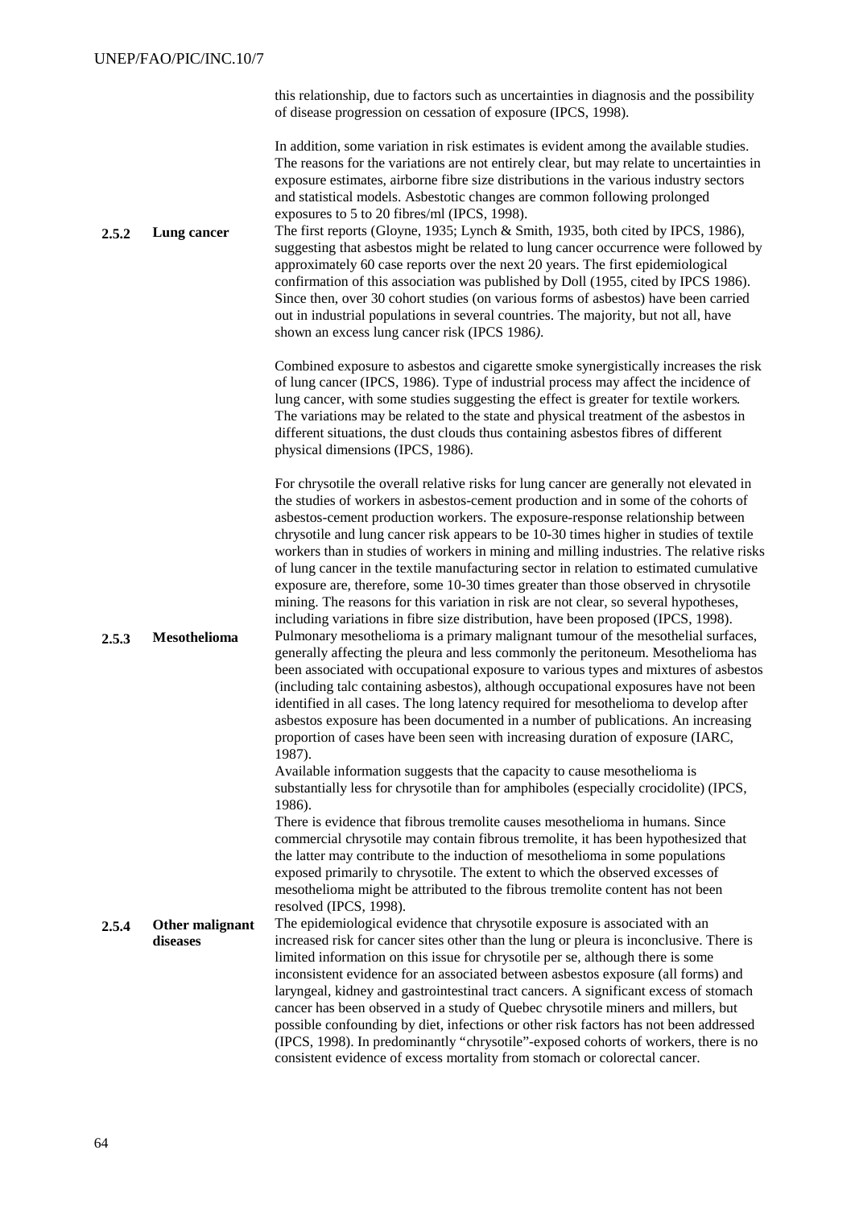this relationship, due to factors such as uncertainties in diagnosis and the possibility of disease progression on cessation of exposure (IPCS, 1998).

In addition, some variation in risk estimates is evident among the available studies. The reasons for the variations are not entirely clear, but may relate to uncertainties in exposure estimates, airborne fibre size distributions in the various industry sectors and statistical models. Asbestotic changes are common following prolonged exposures to 5 to 20 fibres/ml (IPCS, 1998).

### 2.5.2 Lung cancer

The first reports (Gloyne, 1935; Lynch & Smith, 1935, both cited by IPCS, 1986), suggesting that asbestos might be related to lung cancer occurrence were followed by approximately 60 case reports over the next 20 years. The first epidemiological confirmation of this association was published by Doll (1955, cited by IPCS 1986). Since then, over 30 cohort studies (on various forms of asbestos) have been carried out in industrial populations in several countries. The majority, but not all, have shown an excess lung cancer risk (IPCS 1986*)*.

Combined exposure to asbestos and cigarette smoke synergistically increases the risk of lung cancer (IPCS, 1986). Type of industrial process may affect the incidence of lung cancer, with some studies suggesting the effect is greater for textile workers*.* The variations may be related to the state and physical treatment of the asbestos in different situations, the dust clouds thus containing asbestos fibres of different physical dimensions (IPCS, 1986).

For chrysotile the overall relative risks for lung cancer are generally not elevated in the studies of workers in asbestos-cement production and in some of the cohorts of asbestos-cement production workers. The exposure-response relationship between chrysotile and lung cancer risk appears to be 10-30 times higher in studies of textile workers than in studies of workers in mining and milling industries. The relative risks of lung cancer in the textile manufacturing sector in relation to estimated cumulative exposure are, therefore, some 10-30 times greater than those observed in chrysotile mining. The reasons for this variation in risk are not clear, so several hypotheses, including variations in fibre size distribution, have been proposed (IPCS, 1998).

### 2.5.3 Mesothelioma

Pulmonary mesothelioma is a primary malignant tumour of the mesothelial surfaces, generally affecting the pleura and less commonly the peritoneum. Mesothelioma has been associated with occupational exposure to various types and mixtures of asbestos (including talc containing asbestos), although occupational exposures have not been identified in all cases. The long latency required for mesothelioma to develop after asbestos exposure has been documented in a number of publications. An increasing proportion of cases have been seen with increasing duration of exposure (IARC, 1987).

Available information suggests that the capacity to cause mesothelioma is substantially less for chrysotile than for amphiboles (especially crocidolite) (IPCS, 1986).

There is evidence that fibrous tremolite causes mesothelioma in humans. Since commercial chrysotile may contain fibrous tremolite, it has been hypothesized that the latter may contribute to the induction of mesothelioma in some populations exposed primarily to chrysotile. The extent to which the observed excesses of mesothelioma might be attributed to the fibrous tremolite content has not been resolved (IPCS, 1998).

### 2.5.4 Other malignant diseases

The epidemiological evidence that chrysotile exposure is associated with an increased risk for cancer sites other than the lung or pleura is inconclusive. There is limited information on this issue for chrysotile per se, although there is some inconsistent evidence for an associated between asbestos exposure (all forms) and laryngeal, kidney and gastrointestinal tract cancers. A significant excess of stomach cancer has been observed in a study of Quebec chrysotile miners and millers, but possible confounding by diet, infections or other risk factors has not been addressed (IPCS, 1998). In predominantly "chrysotile"-exposed cohorts of workers, there is no consistent evidence of excess mortality from stomach or colorectal cancer.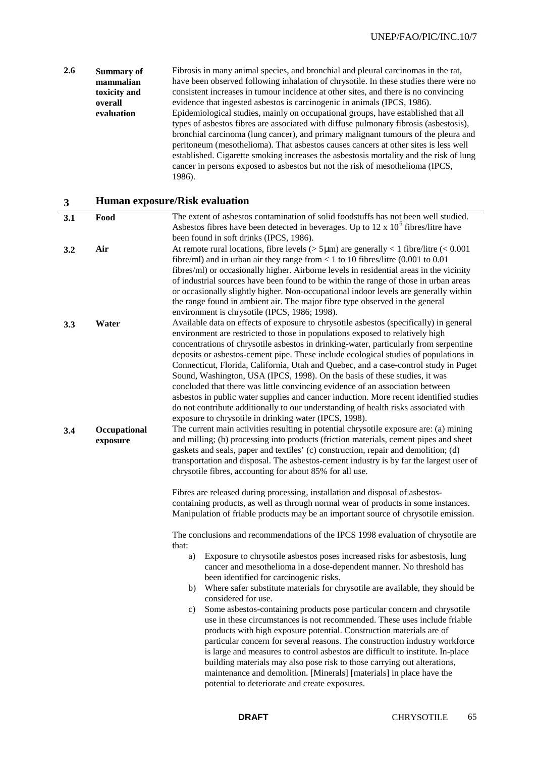**2.6 Summary of mammalian toxicity and overall evaluation**

Fibrosis in many animal species, and bronchial and pleural carcinomas in the rat, have been observed following inhalation of chrysotile. In these studies there were no consistent increases in tumour incidence at other sites, and there is no convincing evidence that ingested asbestos is carcinogenic in animals (IPCS, 1986). Epidemiological studies, mainly on occupational groups, have established that all types of asbestos fibres are associated with diffuse pulmonary fibrosis (asbestosis), bronchial carcinoma (lung cancer), and primary malignant tumours of the pleura and peritoneum (mesothelioma). That asbestos causes cancers at other sites is less well established. Cigarette smoking increases the asbestosis mortality and the risk of lung cancer in persons exposed to asbestos but not the risk of mesothelioma (IPCS, 1986).

## 3 Human exposure/Risk evaluation

**3.1 Food**

The extent of asbestos contamination of solid foodstuffs has not been well studied. Asbestos fibres have been detected in beverages. Up to $12 \times 10^6$ fibres/litre have been found in soft drinks (IPCS, 1986).

**3.2 Air**

At remote rural locations, fibre levels (> 5μm) are generally < 1 fibre/litre (< 0.001 fibre/ml) and in urban air they range from < 1 to 10 fibres/litre (0.001 to 0.01 fibres/ml) or occasionally higher. Airborne levels in residential areas in the vicinity of industrial sources have been found to be within the range of those in urban areas or occasionally slightly higher. Non-occupational indoor levels are generally within the range found in ambient air. The major fibre type observed in the general environment is chrysotile (IPCS, 1986; 1998).

**3.3 Water**

Available data on effects of exposure to chrysotile asbestos (specifically) in general environment are restricted to those in populations exposed to relatively high concentrations of chrysotile asbestos in drinking-water, particularly from serpentine deposits or asbestos-cement pipe. These include ecological studies of populations in Connecticut, Florida, California, Utah and Quebec, and a case-control study in Puget Sound, Washington, USA (IPCS, 1998). On the basis of these studies, it was concluded that there was little convincing evidence of an association between asbestos in public water supplies and cancer induction. More recent identified studies do not contribute additionally to our understanding of health risks associated with exposure to chrysotile in drinking water (IPCS, 1998).

**3.4 Occupational exposure**

The current main activities resulting in potential chrysotile exposure are: (a) mining and milling; (b) processing into products (friction materials, cement pipes and sheet gaskets and seals, paper and textiles' (c) construction, repair and demolition; (d) transportation and disposal. The asbestos-cement industry is by far the largest user of chrysotile fibres, accounting for about 85% for all use.

Fibres are released during processing, installation and disposal of asbestos-containing products, as well as through normal wear of products in some instances. Manipulation of friable products may be an important source of chrysotile emission.

The conclusions and recommendations of the IPCS 1998 evaluation of chrysotile are that:

a) Exposure to chrysotile asbestos poses increased risks for asbestosis, lung cancer and mesothelioma in a dose-dependent manner. No threshold has been identified for carcinogenic risks.
b) Where safer substitute materials for chrysotile are available, they should be considered for use.
c) Some asbestos-containing products pose particular concern and chrysotile use in these circumstances is not recommended. These uses include friable products with high exposure potential. Construction materials are of particular concern for several reasons. The construction industry workforce is large and measures to control asbestos are difficult to institute. In-place building materials may also pose risk to those carrying out alterations, maintenance and demolition. [Minerals] [materials] in place have the potential to deteriorate and create exposures.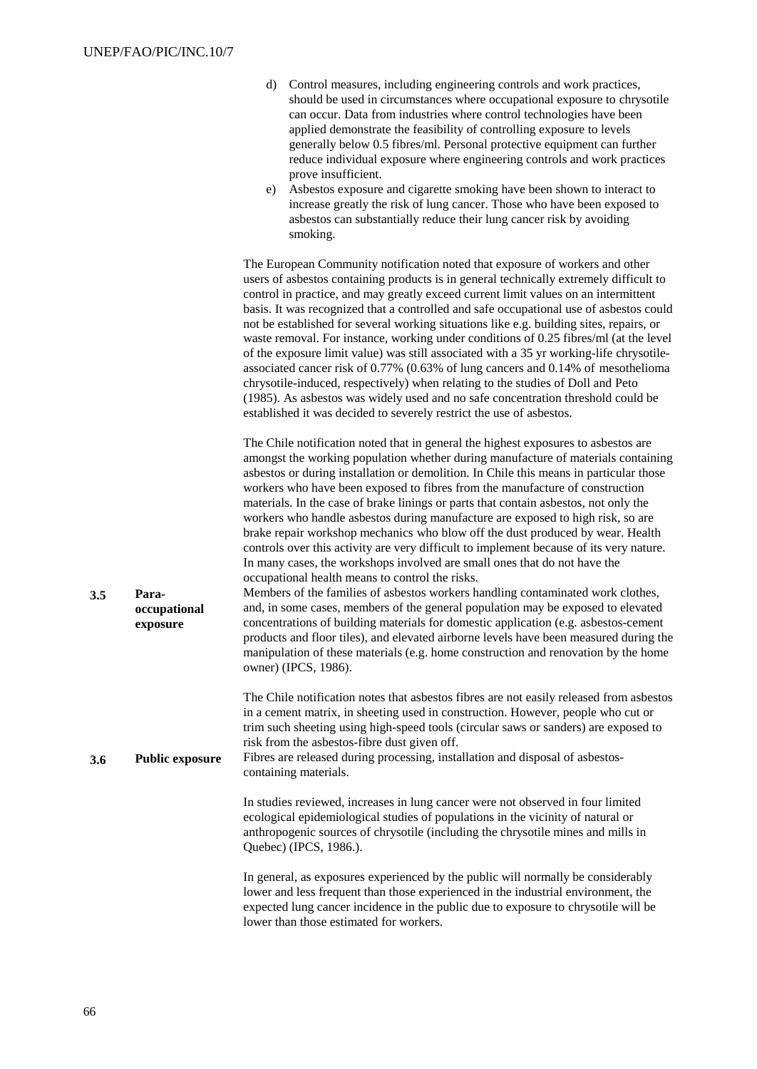d) Control measures, including engineering controls and work practices, should be used in circumstances where occupational exposure to chrysotile can occur. Data from industries where control technologies have been applied demonstrate the feasibility of controlling exposure to levels generally below 0.5 fibres/ml. Personal protective equipment can further reduce individual exposure where engineering controls and work practices prove insufficient.

e) Asbestos exposure and cigarette smoking have been shown to interact to increase greatly the risk of lung cancer. Those who have been exposed to asbestos can substantially reduce their lung cancer risk by avoiding smoking.

The European Community notification noted that exposure of workers and other users of asbestos containing products is in general technically extremely difficult to control in practice, and may greatly exceed current limit values on an intermittent basis. It was recognized that a controlled and safe occupational use of asbestos could not be established for several working situations like e.g. building sites, repairs, or waste removal. For instance, working under conditions of 0.25 fibres/ml (at the level of the exposure limit value) was still associated with a 35 yr working-life chrysotile-associated cancer risk of 0.77% (0.63% of lung cancers and 0.14% of mesothelioma chrysotile-induced, respectively) when relating to the studies of Doll and Peto (1985). As asbestos was widely used and no safe concentration threshold could be established it was decided to severely restrict the use of asbestos.

The Chile notification noted that in general the highest exposures to asbestos are amongst the working population whether during manufacture of materials containing asbestos or during installation or demolition. In Chile this means in particular those workers who have been exposed to fibres from the manufacture of construction materials. In the case of brake linings or parts that contain asbestos, not only the workers who handle asbestos during manufacture are exposed to high risk, so are brake repair workshop mechanics who blow off the dust produced by wear. Health controls over this activity are very difficult to implement because of its very nature. In many cases, the workshops involved are small ones that do not have the occupational health means to control the risks.

**3.5 Para-occupational exposure**

Members of the families of asbestos workers handling contaminated work clothes, and, in some cases, members of the general population may be exposed to elevated concentrations of building materials for domestic application (e.g. asbestos-cement products and floor tiles), and elevated airborne levels have been measured during the manipulation of these materials (e.g. home construction and renovation by the home owner) (IPCS, 1986).

The Chile notification notes that asbestos fibres are not easily released from asbestos in a cement matrix, in sheeting used in construction. However, people who cut or trim such sheeting using high-speed tools (circular saws or sanders) are exposed to risk from the asbestos-fibre dust given off.

**3.6 Public exposure**

Fibres are released during processing, installation and disposal of asbestos-containing materials.

In studies reviewed, increases in lung cancer were not observed in four limited ecological epidemiological studies of populations in the vicinity of natural or anthropogenic sources of chrysotile (including the chrysotile mines and mills in Quebec) (IPCS, 1986.).

In general, as exposures experienced by the public will normally be considerably lower and less frequent than those experienced in the industrial environment, the expected lung cancer incidence in the public due to exposure to chrysotile will be lower than those estimated for workers.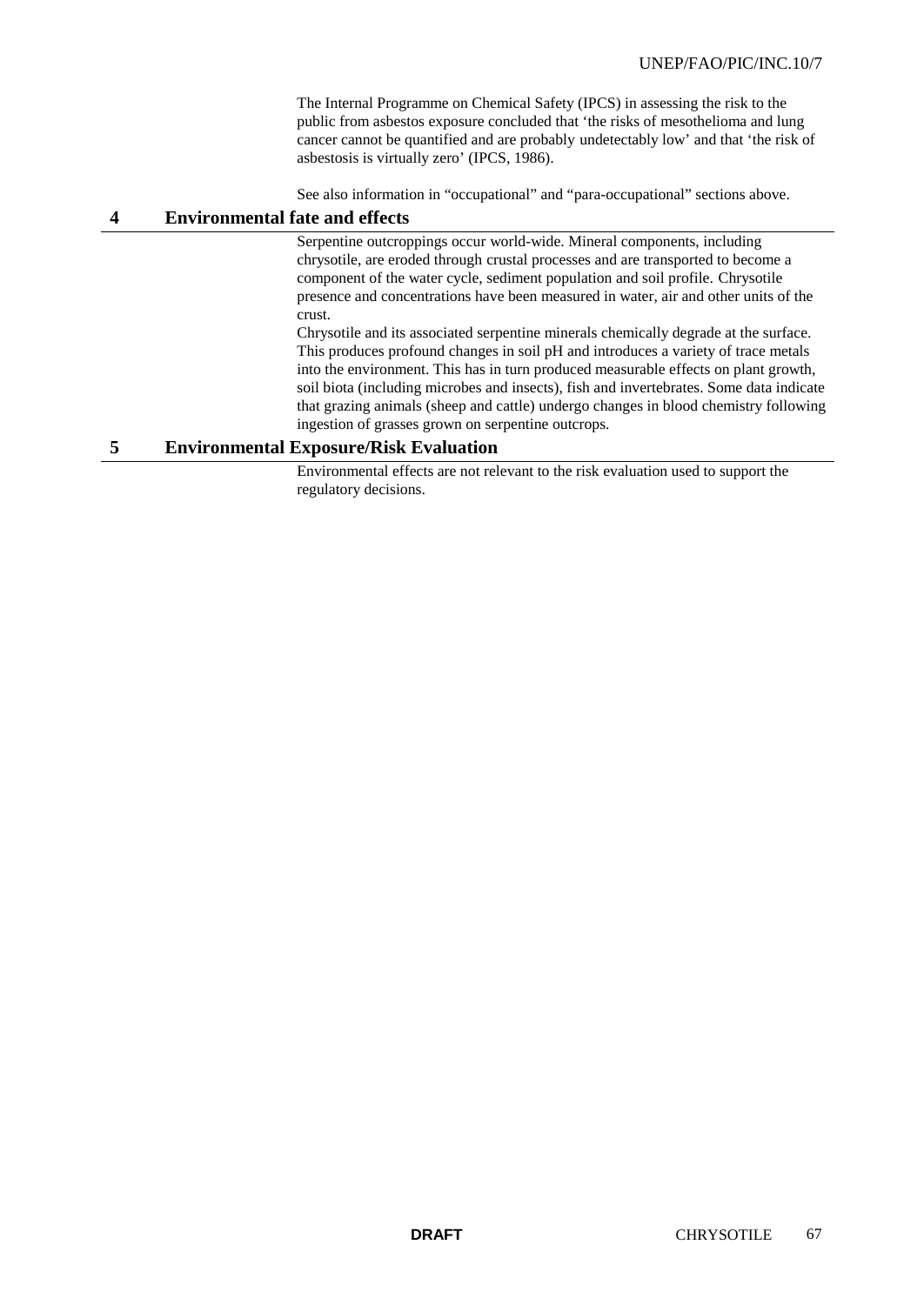The Internal Programme on Chemical Safety (IPCS) in assessing the risk to the public from asbestos exposure concluded that 'the risks of mesothelioma and lung cancer cannot be quantified and are probably undetectably low' and that 'the risk of asbestosis is virtually zero' (IPCS, 1986).

See also information in "occupational" and "para-occupational" sections above.

## 4 Environmental fate and effects

Serpentine outcroppings occur world-wide. Mineral components, including chrysotile, are eroded through crustal processes and are transported to become a component of the water cycle, sediment population and soil profile. Chrysotile presence and concentrations have been measured in water, air and other units of the crust.

Chrysotile and its associated serpentine minerals chemically degrade at the surface. This produces profound changes in soil pH and introduces a variety of trace metals into the environment. This has in turn produced measurable effects on plant growth, soil biota (including microbes and insects), fish and invertebrates. Some data indicate that grazing animals (sheep and cattle) undergo changes in blood chemistry following ingestion of grasses grown on serpentine outcrops.

## 5 Environmental Exposure/Risk Evaluation

Environmental effects are not relevant to the risk evaluation used to support the regulatory decisions.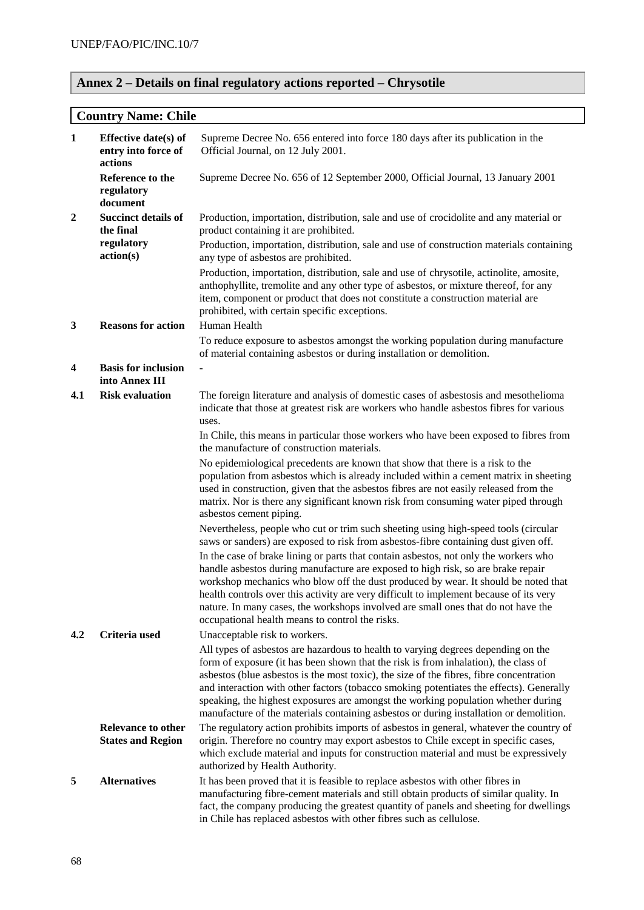## Annex 2 – Details on final regulatory actions reported – Chrysotile

### Country Name: Chile

| | | |
|---|---|---|
| **1** | **Effective date(s) of entry into force of actions** | Supreme Decree No. 656 entered into force 180 days after its publication in the Official Journal, on 12 July 2001. |
| | **Reference to the regulatory document** | Supreme Decree No. 656 of 12 September 2000, Official Journal, 13 January 2001 |
| **2** | **Succinct details of the final regulatory action(s)** | Production, importation, distribution, sale and use of crocidolite and any material or product containing it are prohibited.<br>Production, importation, distribution, sale and use of construction materials containing any type of asbestos are prohibited.<br>Production, importation, distribution, sale and use of chrysotile, actinolite, amosite, anthophyllite, tremolite and any other type of asbestos, or mixture thereof, for any item, component or product that does not constitute a construction material are prohibited, with certain specific exceptions. |
| **3** | **Reasons for action** | Human Health<br>To reduce exposure to asbestos amongst the working population during manufacture of material containing asbestos or during installation or demolition. |
| **4** | **Basis for inclusion into Annex III** | - |
| **4.1** | **Risk evaluation** | The foreign literature and analysis of domestic cases of asbestosis and mesothelioma indicate that those at greatest risk are workers who handle asbestos fibres for various uses.<br>In Chile, this means in particular those workers who have been exposed to fibres from the manufacture of construction materials.<br>No epidemiological precedents are known that show that there is a risk to the population from asbestos which is already included within a cement matrix in sheeting used in construction, given that the asbestos fibres are not easily released from the matrix. Nor is there any significant known risk from consuming water piped through asbestos cement piping.<br>Nevertheless, people who cut or trim such sheeting using high-speed tools (circular saws or sanders) are exposed to risk from asbestos-fibre containing dust given off.<br>In the case of brake lining or parts that contain asbestos, not only the workers who handle asbestos during manufacture are exposed to high risk, so are brake repair workshop mechanics who blow off the dust produced by wear. It should be noted that health controls over this activity are very difficult to implement because of its very nature. In many cases, the workshops involved are small ones that do not have the occupational health means to control the risks. |
| **4.2** | **Criteria used** | Unacceptable risk to workers.<br>All types of asbestos are hazardous to health to varying degrees depending on the form of exposure (it has been shown that the risk is from inhalation), the class of asbestos (blue asbestos is the most toxic), the size of the fibres, fibre concentration and interaction with other factors (tobacco smoking potentiates the effects). Generally speaking, the highest exposures are amongst the working population whether during manufacture of the materials containing asbestos or during installation or demolition. |
| | **Relevance to other States and Region** | The regulatory action prohibits imports of asbestos in general, whatever the country of origin. Therefore no country may export asbestos to Chile except in specific cases, which exclude material and inputs for construction material and must be expressively authorized by Health Authority. |
| **5** | **Alternatives** | It has been proved that it is feasible to replace asbestos with other fibres in manufacturing fibre-cement materials and still obtain products of similar quality. In fact, the company producing the greatest quantity of panels and sheeting for dwellings in Chile has replaced asbestos with other fibres such as cellulose. |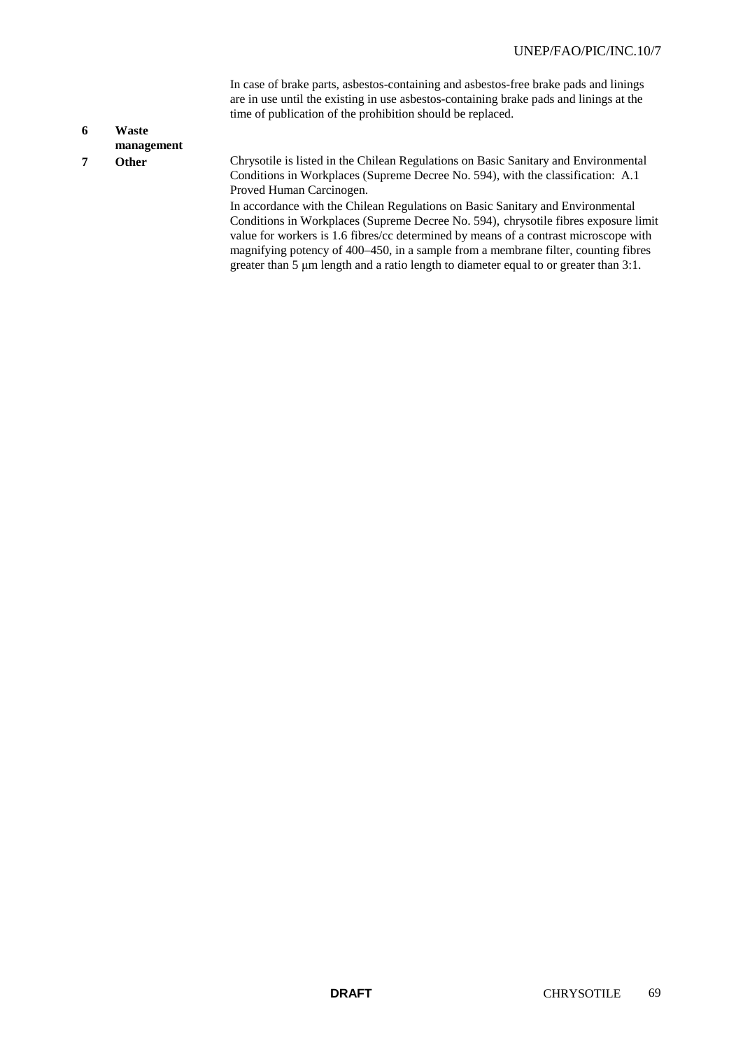| | | |
|---|---|---|
| | | In case of brake parts, asbestos-containing and asbestos-free brake pads and linings are in use until the existing in use asbestos-containing brake pads and linings at the time of publication of the prohibition should be replaced. |
| **6** | **Waste management** | |
| **7** | **Other** | Chrysotile is listed in the Chilean Regulations on Basic Sanitary and Environmental Conditions in Workplaces (Supreme Decree No. 594), with the classification: A.1 Proved Human Carcinogen.<br>In accordance with the Chilean Regulations on Basic Sanitary and Environmental Conditions in Workplaces (Supreme Decree No. 594), chrysotile fibres exposure limit value for workers is 1.6 fibres/cc determined by means of a contrast microscope with magnifying potency of 400–450, in a sample from a membrane filter, counting fibres greater than 5 μm length and a ratio length to diameter equal to or greater than 3:1. |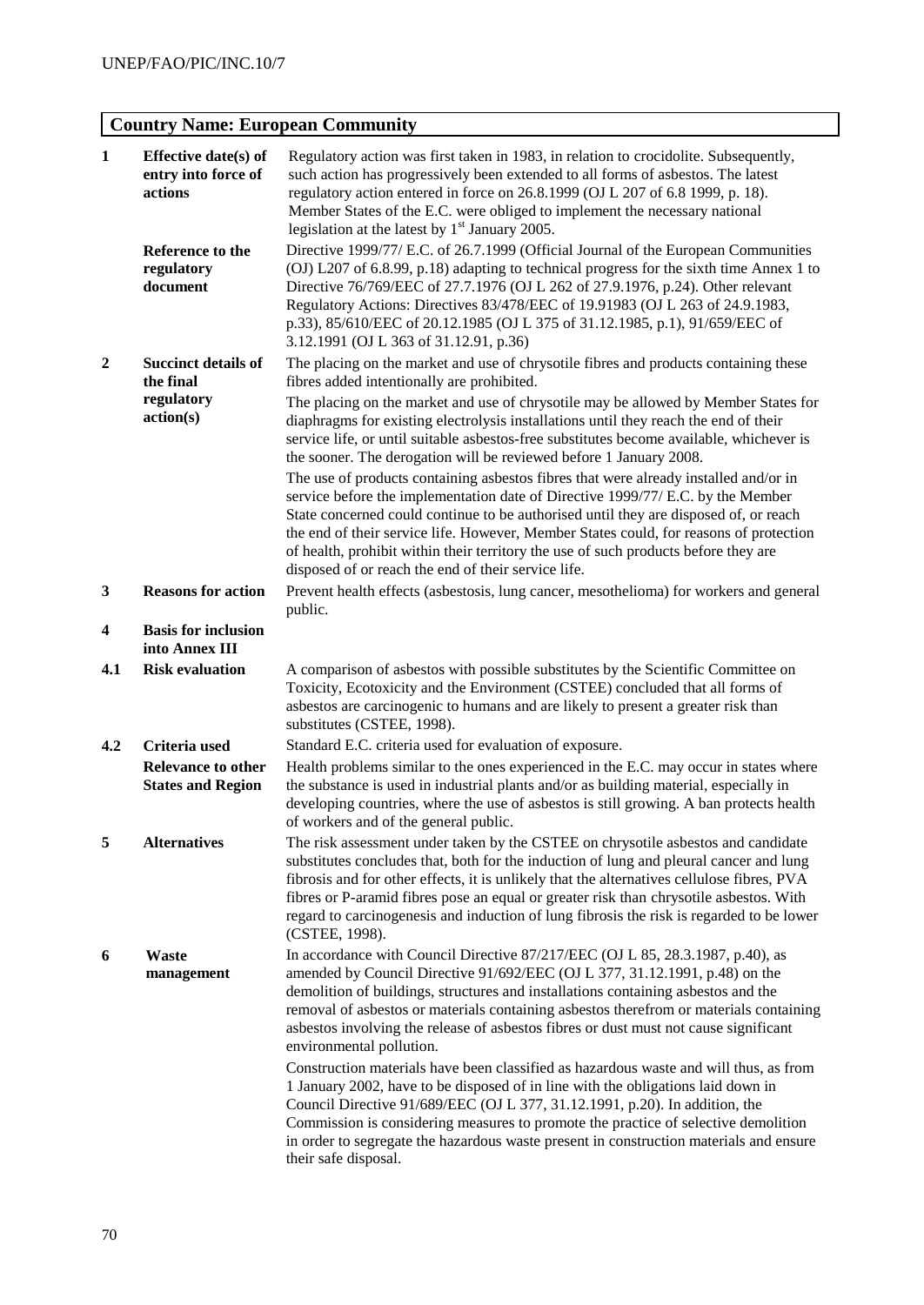**Country Name: European Community**

| | | |
|---|---|---|
| **1** | **Effective date(s) of entry into force of actions** | Regulatory action was first taken in 1983, in relation to crocidolite. Subsequently, such action has progressively been extended to all forms of asbestos. The latest regulatory action entered in force on 26.8.1999 (OJ L 207 of 6.8 1999, p. 18). Member States of the E.C. were obliged to implement the necessary national legislation at the latest by 1st January 2005. |
| | **Reference to the regulatory document** | Directive 1999/77/ E.C. of 26.7.1999 (Official Journal of the European Communities (OJ) L207 of 6.8.99, p.18) adapting to technical progress for the sixth time Annex 1 to Directive 76/769/EEC of 27.7.1976 (OJ L 262 of 27.9.1976, p.24). Other relevant Regulatory Actions: Directives 83/478/EEC of 19.91983 (OJ L 263 of 24.9.1983, p.33), 85/610/EEC of 20.12.1985 (OJ L 375 of 31.12.1985, p.1), 91/659/EEC of 3.12.1991 (OJ L 363 of 31.12.91, p.36) |
| **2** | **Succinct details of the final regulatory action(s)** | The placing on the market and use of chrysotile fibres and products containing these fibres added intentionally are prohibited.<br><br>The placing on the market and use of chrysotile may be allowed by Member States for diaphragms for existing electrolysis installations until they reach the end of their service life, or until suitable asbestos-free substitutes become available, whichever is the sooner. The derogation will be reviewed before 1 January 2008.<br><br>The use of products containing asbestos fibres that were already installed and/or in service before the implementation date of Directive 1999/77/ E.C. by the Member State concerned could continue to be authorised until they are disposed of, or reach the end of their service life. However, Member States could, for reasons of protection of health, prohibit within their territory the use of such products before they are disposed of or reach the end of their service life. |
| **3** | **Reasons for action** | Prevent health effects (asbestosis, lung cancer, mesothelioma) for workers and general public. |
| **4** | **Basis for inclusion into Annex III** | |
| **4.1** | **Risk evaluation** | A comparison of asbestos with possible substitutes by the Scientific Committee on Toxicity, Ecotoxicity and the Environment (CSTEE) concluded that all forms of asbestos are carcinogenic to humans and are likely to present a greater risk than substitutes (CSTEE, 1998). |
| **4.2** | **Criteria used** | Standard E.C. criteria used for evaluation of exposure. |
| | **Relevance to other States and Region** | Health problems similar to the ones experienced in the E.C. may occur in states where the substance is used in industrial plants and/or as building material, especially in developing countries, where the use of asbestos is still growing. A ban protects health of workers and of the general public. |
| **5** | **Alternatives** | The risk assessment under taken by the CSTEE on chrysotile asbestos and candidate substitutes concludes that, both for the induction of lung and pleural cancer and lung fibrosis and for other effects, it is unlikely that the alternatives cellulose fibres, PVA fibres or P-aramid fibres pose an equal or greater risk than chrysotile asbestos. With regard to carcinogenesis and induction of lung fibrosis the risk is regarded to be lower (CSTEE, 1998). |
| **6** | **Waste management** | In accordance with Council Directive 87/217/EEC (OJ L 85, 28.3.1987, p.40), as amended by Council Directive 91/692/EEC (OJ L 377, 31.12.1991, p.48) on the demolition of buildings, structures and installations containing asbestos and the removal of asbestos or materials containing asbestos therefrom or materials containing asbestos involving the release of asbestos fibres or dust must not cause significant environmental pollution.<br><br>Construction materials have been classified as hazardous waste and will thus, as from 1 January 2002, have to be disposed of in line with the obligations laid down in Council Directive 91/689/EEC (OJ L 377, 31.12.1991, p.20). In addition, the Commission is considering measures to promote the practice of selective demolition in order to segregate the hazardous waste present in construction materials and ensure their safe disposal. |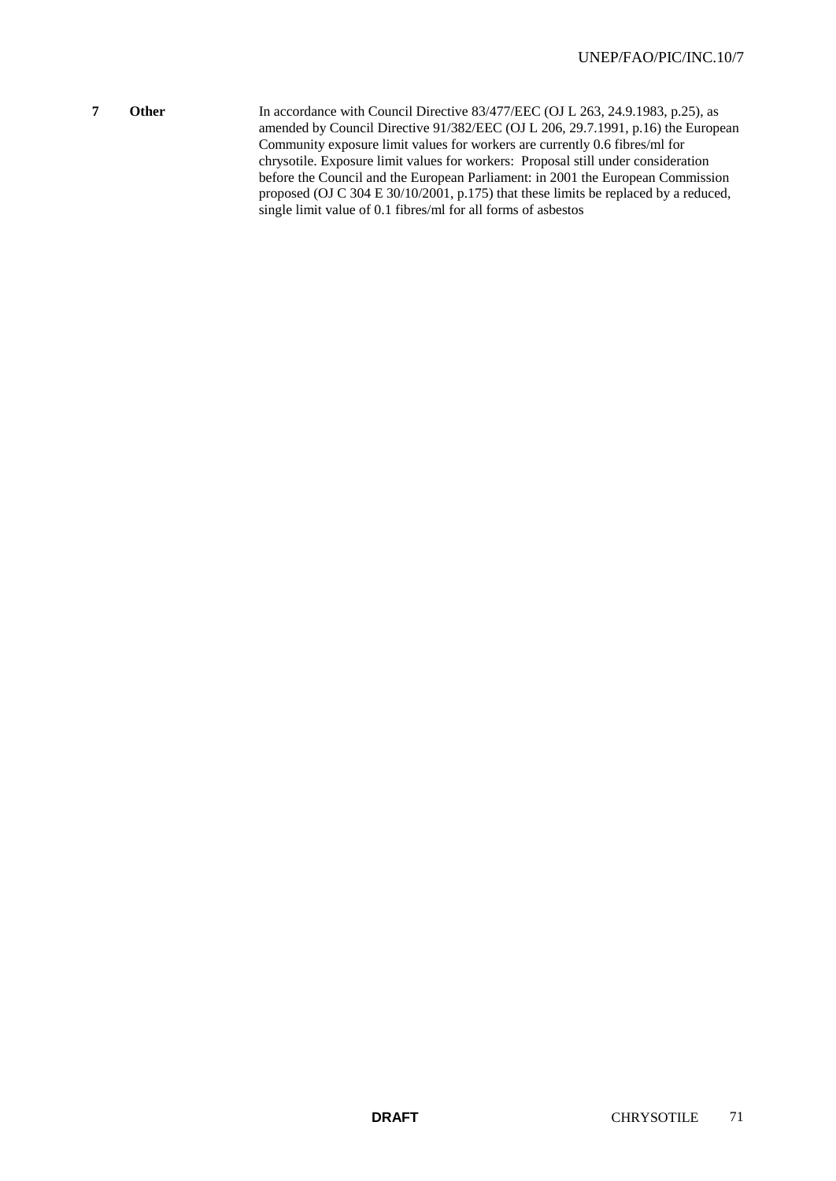| | | |
|---|---|---|
| **7** | **Other** | In accordance with Council Directive 83/477/EEC (OJ L 263, 24.9.1983, p.25), as amended by Council Directive 91/382/EEC (OJ L 206, 29.7.1991, p.16) the European Community exposure limit values for workers are currently 0.6 fibres/ml for chrysotile. Exposure limit values for workers: Proposal still under consideration before the Council and the European Parliament: in 2001 the European Commission proposed (OJ C 304 E 30/10/2001, p.175) that these limits be replaced by a reduced, single limit value of 0.1 fibres/ml for all forms of asbestos |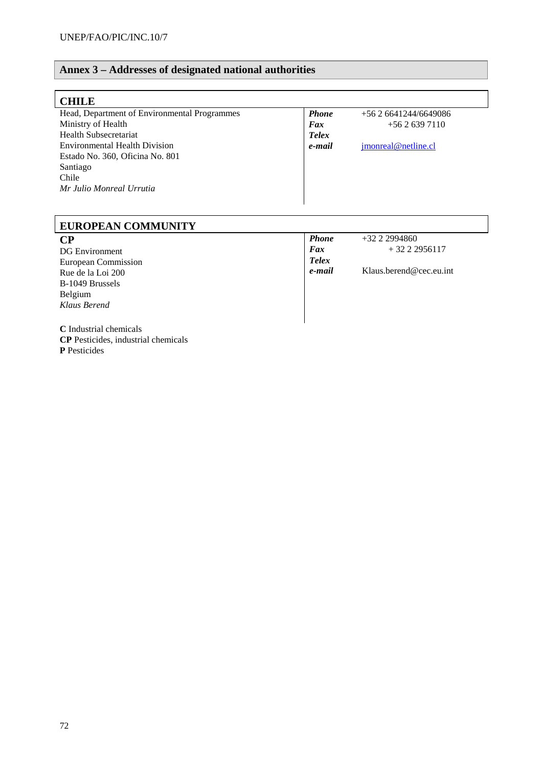## Annex 3 – Addresses of designated national authorities

| **CHILE** | | |
|---|---|---|
| Head, Department of Environmental Programmes<br>Ministry of Health<br>Health Subsecretariat<br>Environmental Health Division<br>Estado No. 360, Oficina No. 801<br>Santiago<br>Chile<br>*Mr Julio Monreal Urrutia* | ***Phone***<br>***Fax***<br>***Telex***<br>***e-mail*** | +56 2 6641244/6649086<br>+56 2 639 7110<br><br>jmonreal@netline.cl |

| **EUROPEAN COMMUNITY** | | |
|---|---|---|
| **CP**<br>DG Environment<br>European Commission<br>Rue de la Loi 200<br>B-1049 Brussels<br>Belgium<br>*Klaus Berend* | ***Phone***<br>***Fax***<br>***Telex***<br>***e-mail*** | +32 2 2994860<br>+ 32 2 2956117<br><br>Klaus.berend@cec.eu.int |

**C** Industrial chemicals
**CP** Pesticides, industrial chemicals
**P** Pesticides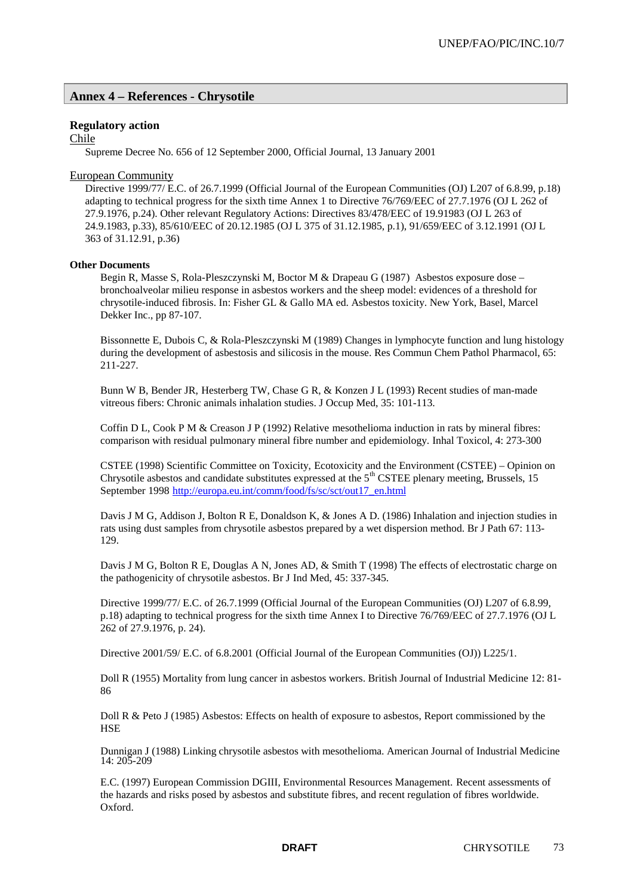## Annex 4 – References - Chrysotile

**Regulatory action**

Chile

Supreme Decree No. 656 of 12 September 2000, Official Journal, 13 January 2001

European Community

Directive 1999/77/ E.C. of 26.7.1999 (Official Journal of the European Communities (OJ) L207 of 6.8.99, p.18) adapting to technical progress for the sixth time Annex 1 to Directive 76/769/EEC of 27.7.1976 (OJ L 262 of 27.9.1976, p.24). Other relevant Regulatory Actions: Directives 83/478/EEC of 19.91983 (OJ L 263 of 24.9.1983, p.33), 85/610/EEC of 20.12.1985 (OJ L 375 of 31.12.1985, p.1), 91/659/EEC of 3.12.1991 (OJ L 363 of 31.12.91, p.36)

**Other Documents**

Begin R, Masse S, Rola-Pleszczynski M, Boctor M & Drapeau G (1987) Asbestos exposure dose – bronchoalveolar milieu response in asbestos workers and the sheep model: evidences of a threshold for chrysotile-induced fibrosis. In: Fisher GL & Gallo MA ed. Asbestos toxicity. New York, Basel, Marcel Dekker Inc., pp 87-107.

Bissonnette E, Dubois C, & Rola-Pleszczynski M (1989) Changes in lymphocyte function and lung histology during the development of asbestosis and silicosis in the mouse. Res Commun Chem Pathol Pharmacol, 65: 211-227.

Bunn W B, Bender JR, Hesterberg TW, Chase G R, & Konzen J L (1993) Recent studies of man-made vitreous fibers: Chronic animals inhalation studies. J Occup Med, 35: 101-113.

Coffin D L, Cook P M & Creason J P (1992) Relative mesothelioma induction in rats by mineral fibres: comparison with residual pulmonary mineral fibre number and epidemiology. Inhal Toxicol, 4: 273-300

CSTEE (1998) Scientific Committee on Toxicity, Ecotoxicity and the Environment (CSTEE) – Opinion on Chrysotile asbestos and candidate substitutes expressed at the 5th CSTEE plenary meeting, Brussels, 15 September 1998 http://europa.eu.int/comm/food/fs/sc/sct/out17_en.html

Davis J M G, Addison J, Bolton R E, Donaldson K, & Jones A D. (1986) Inhalation and injection studies in rats using dust samples from chrysotile asbestos prepared by a wet dispersion method. Br J Path 67: 113-129.

Davis J M G, Bolton R E, Douglas A N, Jones AD, & Smith T (1998) The effects of electrostatic charge on the pathogenicity of chrysotile asbestos. Br J Ind Med, 45: 337-345.

Directive 1999/77/ E.C. of 26.7.1999 (Official Journal of the European Communities (OJ) L207 of 6.8.99, p.18) adapting to technical progress for the sixth time Annex I to Directive 76/769/EEC of 27.7.1976 (OJ L 262 of 27.9.1976, p. 24).

Directive 2001/59/ E.C. of 6.8.2001 (Official Journal of the European Communities (OJ)) L225/1.

Doll R (1955) Mortality from lung cancer in asbestos workers. British Journal of Industrial Medicine 12: 81-86

Doll R & Peto J (1985) Asbestos: Effects on health of exposure to asbestos, Report commissioned by the HSE

Dunnigan J (1988) Linking chrysotile asbestos with mesothelioma. American Journal of Industrial Medicine 14: 205-209

E.C. (1997) European Commission DGIII, Environmental Resources Management. Recent assessments of the hazards and risks posed by asbestos and substitute fibres, and recent regulation of fibres worldwide. Oxford.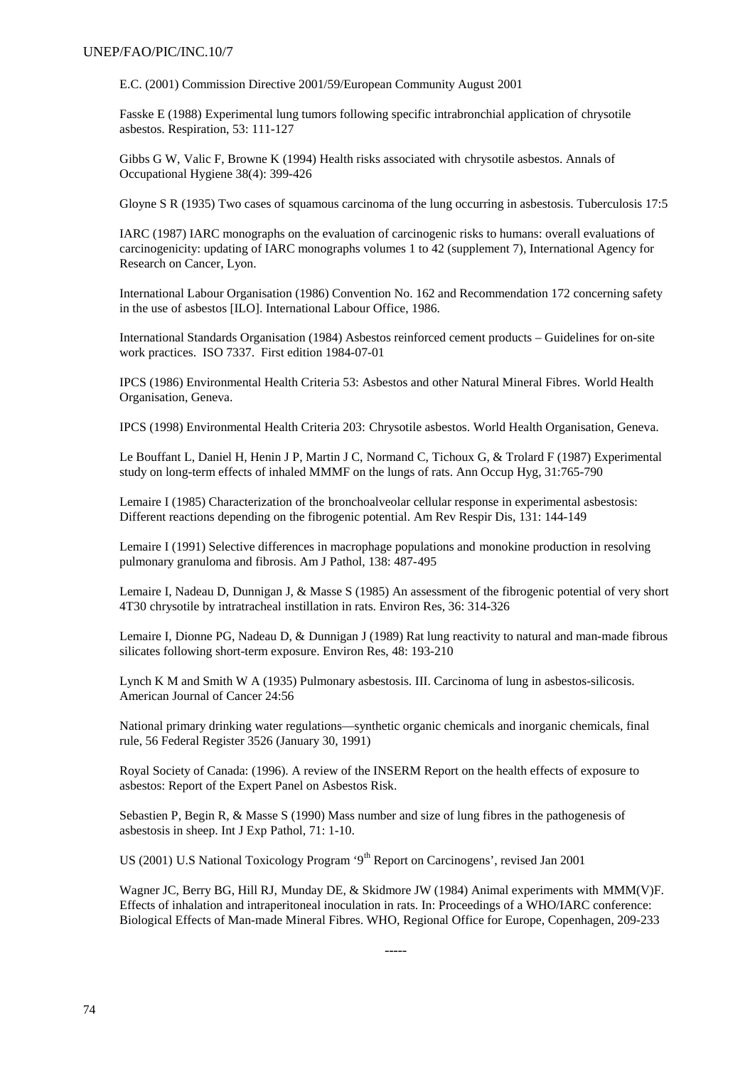E.C. (2001) Commission Directive 2001/59/European Community August 2001

Fasske E (1988) Experimental lung tumors following specific intrabronchial application of chrysotile asbestos. Respiration, 53: 111-127

Gibbs G W, Valic F, Browne K (1994) Health risks associated with chrysotile asbestos. Annals of Occupational Hygiene 38(4): 399-426

Gloyne S R (1935) Two cases of squamous carcinoma of the lung occurring in asbestosis. Tuberculosis 17:5

IARC (1987) IARC monographs on the evaluation of carcinogenic risks to humans: overall evaluations of carcinogenicity: updating of IARC monographs volumes 1 to 42 (supplement 7), International Agency for Research on Cancer, Lyon.

International Labour Organisation (1986) Convention No. 162 and Recommendation 172 concerning safety in the use of asbestos [ILO]. International Labour Office, 1986.

International Standards Organisation (1984) Asbestos reinforced cement products – Guidelines for on-site work practices. ISO 7337. First edition 1984-07-01

IPCS (1986) Environmental Health Criteria 53: Asbestos and other Natural Mineral Fibres. World Health Organisation, Geneva.

IPCS (1998) Environmental Health Criteria 203: Chrysotile asbestos. World Health Organisation, Geneva.

Le Bouffant L, Daniel H, Henin J P, Martin J C, Normand C, Tichoux G, & Trolard F (1987) Experimental study on long-term effects of inhaled MMMF on the lungs of rats. Ann Occup Hyg, 31:765-790

Lemaire I (1985) Characterization of the bronchoalveolar cellular response in experimental asbestosis: Different reactions depending on the fibrogenic potential. Am Rev Respir Dis, 131: 144-149

Lemaire I (1991) Selective differences in macrophage populations and monokine production in resolving pulmonary granuloma and fibrosis. Am J Pathol, 138: 487-495

Lemaire I, Nadeau D, Dunnigan J, & Masse S (1985) An assessment of the fibrogenic potential of very short 4T30 chrysotile by intratracheal instillation in rats. Environ Res, 36: 314-326

Lemaire I, Dionne PG, Nadeau D, & Dunnigan J (1989) Rat lung reactivity to natural and man-made fibrous silicates following short-term exposure. Environ Res, 48: 193-210

Lynch K M and Smith W A (1935) Pulmonary asbestosis. III. Carcinoma of lung in asbestos-silicosis. American Journal of Cancer 24:56

National primary drinking water regulations—synthetic organic chemicals and inorganic chemicals, final rule, 56 Federal Register 3526 (January 30, 1991)

Royal Society of Canada: (1996). A review of the INSERM Report on the health effects of exposure to asbestos: Report of the Expert Panel on Asbestos Risk.

Sebastien P, Begin R, & Masse S (1990) Mass number and size of lung fibres in the pathogenesis of asbestosis in sheep. Int J Exp Pathol, 71: 1-10.

US (2001) U.S National Toxicology Program '9th Report on Carcinogens', revised Jan 2001

Wagner JC, Berry BG, Hill RJ, Munday DE, & Skidmore JW (1984) Animal experiments with MMM(V)F. Effects of inhalation and intraperitoneal inoculation in rats. In: Proceedings of a WHO/IARC conference: Biological Effects of Man-made Mineral Fibres. WHO, Regional Office for Europe, Copenhagen, 209-233

-----